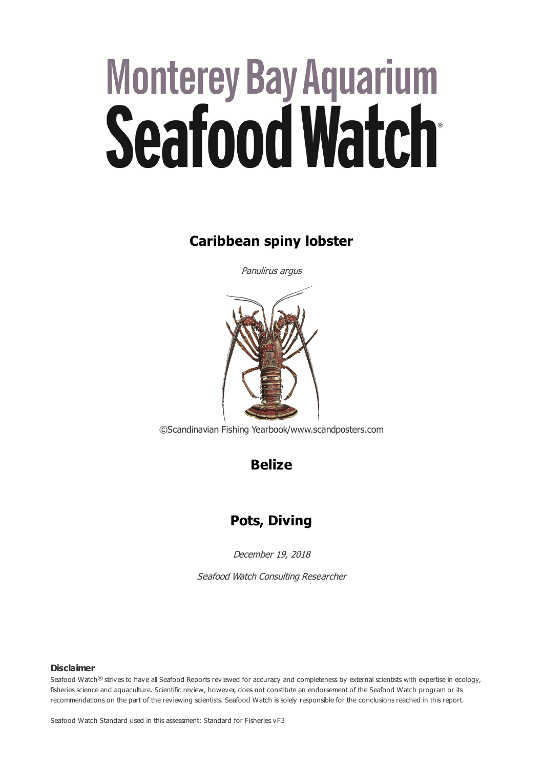# Monterey Bay Aquarium Seafood Watch®

## Caribbean spiny lobster

*Panulirus argus*

©Scandinavian Fishing Yearbook/www.scandposters.com

## Belize

## Pots, Diving

*December 19, 2018*

*Seafood Watch Consulting Researcher*

**Disclaimer**

Seafood Watch® strives to have all Seafood Reports reviewed for accuracy and completeness by external scientists with expertise in ecology, fisheries science and aquaculture. Scientific review, however, does not constitute an endorsement of the Seafood Watch program or its recommendations on the part of the reviewing scientists. Seafood Watch is solely responsible for the conclusions reached in this report.

Seafood Watch Standard used in this assessment: Standard for Fisheries vF3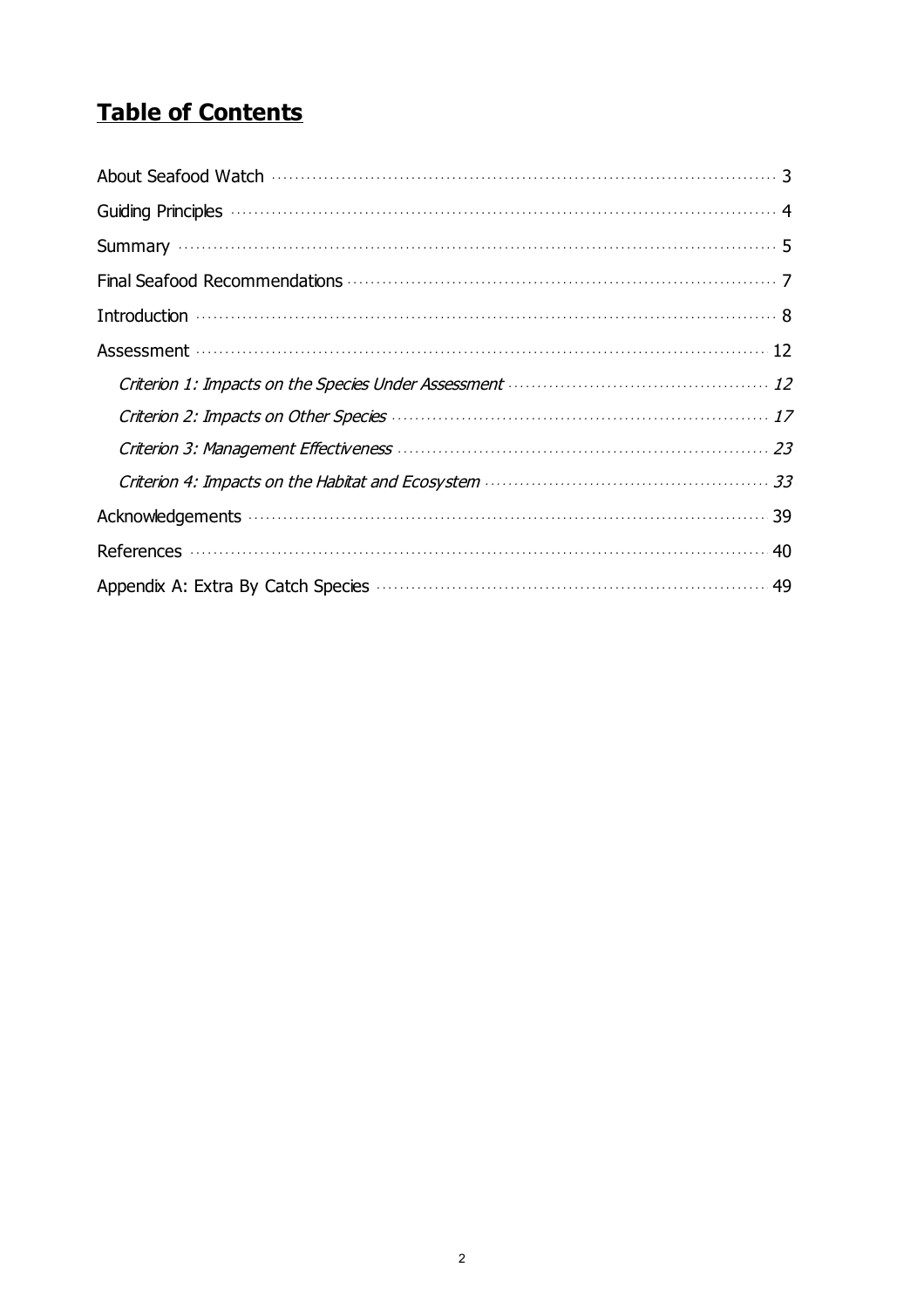# Table of Contents

About Seafood Watch ........ 3

Guiding Principles ........ 4

Summary ........ 5

Final Seafood Recommendations ........ 7

Introduction ........ 8

Assessment ........ 12

*Criterion 1: Impacts on the Species Under Assessment ........ 12*

*Criterion 2: Impacts on Other Species ........ 17*

*Criterion 3: Management Effectiveness ........ 23*

*Criterion 4: Impacts on the Habitat and Ecosystem ........ 33*

Acknowledgements ........ 39

References ........ 40

Appendix A: Extra By Catch Species ........ 49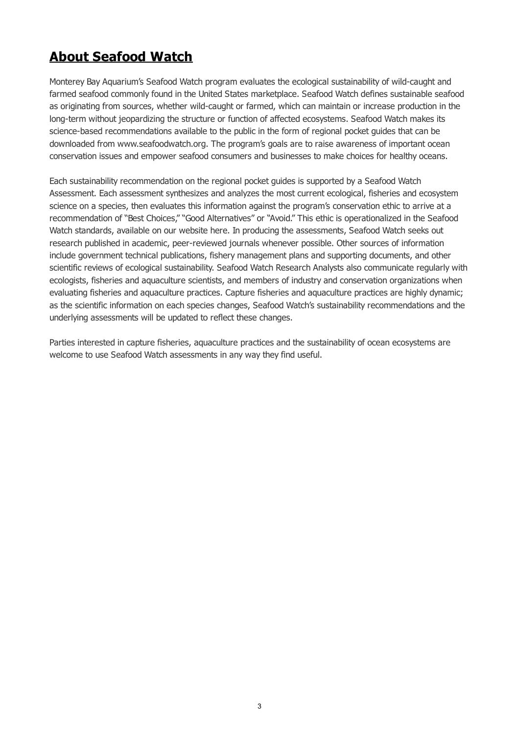## **About Seafood Watch**

Monterey Bay Aquarium's Seafood Watch program evaluates the ecological sustainability of wild-caught and farmed seafood commonly found in the United States marketplace. Seafood Watch defines sustainable seafood as originating from sources, whether wild-caught or farmed, which can maintain or increase production in the long-term without jeopardizing the structure or function of affected ecosystems. Seafood Watch makes its science-based recommendations available to the public in the form of regional pocket guides that can be downloaded from www.seafoodwatch.org. The program's goals are to raise awareness of important ocean conservation issues and empower seafood consumers and businesses to make choices for healthy oceans.

Each sustainability recommendation on the regional pocket guides is supported by a Seafood Watch Assessment. Each assessment synthesizes and analyzes the most current ecological, fisheries and ecosystem science on a species, then evaluates this information against the program's conservation ethic to arrive at a recommendation of "Best Choices," "Good Alternatives" or "Avoid." This ethic is operationalized in the Seafood Watch standards, available on our website here. In producing the assessments, Seafood Watch seeks out research published in academic, peer-reviewed journals whenever possible. Other sources of information include government technical publications, fishery management plans and supporting documents, and other scientific reviews of ecological sustainability. Seafood Watch Research Analysts also communicate regularly with ecologists, fisheries and aquaculture scientists, and members of industry and conservation organizations when evaluating fisheries and aquaculture practices. Capture fisheries and aquaculture practices are highly dynamic; as the scientific information on each species changes, Seafood Watch's sustainability recommendations and the underlying assessments will be updated to reflect these changes.

Parties interested in capture fisheries, aquaculture practices and the sustainability of ocean ecosystems are welcome to use Seafood Watch assessments in any way they find useful.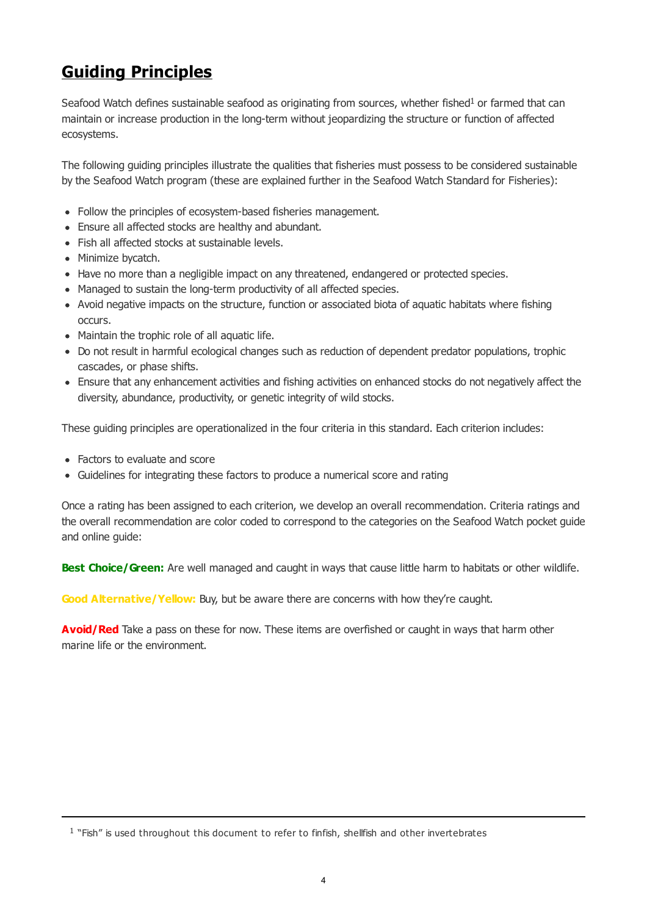# Guiding Principles

Seafood Watch defines sustainable seafood as originating from sources, whether fished[1] or farmed that can maintain or increase production in the long-term without jeopardizing the structure or function of affected ecosystems.

The following guiding principles illustrate the qualities that fisheries must possess to be considered sustainable by the Seafood Watch program (these are explained further in the Seafood Watch Standard for Fisheries):

- Follow the principles of ecosystem-based fisheries management.
- Ensure all affected stocks are healthy and abundant.
- Fish all affected stocks at sustainable levels.
- Minimize bycatch.
- Have no more than a negligible impact on any threatened, endangered or protected species.
- Managed to sustain the long-term productivity of all affected species.
- Avoid negative impacts on the structure, function or associated biota of aquatic habitats where fishing occurs.
- Maintain the trophic role of all aquatic life.
- Do not result in harmful ecological changes such as reduction of dependent predator populations, trophic cascades, or phase shifts.
- Ensure that any enhancement activities and fishing activities on enhanced stocks do not negatively affect the diversity, abundance, productivity, or genetic integrity of wild stocks.

These guiding principles are operationalized in the four criteria in this standard. Each criterion includes:

- Factors to evaluate and score
- Guidelines for integrating these factors to produce a numerical score and rating

Once a rating has been assigned to each criterion, we develop an overall recommendation. Criteria ratings and the overall recommendation are color coded to correspond to the categories on the Seafood Watch pocket guide and online guide:

**Best Choice/Green:** Are well managed and caught in ways that cause little harm to habitats or other wildlife.

**Good Alternative/Yellow:** Buy, but be aware there are concerns with how they're caught.

**Avoid/Red** Take a pass on these for now. These items are overfished or caught in ways that harm other marine life or the environment.

---

[1] "Fish" is used throughout this document to refer to finfish, shellfish and other invertebrates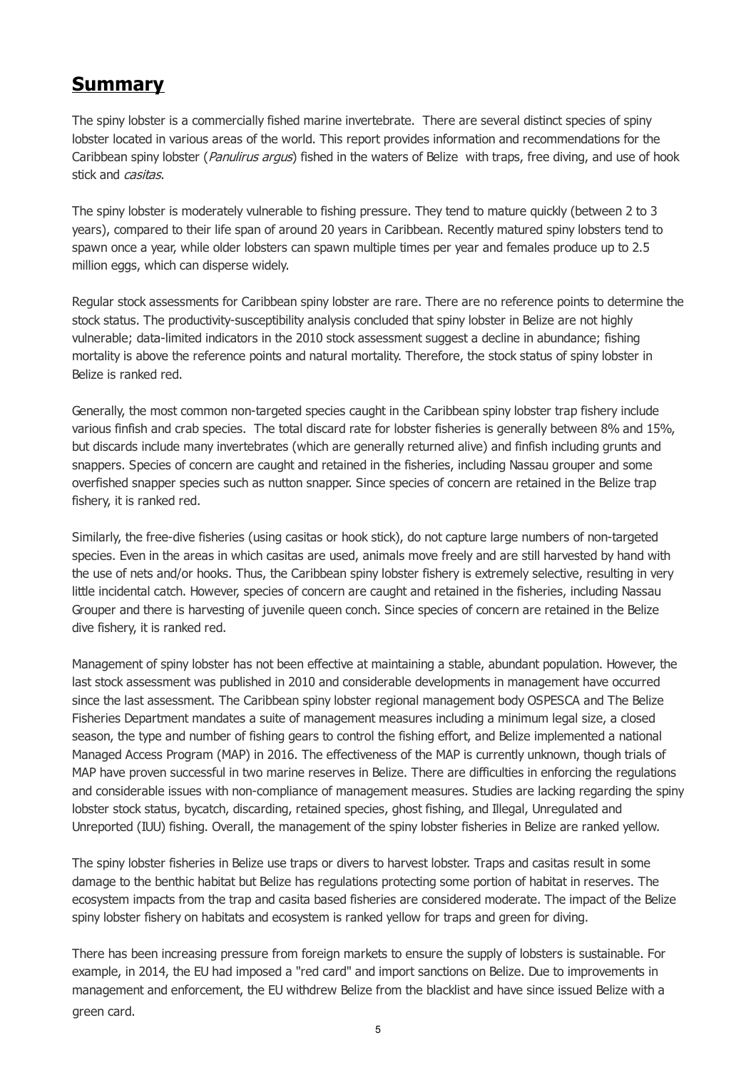## **Summary**

The spiny lobster is a commercially fished marine invertebrate. There are several distinct species of spiny lobster located in various areas of the world. This report provides information and recommendations for the Caribbean spiny lobster (*Panulirus argus*) fished in the waters of Belize with traps, free diving, and use of hook stick and *casitas*.

The spiny lobster is moderately vulnerable to fishing pressure. They tend to mature quickly (between 2 to 3 years), compared to their life span of around 20 years in Caribbean. Recently matured spiny lobsters tend to spawn once a year, while older lobsters can spawn multiple times per year and females produce up to 2.5 million eggs, which can disperse widely.

Regular stock assessments for Caribbean spiny lobster are rare. There are no reference points to determine the stock status. The productivity-susceptibility analysis concluded that spiny lobster in Belize are not highly vulnerable; data-limited indicators in the 2010 stock assessment suggest a decline in abundance; fishing mortality is above the reference points and natural mortality. Therefore, the stock status of spiny lobster in Belize is ranked red.

Generally, the most common non-targeted species caught in the Caribbean spiny lobster trap fishery include various finfish and crab species. The total discard rate for lobster fisheries is generally between 8% and 15%, but discards include many invertebrates (which are generally returned alive) and finfish including grunts and snappers. Species of concern are caught and retained in the fisheries, including Nassau grouper and some overfished snapper species such as nutton snapper. Since species of concern are retained in the Belize trap fishery, it is ranked red.

Similarly, the free-dive fisheries (using casitas or hook stick), do not capture large numbers of non-targeted species. Even in the areas in which casitas are used, animals move freely and are still harvested by hand with the use of nets and/or hooks. Thus, the Caribbean spiny lobster fishery is extremely selective, resulting in very little incidental catch. However, species of concern are caught and retained in the fisheries, including Nassau Grouper and there is harvesting of juvenile queen conch. Since species of concern are retained in the Belize dive fishery, it is ranked red.

Management of spiny lobster has not been effective at maintaining a stable, abundant population. However, the last stock assessment was published in 2010 and considerable developments in management have occurred since the last assessment. The Caribbean spiny lobster regional management body OSPESCA and The Belize Fisheries Department mandates a suite of management measures including a minimum legal size, a closed season, the type and number of fishing gears to control the fishing effort, and Belize implemented a national Managed Access Program (MAP) in 2016. The effectiveness of the MAP is currently unknown, though trials of MAP have proven successful in two marine reserves in Belize. There are difficulties in enforcing the regulations and considerable issues with non-compliance of management measures. Studies are lacking regarding the spiny lobster stock status, bycatch, discarding, retained species, ghost fishing, and Illegal, Unregulated and Unreported (IUU) fishing. Overall, the management of the spiny lobster fisheries in Belize are ranked yellow.

The spiny lobster fisheries in Belize use traps or divers to harvest lobster. Traps and casitas result in some damage to the benthic habitat but Belize has regulations protecting some portion of habitat in reserves. The ecosystem impacts from the trap and casita based fisheries are considered moderate. The impact of the Belize spiny lobster fishery on habitats and ecosystem is ranked yellow for traps and green for diving.

There has been increasing pressure from foreign markets to ensure the supply of lobsters is sustainable. For example, in 2014, the EU had imposed a "red card" and import sanctions on Belize. Due to improvements in management and enforcement, the EU withdrew Belize from the blacklist and have since issued Belize with a green card.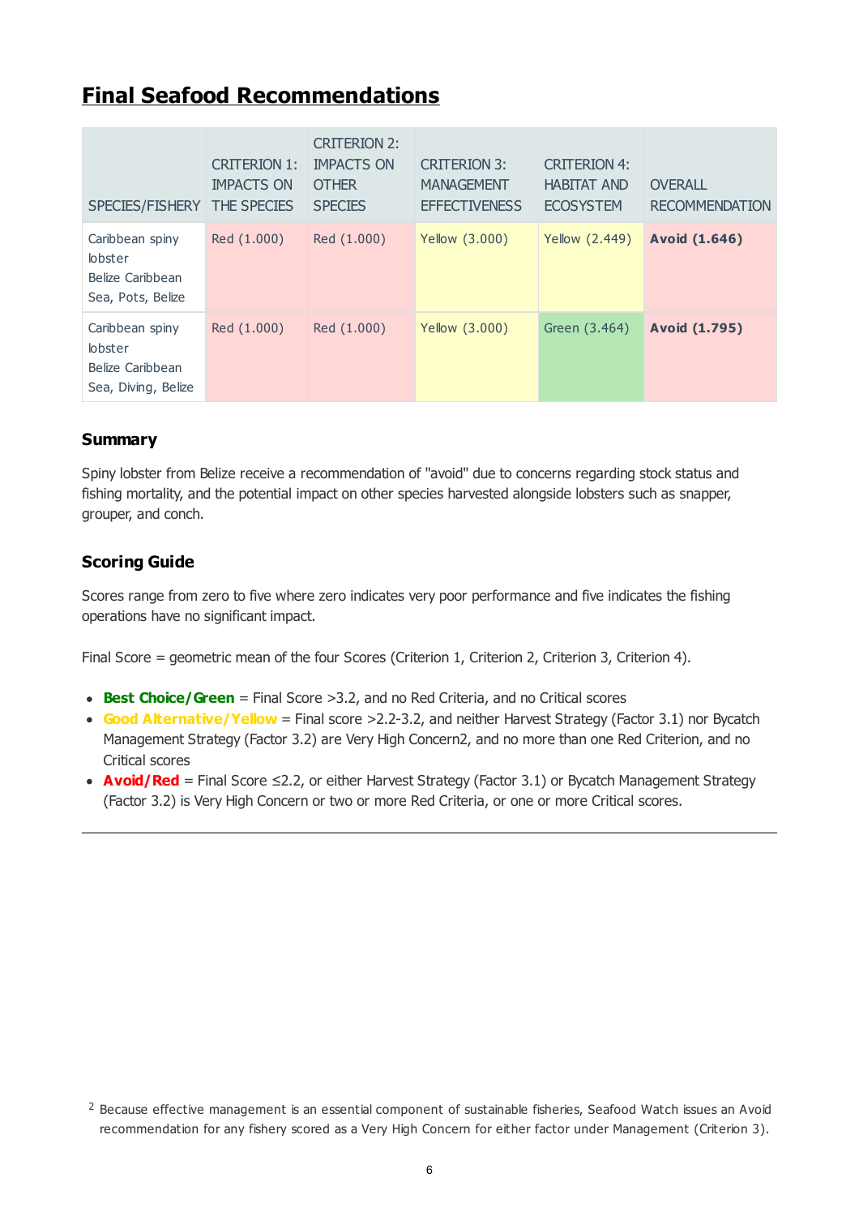# Final Seafood Recommendations

| SPECIES/FISHERY | CRITERION 1: IMPACTS ON THE SPECIES | CRITERION 2: IMPACTS ON OTHER SPECIES | CRITERION 3: MANAGEMENT EFFECTIVENESS | CRITERION 4: HABITAT AND ECOSYSTEM | OVERALL RECOMMENDATION |
| --- | --- | --- | --- | --- | --- |
| Caribbean spiny lobster Belize Caribbean Sea, Pots, Belize | Red (1.000) | Red (1.000) | Yellow (3.000) | Yellow (2.449) | **Avoid (1.646)** |
| Caribbean spiny lobster Belize Caribbean Sea, Diving, Belize | Red (1.000) | Red (1.000) | Yellow (3.000) | Green (3.464) | **Avoid (1.795)** |

### Summary

Spiny lobster from Belize receive a recommendation of "avoid" due to concerns regarding stock status and fishing mortality, and the potential impact on other species harvested alongside lobsters such as snapper, grouper, and conch.

### Scoring Guide

Scores range from zero to five where zero indicates very poor performance and five indicates the fishing operations have no significant impact.

Final Score = geometric mean of the four Scores (Criterion 1, Criterion 2, Criterion 3, Criterion 4).

- **Best Choice/Green** = Final Score >3.2, and no Red Criteria, and no Critical scores
- **Good Alternative/Yellow** = Final score >2.2-3.2, and neither Harvest Strategy (Factor 3.1) nor Bycatch Management Strategy (Factor 3.2) are Very High Concern[2], and no more than one Red Criterion, and no Critical scores
- **Avoid/Red** = Final Score ≤2.2, or either Harvest Strategy (Factor 3.1) or Bycatch Management Strategy (Factor 3.2) is Very High Concern or two or more Red Criteria, or one or more Critical scores.

---

[2] Because effective management is an essential component of sustainable fisheries, Seafood Watch issues an Avoid recommendation for any fishery scored as a Very High Concern for either factor under Management (Criterion 3).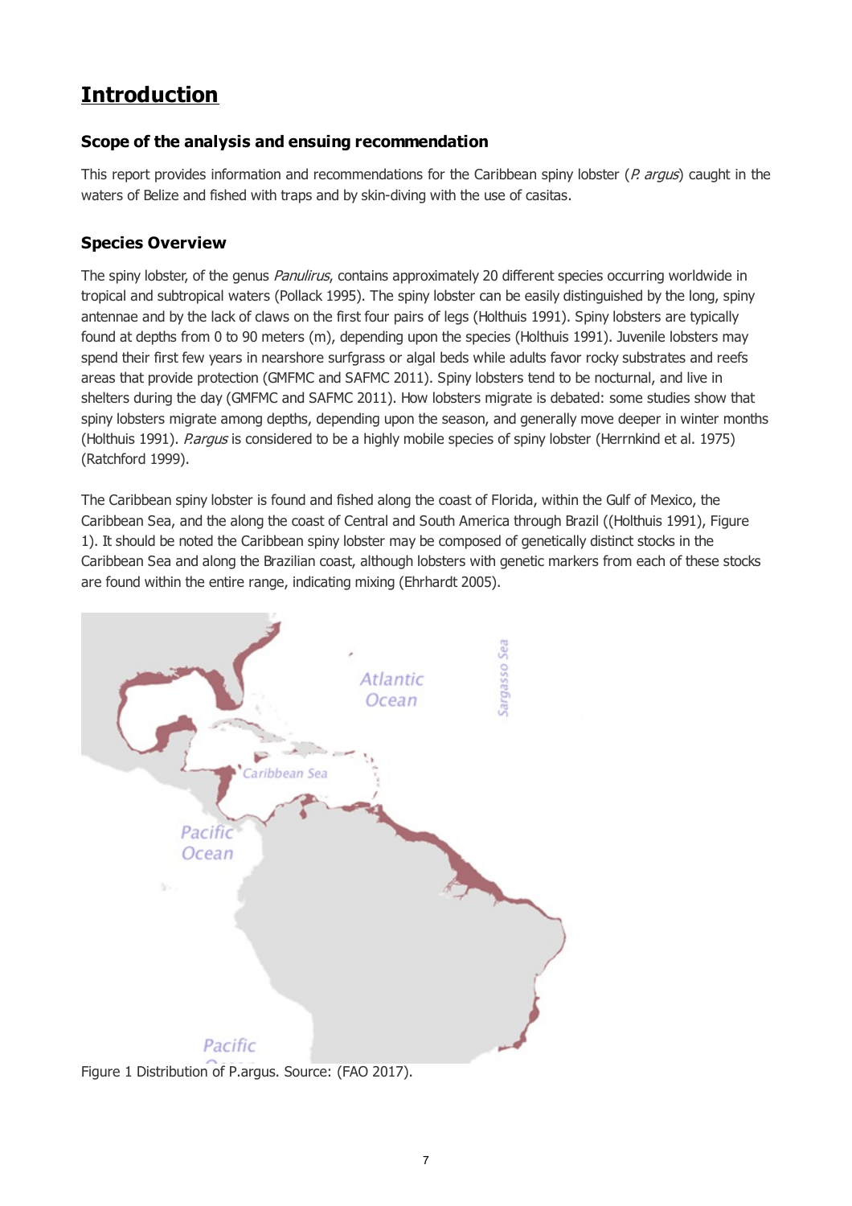# Introduction

### Scope of the analysis and ensuing recommendation

This report provides information and recommendations for the Caribbean spiny lobster (*P. argus*) caught in the waters of Belize and fished with traps and by skin-diving with the use of casitas.

### Species Overview

The spiny lobster, of the genus *Panulirus*, contains approximately 20 different species occurring worldwide in tropical and subtropical waters (Pollack 1995). The spiny lobster can be easily distinguished by the long, spiny antennae and by the lack of claws on the first four pairs of legs (Holthuis 1991). Spiny lobsters are typically found at depths from 0 to 90 meters (m), depending upon the species (Holthuis 1991). Juvenile lobsters may spend their first few years in nearshore surfgrass or algal beds while adults favor rocky substrates and reefs areas that provide protection (GMFMC and SAFMC 2011). Spiny lobsters tend to be nocturnal, and live in shelters during the day (GMFMC and SAFMC 2011). How lobsters migrate is debated: some studies show that spiny lobsters migrate among depths, depending upon the season, and generally move deeper in winter months (Holthuis 1991). *P.argus* is considered to be a highly mobile species of spiny lobster (Herrnkind et al. 1975) (Ratchford 1999).

The Caribbean spiny lobster is found and fished along the coast of Florida, within the Gulf of Mexico, the Caribbean Sea, and the along the coast of Central and South America through Brazil ((Holthuis 1991), Figure 1). It should be noted the Caribbean spiny lobster may be composed of genetically distinct stocks in the Caribbean Sea and along the Brazilian coast, although lobsters with genetic markers from each of these stocks are found within the entire range, indicating mixing (Ehrhardt 2005).

Figure 1 Distribution of P.argus. Source: (FAO 2017).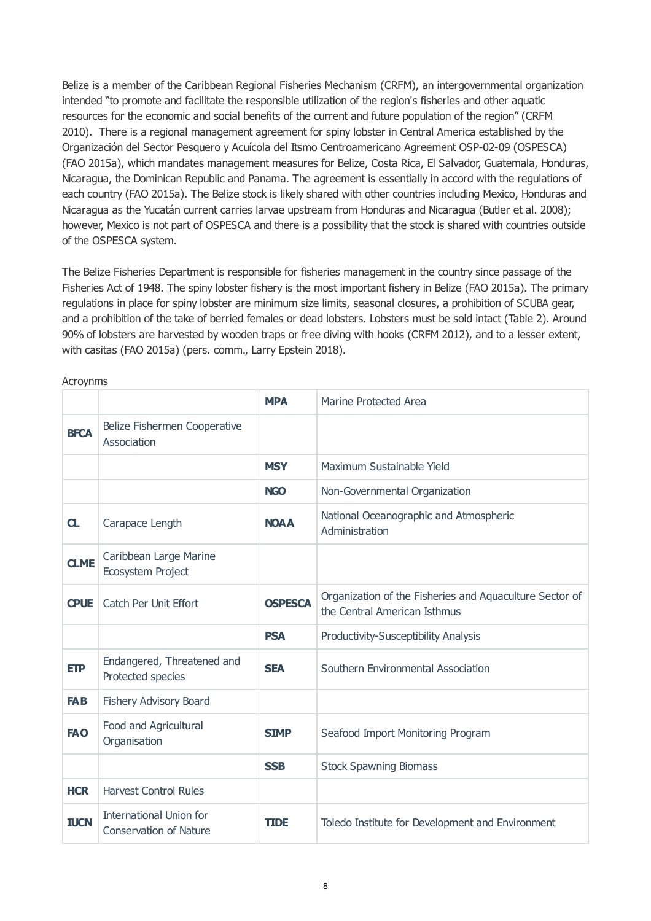Belize is a member of the Caribbean Regional Fisheries Mechanism (CRFM), an intergovernmental organization intended "to promote and facilitate the responsible utilization of the region's fisheries and other aquatic resources for the economic and social benefits of the current and future population of the region" (CRFM 2010). There is a regional management agreement for spiny lobster in Central America established by the Organización del Sector Pesquero y Acuícola del Itsmo Centroamericano Agreement OSP-02-09 (OSPESCA) (FAO 2015a), which mandates management measures for Belize, Costa Rica, El Salvador, Guatemala, Honduras, Nicaragua, the Dominican Republic and Panama. The agreement is essentially in accord with the regulations of each country (FAO 2015a). The Belize stock is likely shared with other countries including Mexico, Honduras and Nicaragua as the Yucatán current carries larvae upstream from Honduras and Nicaragua (Butler et al. 2008); however, Mexico is not part of OSPESCA and there is a possibility that the stock is shared with countries outside of the OSPESCA system.

The Belize Fisheries Department is responsible for fisheries management in the country since passage of the Fisheries Act of 1948. The spiny lobster fishery is the most important fishery in Belize (FAO 2015a). The primary regulations in place for spiny lobster are minimum size limits, seasonal closures, a prohibition of SCUBA gear, and a prohibition of the take of berried females or dead lobsters. Lobsters must be sold intact (Table 2). Around 90% of lobsters are harvested by wooden traps or free diving with hooks (CRFM 2012), and to a lesser extent, with casitas (FAO 2015a) (pers. comm., Larry Epstein 2018).

Acroynms

| | | | |
|---|---|---|---|
| | | **MPA** | Marine Protected Area |
| **BFCA** | Belize Fishermen Cooperative Association | | |
| | | **MSY** | Maximum Sustainable Yield |
| | | **NGO** | Non-Governmental Organization |
| **CL** | Carapace Length | **NOAA** | National Oceanographic and Atmospheric Administration |
| **CLME** | Caribbean Large Marine Ecosystem Project | | |
| **CPUE** | Catch Per Unit Effort | **OSPESCA** | Organization of the Fisheries and Aquaculture Sector of the Central American Isthmus |
| | | **PSA** | Productivity-Susceptibility Analysis |
| **ETP** | Endangered, Threatened and Protected species | **SEA** | Southern Environmental Association |
| **FAB** | Fishery Advisory Board | | |
| **FAO** | Food and Agricultural Organisation | **SIMP** | Seafood Import Monitoring Program |
| | | **SSB** | Stock Spawning Biomass |
| **HCR** | Harvest Control Rules | | |
| **IUCN** | International Union for Conservation of Nature | **TIDE** | Toledo Institute for Development and Environment |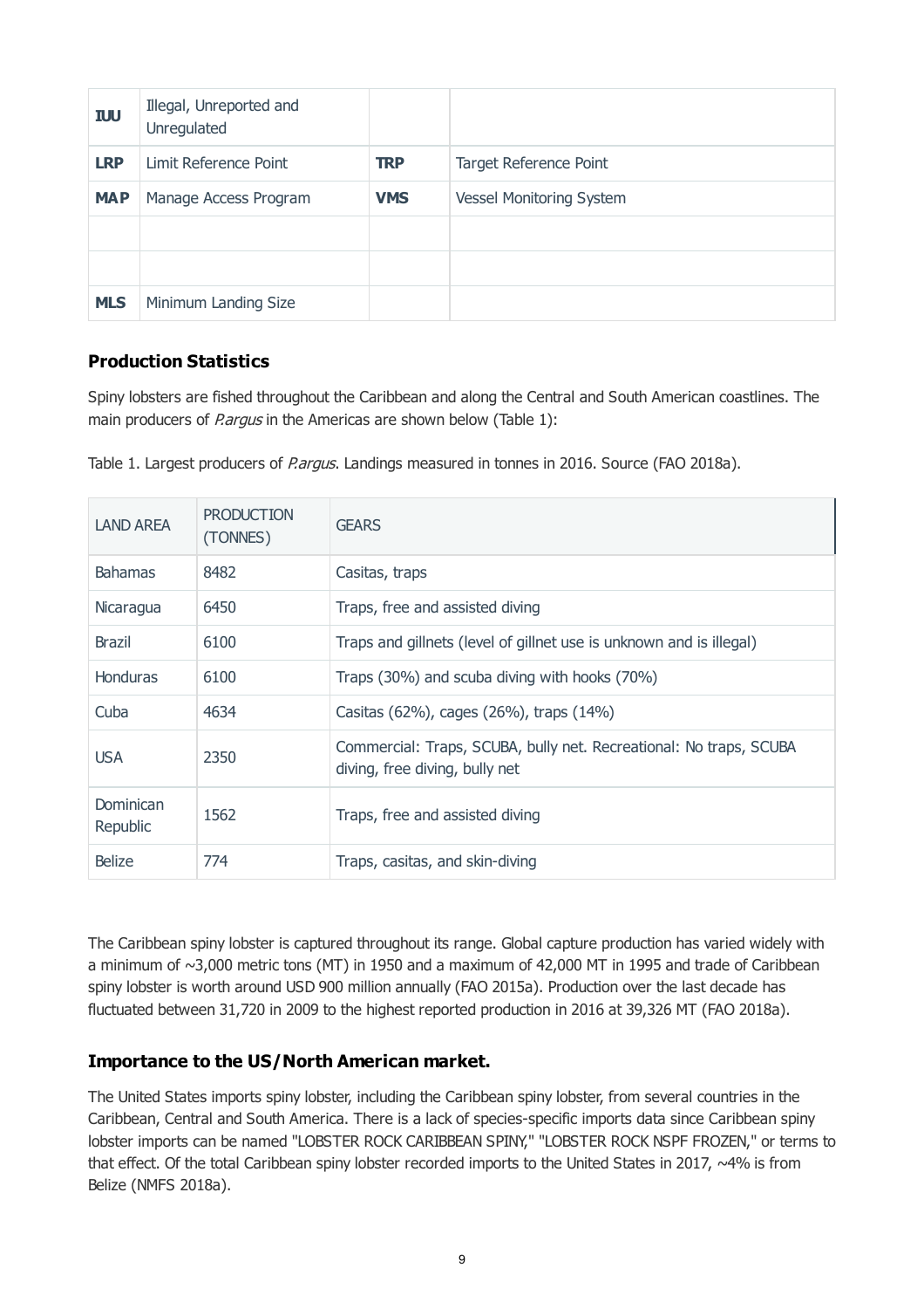| | | | |
|---|---|---|---|
| **IUU** | Illegal, Unreported and Unregulated | | |
| **LRP** | Limit Reference Point | **TRP** | Target Reference Point |
| **MAP** | Manage Access Program | **VMS** | Vessel Monitoring System |
| | | | |
| | | | |
| **MLS** | Minimum Landing Size | | |

## Production Statistics

Spiny lobsters are fished throughout the Caribbean and along the Central and South American coastlines. The main producers of *P.argus* in the Americas are shown below (Table 1):

Table 1. Largest producers of *P.argus*. Landings measured in tonnes in 2016. Source (FAO 2018a).

| LAND AREA | PRODUCTION (TONNES) | GEARS |
|---|---|---|
| Bahamas | 8482 | Casitas, traps |
| Nicaragua | 6450 | Traps, free and assisted diving |
| Brazil | 6100 | Traps and gillnets (level of gillnet use is unknown and is illegal) |
| Honduras | 6100 | Traps (30%) and scuba diving with hooks (70%) |
| Cuba | 4634 | Casitas (62%), cages (26%), traps (14%) |
| USA | 2350 | Commercial: Traps, SCUBA, bully net. Recreational: No traps, SCUBA diving, free diving, bully net |
| Dominican Republic | 1562 | Traps, free and assisted diving |
| Belize | 774 | Traps, casitas, and skin-diving |

The Caribbean spiny lobster is captured throughout its range. Global capture production has varied widely with a minimum of ~3,000 metric tons (MT) in 1950 and a maximum of 42,000 MT in 1995 and trade of Caribbean spiny lobster is worth around USD 900 million annually (FAO 2015a). Production over the last decade has fluctuated between 31,720 in 2009 to the highest reported production in 2016 at 39,326 MT (FAO 2018a).

## Importance to the US/North American market.

The United States imports spiny lobster, including the Caribbean spiny lobster, from several countries in the Caribbean, Central and South America. There is a lack of species-specific imports data since Caribbean spiny lobster imports can be named "LOBSTER ROCK CARIBBEAN SPINY," "LOBSTER ROCK NSPF FROZEN," or terms to that effect. Of the total Caribbean spiny lobster recorded imports to the United States in 2017, ~4% is from Belize (NMFS 2018a).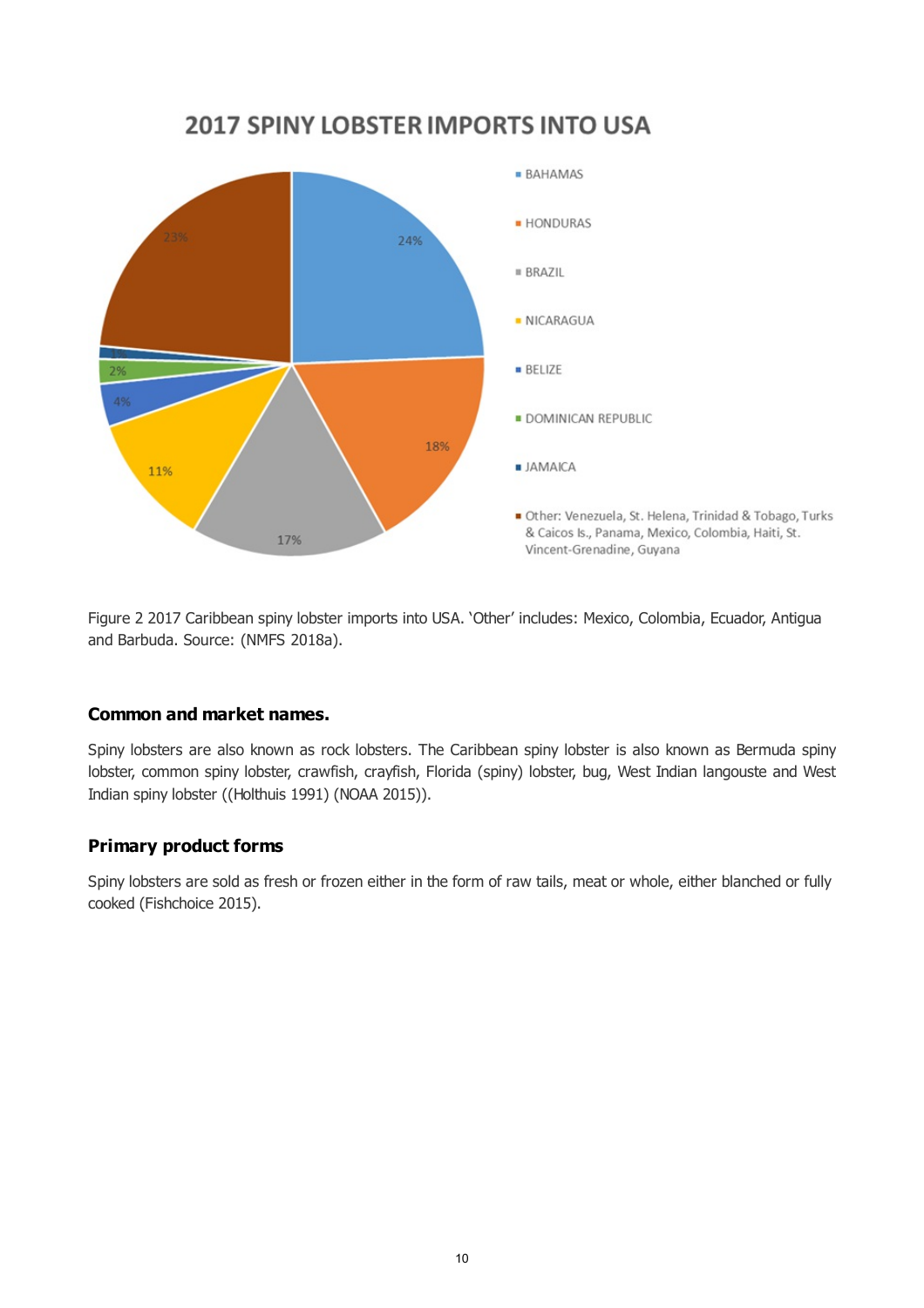## 2017 SPINY LOBSTER IMPORTS INTO USA

| Country | Share |
|---|---|
| BAHAMAS | 24% |
| HONDURAS | 18% |
| BRAZIL | 17% |
| NICARAGUA | 11% |
| BELIZE | 4% |
| DOMINICAN REPUBLIC | 2% |
| JAMAICA | 1% |
| Other: Venezuela, St. Helena, Trinidad & Tobago, Turks & Caicos Is., Panama, Mexico, Colombia, Haiti, St. Vincent-Grenadine, Guyana | 23% |

Figure 2 2017 Caribbean spiny lobster imports into USA. 'Other' includes: Mexico, Colombia, Ecuador, Antigua and Barbuda. Source: (NMFS 2018a).

### Common and market names.

Spiny lobsters are also known as rock lobsters. The Caribbean spiny lobster is also known as Bermuda spiny lobster, common spiny lobster, crawfish, crayfish, Florida (spiny) lobster, bug, West Indian langouste and West Indian spiny lobster ((Holthuis 1991) (NOAA 2015)).

### Primary product forms

Spiny lobsters are sold as fresh or frozen either in the form of raw tails, meat or whole, either blanched or fully cooked (Fishchoice 2015).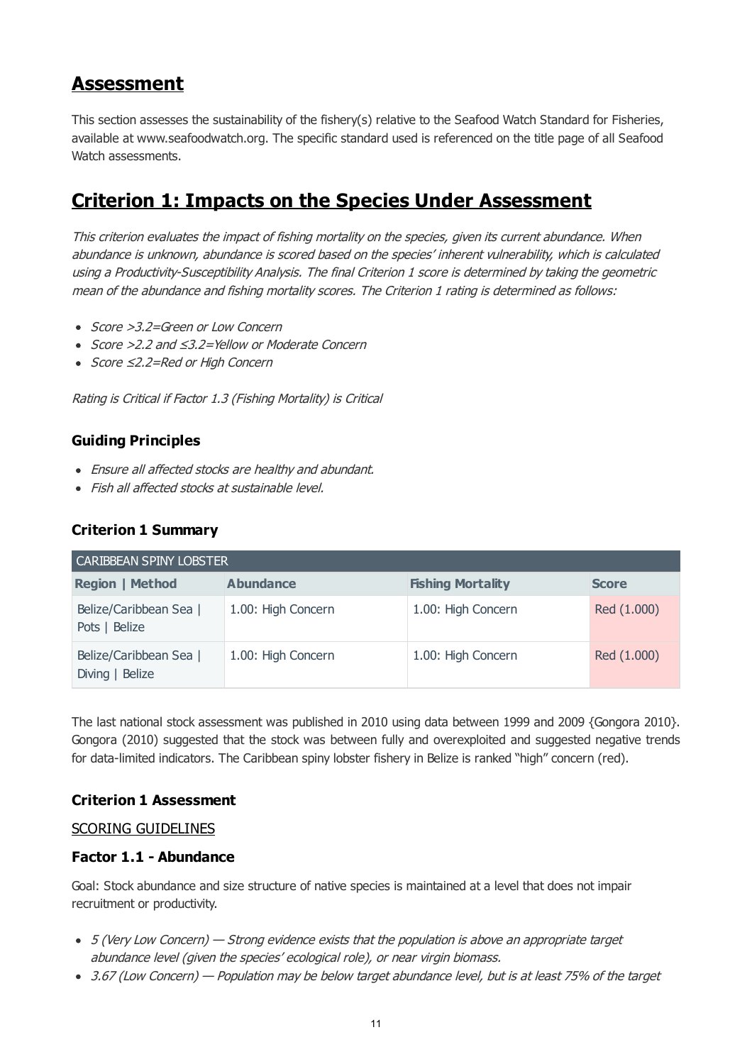# Assessment

This section assesses the sustainability of the fishery(s) relative to the Seafood Watch Standard for Fisheries, available at www.seafoodwatch.org. The specific standard used is referenced on the title page of all Seafood Watch assessments.

# Criterion 1: Impacts on the Species Under Assessment

*This criterion evaluates the impact of fishing mortality on the species, given its current abundance. When abundance is unknown, abundance is scored based on the species' inherent vulnerability, which is calculated using a Productivity-Susceptibility Analysis. The final Criterion 1 score is determined by taking the geometric mean of the abundance and fishing mortality scores. The Criterion 1 rating is determined as follows:*

- *Score >3.2=Green or Low Concern*
- *Score >2.2 and ≤3.2=Yellow or Moderate Concern*
- *Score ≤2.2=Red or High Concern*

*Rating is Critical if Factor 1.3 (Fishing Mortality) is Critical*

### Guiding Principles

- *Ensure all affected stocks are healthy and abundant.*
- *Fish all affected stocks at sustainable level.*

### Criterion 1 Summary

| CARIBBEAN SPINY LOBSTER | | | |
|---|---|---|---|
| **Region \| Method** | **Abundance** | **Fishing Mortality** | **Score** |
| Belize/Caribbean Sea \| Pots \| Belize | 1.00: High Concern | 1.00: High Concern | Red (1.000) |
| Belize/Caribbean Sea \| Diving \| Belize | 1.00: High Concern | 1.00: High Concern | Red (1.000) |

The last national stock assessment was published in 2010 using data between 1999 and 2009 {Gongora 2010}. Gongora (2010) suggested that the stock was between fully and overexploited and suggested negative trends for data-limited indicators. The Caribbean spiny lobster fishery in Belize is ranked "high" concern (red).

### Criterion 1 Assessment

SCORING GUIDELINES

### Factor 1.1 - Abundance

Goal: Stock abundance and size structure of native species is maintained at a level that does not impair recruitment or productivity.

- *5 (Very Low Concern) — Strong evidence exists that the population is above an appropriate target abundance level (given the species' ecological role), or near virgin biomass.*
- *3.67 (Low Concern) — Population may be below target abundance level, but is at least 75% of the target*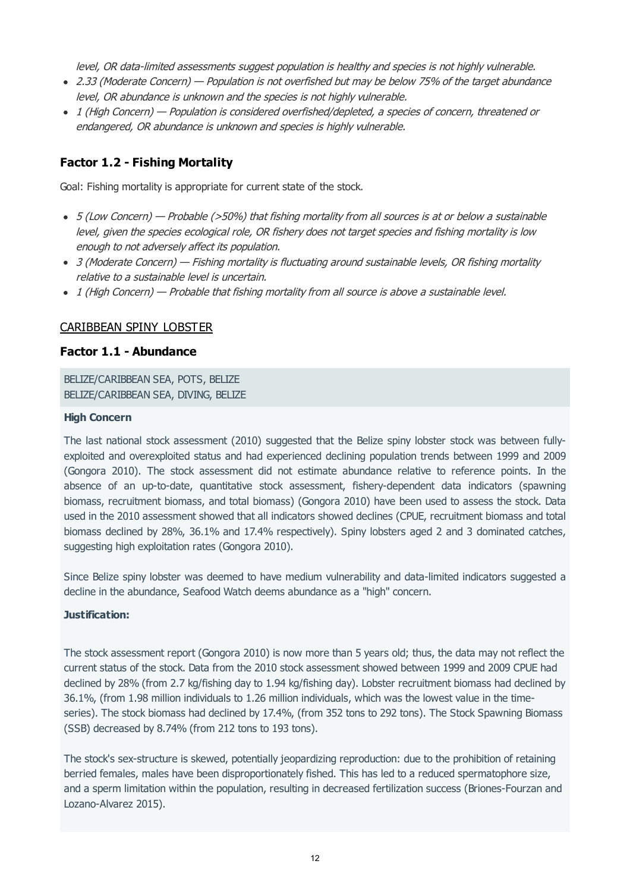*level, OR data-limited assessments suggest population is healthy and species is not highly vulnerable.*

- *2.33 (Moderate Concern) — Population is not overfished but may be below 75% of the target abundance level, OR abundance is unknown and the species is not highly vulnerable.*
- *1 (High Concern) — Population is considered overfished/depleted, a species of concern, threatened or endangered, OR abundance is unknown and species is highly vulnerable.*

### Factor 1.2 - Fishing Mortality

Goal: Fishing mortality is appropriate for current state of the stock.

- *5 (Low Concern) — Probable (>50%) that fishing mortality from all sources is at or below a sustainable level, given the species ecological role, OR fishery does not target species and fishing mortality is low enough to not adversely affect its population.*
- *3 (Moderate Concern) — Fishing mortality is fluctuating around sustainable levels, OR fishing mortality relative to a sustainable level is uncertain.*
- *1 (High Concern) — Probable that fishing mortality from all source is above a sustainable level.*

## CARIBBEAN SPINY LOBSTER

### Factor 1.1 - Abundance

BELIZE/CARIBBEAN SEA, POTS, BELIZE
BELIZE/CARIBBEAN SEA, DIVING, BELIZE

**High Concern**

The last national stock assessment (2010) suggested that the Belize spiny lobster stock was between fully-exploited and overexploited status and had experienced declining population trends between 1999 and 2009 (Gongora 2010). The stock assessment did not estimate abundance relative to reference points. In the absence of an up-to-date, quantitative stock assessment, fishery-dependent data indicators (spawning biomass, recruitment biomass, and total biomass) (Gongora 2010) have been used to assess the stock. Data used in the 2010 assessment showed that all indicators showed declines (CPUE, recruitment biomass and total biomass declined by 28%, 36.1% and 17.4% respectively). Spiny lobsters aged 2 and 3 dominated catches, suggesting high exploitation rates (Gongora 2010).

Since Belize spiny lobster was deemed to have medium vulnerability and data-limited indicators suggested a decline in the abundance, Seafood Watch deems abundance as a "high" concern.

**Justification:**

The stock assessment report (Gongora 2010) is now more than 5 years old; thus, the data may not reflect the current status of the stock. Data from the 2010 stock assessment showed between 1999 and 2009 CPUE had declined by 28% (from 2.7 kg/fishing day to 1.94 kg/fishing day). Lobster recruitment biomass had declined by 36.1%, (from 1.98 million individuals to 1.26 million individuals, which was the lowest value in the time-series). The stock biomass had declined by 17.4%, (from 352 tons to 292 tons). The Stock Spawning Biomass (SSB) decreased by 8.74% (from 212 tons to 193 tons).

The stock's sex-structure is skewed, potentially jeopardizing reproduction: due to the prohibition of retaining berried females, males have been disproportionately fished. This has led to a reduced spermatophore size, and a sperm limitation within the population, resulting in decreased fertilization success (Briones-Fourzan and Lozano-Alvarez 2015).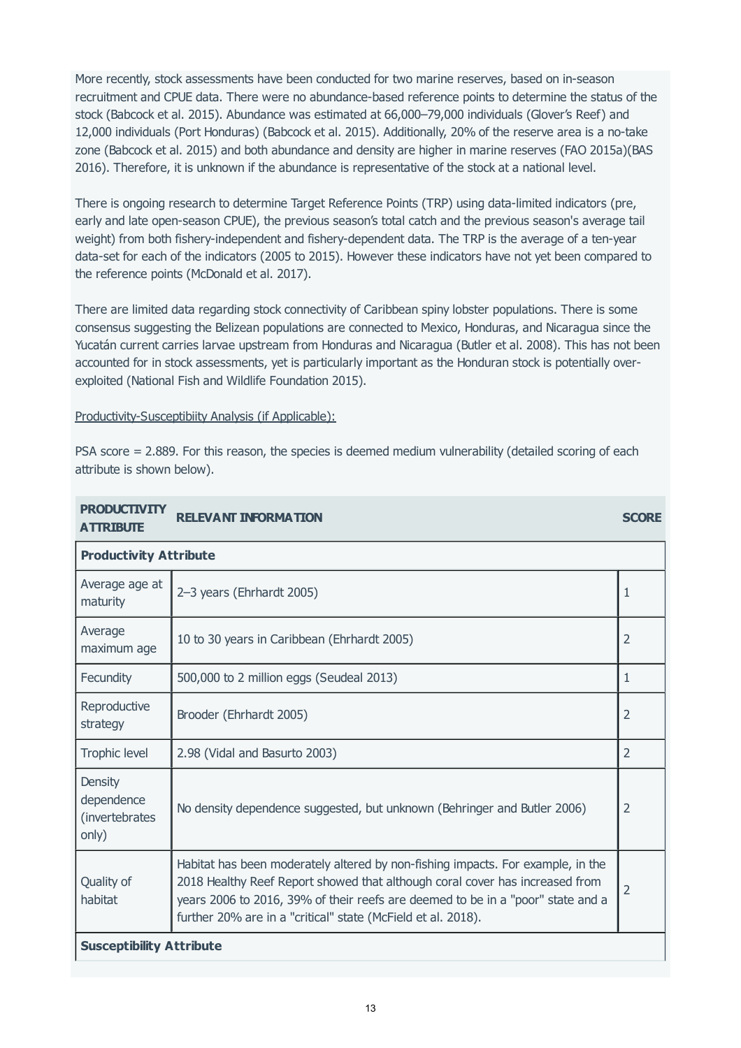More recently, stock assessments have been conducted for two marine reserves, based on in-season recruitment and CPUE data. There were no abundance-based reference points to determine the status of the stock (Babcock et al. 2015). Abundance was estimated at 66,000–79,000 individuals (Glover's Reef) and 12,000 individuals (Port Honduras) (Babcock et al. 2015). Additionally, 20% of the reserve area is a no-take zone (Babcock et al. 2015) and both abundance and density are higher in marine reserves (FAO 2015a)(BAS 2016). Therefore, it is unknown if the abundance is representative of the stock at a national level.

There is ongoing research to determine Target Reference Points (TRP) using data-limited indicators (pre, early and late open-season CPUE), the previous season's total catch and the previous season's average tail weight) from both fishery-independent and fishery-dependent data. The TRP is the average of a ten-year data-set for each of the indicators (2005 to 2015). However these indicators have not yet been compared to the reference points (McDonald et al. 2017).

There are limited data regarding stock connectivity of Caribbean spiny lobster populations. There is some consensus suggesting the Belizean populations are connected to Mexico, Honduras, and Nicaragua since the Yucatán current carries larvae upstream from Honduras and Nicaragua (Butler et al. 2008). This has not been accounted for in stock assessments, yet is particularly important as the Honduran stock is potentially over-exploited (National Fish and Wildlife Foundation 2015).

Productivity-Susceptibiity Analysis (if Applicable):

PSA score = 2.889. For this reason, the species is deemed medium vulnerability (detailed scoring of each attribute is shown below).

| PRODUCTIVITY ATTRIBUTE | RELEVANT INFORMATION | SCORE |
|---|---|---|
| **Productivity Attribute** | | |
| Average age at maturity | 2–3 years (Ehrhardt 2005) | 1 |
| Average maximum age | 10 to 30 years in Caribbean (Ehrhardt 2005) | 2 |
| Fecundity | 500,000 to 2 million eggs (Seudeal 2013) | 1 |
| Reproductive strategy | Brooder (Ehrhardt 2005) | 2 |
| Trophic level | 2.98 (Vidal and Basurto 2003) | 2 |
| Density dependence (invertebrates only) | No density dependence suggested, but unknown (Behringer and Butler 2006) | 2 |
| Quality of habitat | Habitat has been moderately altered by non-fishing impacts. For example, in the 2018 Healthy Reef Report showed that although coral cover has increased from years 2006 to 2016, 39% of their reefs are deemed to be in a "poor" state and a further 20% are in a "critical" state (McField et al. 2018). | 2 |
| **Susceptibility Attribute** | | |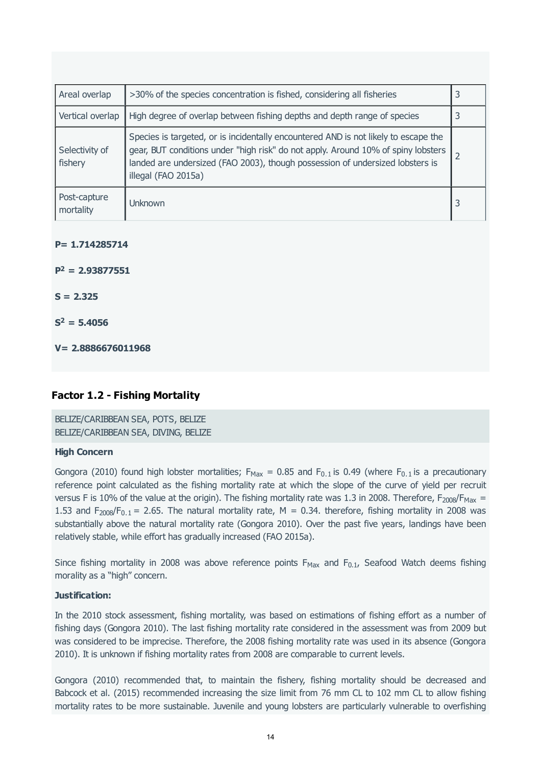| | | |
|---|---|---|
| Areal overlap | >30% of the species concentration is fished, considering all fisheries | 3 |
| Vertical overlap | High degree of overlap between fishing depths and depth range of species | 3 |
| Selectivity of fishery | Species is targeted, or is incidentally encountered AND is not likely to escape the gear, BUT conditions under "high risk" do not apply. Around 10% of spiny lobsters landed are undersized (FAO 2003), though possession of undersized lobsters is illegal (FAO 2015a) | 2 |
| Post-capture mortality | Unknown | 3 |

**P= 1.714285714**

**$P^2$ = 2.93877551**

**S = 2.325**

**$S^2$ = 5.4056**

**V= 2.8886676011968**

### Factor 1.2 - Fishing Mortality

BELIZE/CARIBBEAN SEA, POTS, BELIZE
BELIZE/CARIBBEAN SEA, DIVING, BELIZE

**High Concern**

Gongora (2010) found high lobster mortalities; $F_{Max}$ = 0.85 and $F_{0.1}$ is 0.49 (where $F_{0.1}$ is a precautionary reference point calculated as the fishing mortality rate at which the slope of the curve of yield per recruit versus F is 10% of the value at the origin). The fishing mortality rate was 1.3 in 2008. Therefore, $F_{2008}/F_{Max}$ = 1.53 and $F_{2008}/F_{0.1}$ = 2.65. The natural mortality rate, M = 0.34. therefore, fishing mortality in 2008 was substantially above the natural mortality rate (Gongora 2010). Over the past five years, landings have been relatively stable, while effort has gradually increased (FAO 2015a).

Since fishing mortality in 2008 was above reference points $F_{Max}$ and $F_{0.1}$, Seafood Watch deems fishing morality as a "high" concern.

**Justification:**

In the 2010 stock assessment, fishing mortality, was based on estimations of fishing effort as a number of fishing days (Gongora 2010). The last fishing mortality rate considered in the assessment was from 2009 but was considered to be imprecise. Therefore, the 2008 fishing mortality rate was used in its absence (Gongora 2010). It is unknown if fishing mortality rates from 2008 are comparable to current levels.

Gongora (2010) recommended that, to maintain the fishery, fishing mortality should be decreased and Babcock et al. (2015) recommended increasing the size limit from 76 mm CL to 102 mm CL to allow fishing mortality rates to be more sustainable. Juvenile and young lobsters are particularly vulnerable to overfishing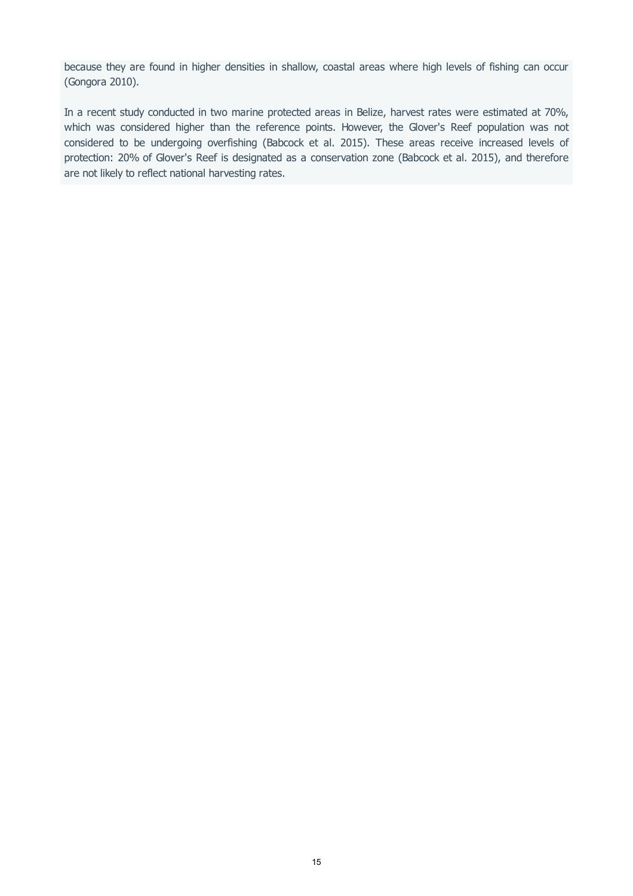because they are found in higher densities in shallow, coastal areas where high levels of fishing can occur (Gongora 2010).

In a recent study conducted in two marine protected areas in Belize, harvest rates were estimated at 70%, which was considered higher than the reference points. However, the Glover's Reef population was not considered to be undergoing overfishing (Babcock et al. 2015). These areas receive increased levels of protection: 20% of Glover's Reef is designated as a conservation zone (Babcock et al. 2015), and therefore are not likely to reflect national harvesting rates.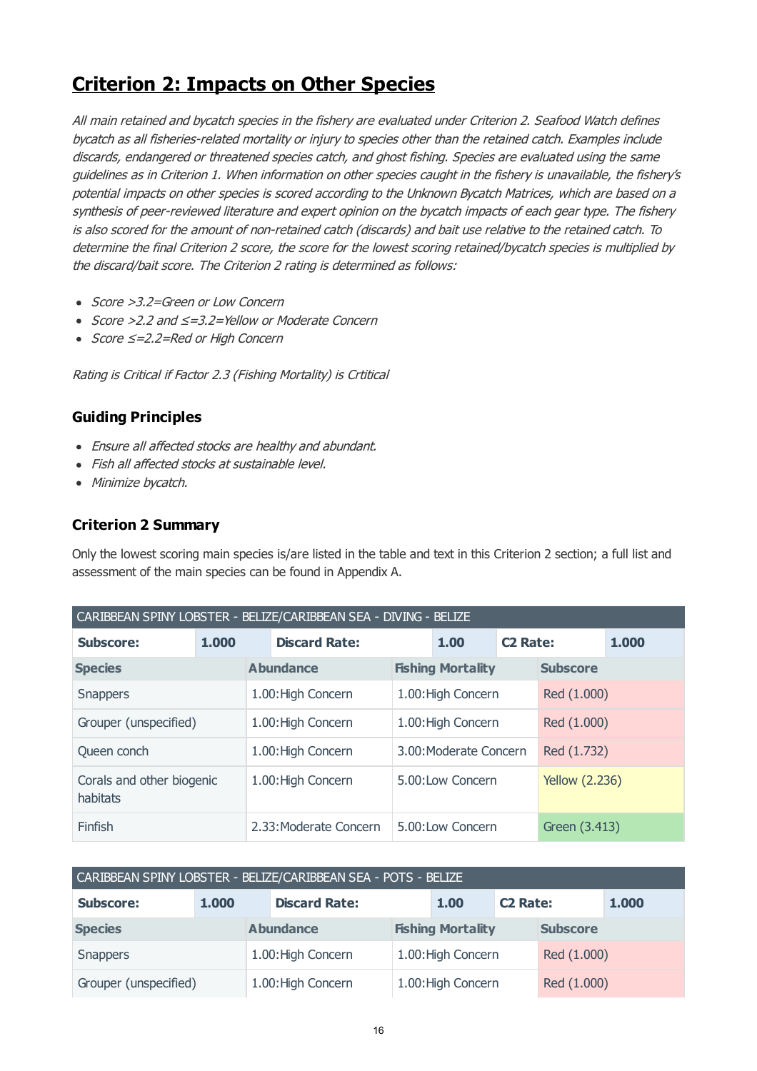## Criterion 2: Impacts on Other Species

*All main retained and bycatch species in the fishery are evaluated under Criterion 2. Seafood Watch defines bycatch as all fisheries-related mortality or injury to species other than the retained catch. Examples include discards, endangered or threatened species catch, and ghost fishing. Species are evaluated using the same guidelines as in Criterion 1. When information on other species caught in the fishery is unavailable, the fishery's potential impacts on other species is scored according to the Unknown Bycatch Matrices, which are based on a synthesis of peer-reviewed literature and expert opinion on the bycatch impacts of each gear type. The fishery is also scored for the amount of non-retained catch (discards) and bait use relative to the retained catch. To determine the final Criterion 2 score, the score for the lowest scoring retained/bycatch species is multiplied by the discard/bait score. The Criterion 2 rating is determined as follows:*

- *Score >3.2=Green or Low Concern*
- *Score >2.2 and ≤=3.2=Yellow or Moderate Concern*
- *Score ≤=2.2=Red or High Concern*

*Rating is Critical if Factor 2.3 (Fishing Mortality) is Crtitical*

### Guiding Principles

- *Ensure all affected stocks are healthy and abundant.*
- *Fish all affected stocks at sustainable level.*
- *Minimize bycatch.*

### Criterion 2 Summary

Only the lowest scoring main species is/are listed in the table and text in this Criterion 2 section; a full list and assessment of the main species can be found in Appendix A.

| CARIBBEAN SPINY LOBSTER - BELIZE/CARIBBEAN SEA - DIVING - BELIZE | | | |
|---|---|---|---|
| **Subscore:** 1.000 | **Discard Rate:** 1.00 | **C2 Rate:** 1.000 | |
| **Species** | **Abundance** | **Fishing Mortality** | **Subscore** |
| Snappers | 1.00:High Concern | 1.00:High Concern | Red (1.000) |
| Grouper (unspecified) | 1.00:High Concern | 1.00:High Concern | Red (1.000) |
| Queen conch | 1.00:High Concern | 3.00:Moderate Concern | Red (1.732) |
| Corals and other biogenic habitats | 1.00:High Concern | 5.00:Low Concern | Yellow (2.236) |
| Finfish | 2.33:Moderate Concern | 5.00:Low Concern | Green (3.413) |

| CARIBBEAN SPINY LOBSTER - BELIZE/CARIBBEAN SEA - POTS - BELIZE | | | |
|---|---|---|---|
| **Subscore:** 1.000 | **Discard Rate:** 1.00 | **C2 Rate:** 1.000 | |
| **Species** | **Abundance** | **Fishing Mortality** | **Subscore** |
| Snappers | 1.00:High Concern | 1.00:High Concern | Red (1.000) |
| Grouper (unspecified) | 1.00:High Concern | 1.00:High Concern | Red (1.000) |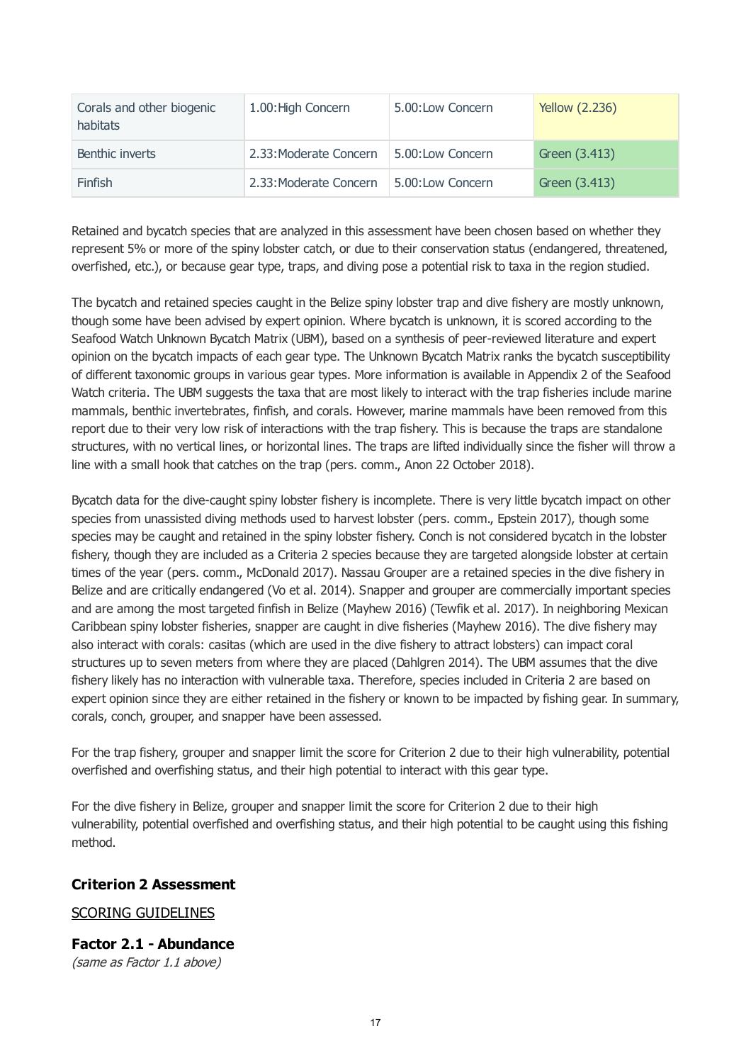| Corals and other biogenic habitats | 1.00:High Concern | 5.00:Low Concern | Yellow (2.236) |
|---|---|---|---|
| Benthic inverts | 2.33:Moderate Concern | 5.00:Low Concern | Green (3.413) |
| Finfish | 2.33:Moderate Concern | 5.00:Low Concern | Green (3.413) |

Retained and bycatch species that are analyzed in this assessment have been chosen based on whether they represent 5% or more of the spiny lobster catch, or due to their conservation status (endangered, threatened, overfished, etc.), or because gear type, traps, and diving pose a potential risk to taxa in the region studied.

The bycatch and retained species caught in the Belize spiny lobster trap and dive fishery are mostly unknown, though some have been advised by expert opinion. Where bycatch is unknown, it is scored according to the Seafood Watch Unknown Bycatch Matrix (UBM), based on a synthesis of peer-reviewed literature and expert opinion on the bycatch impacts of each gear type. The Unknown Bycatch Matrix ranks the bycatch susceptibility of different taxonomic groups in various gear types. More information is available in Appendix 2 of the Seafood Watch criteria. The UBM suggests the taxa that are most likely to interact with the trap fisheries include marine mammals, benthic invertebrates, finfish, and corals. However, marine mammals have been removed from this report due to their very low risk of interactions with the trap fishery. This is because the traps are standalone structures, with no vertical lines, or horizontal lines. The traps are lifted individually since the fisher will throw a line with a small hook that catches on the trap (pers. comm., Anon 22 October 2018).

Bycatch data for the dive-caught spiny lobster fishery is incomplete. There is very little bycatch impact on other species from unassisted diving methods used to harvest lobster (pers. comm., Epstein 2017), though some species may be caught and retained in the spiny lobster fishery. Conch is not considered bycatch in the lobster fishery, though they are included as a Criteria 2 species because they are targeted alongside lobster at certain times of the year (pers. comm., McDonald 2017). Nassau Grouper are a retained species in the dive fishery in Belize and are critically endangered (Vo et al. 2014). Snapper and grouper are commercially important species and are among the most targeted finfish in Belize (Mayhew 2016) (Tewfik et al. 2017). In neighboring Mexican Caribbean spiny lobster fisheries, snapper are caught in dive fisheries (Mayhew 2016). The dive fishery may also interact with corals: casitas (which are used in the dive fishery to attract lobsters) can impact coral structures up to seven meters from where they are placed (Dahlgren 2014). The UBM assumes that the dive fishery likely has no interaction with vulnerable taxa. Therefore, species included in Criteria 2 are based on expert opinion since they are either retained in the fishery or known to be impacted by fishing gear. In summary, corals, conch, grouper, and snapper have been assessed.

For the trap fishery, grouper and snapper limit the score for Criterion 2 due to their high vulnerability, potential overfished and overfishing status, and their high potential to interact with this gear type.

For the dive fishery in Belize, grouper and snapper limit the score for Criterion 2 due to their high vulnerability, potential overfished and overfishing status, and their high potential to be caught using this fishing method.

## Criterion 2 Assessment

SCORING GUIDELINES

### Factor 2.1 - Abundance

*(same as Factor 1.1 above)*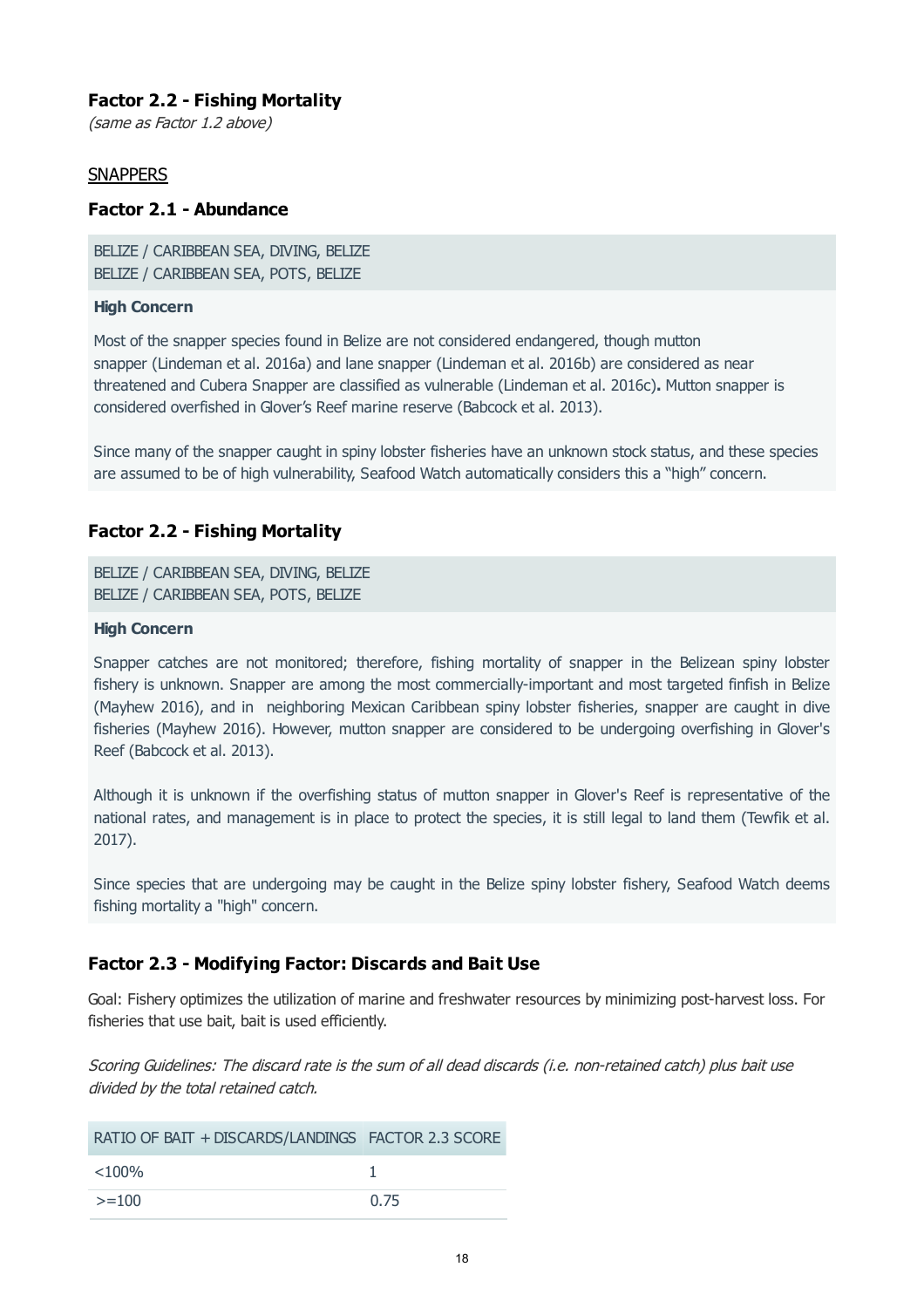### Factor 2.2 - Fishing Mortality

*(same as Factor 1.2 above)*

SNAPPERS

### Factor 2.1 - Abundance

BELIZE / CARIBBEAN SEA, DIVING, BELIZE
BELIZE / CARIBBEAN SEA, POTS, BELIZE

**High Concern**

Most of the snapper species found in Belize are not considered endangered, though mutton snapper (Lindeman et al. 2016a) and lane snapper (Lindeman et al. 2016b) are considered as near threatened and Cubera Snapper are classified as vulnerable (Lindeman et al. 2016c)**.** Mutton snapper is considered overfished in Glover's Reef marine reserve (Babcock et al. 2013).

Since many of the snapper caught in spiny lobster fisheries have an unknown stock status, and these species are assumed to be of high vulnerability, Seafood Watch automatically considers this a "high" concern.

### Factor 2.2 - Fishing Mortality

BELIZE / CARIBBEAN SEA, DIVING, BELIZE
BELIZE / CARIBBEAN SEA, POTS, BELIZE

**High Concern**

Snapper catches are not monitored; therefore, fishing mortality of snapper in the Belizean spiny lobster fishery is unknown. Snapper are among the most commercially-important and most targeted finfish in Belize (Mayhew 2016), and in neighboring Mexican Caribbean spiny lobster fisheries, snapper are caught in dive fisheries (Mayhew 2016). However, mutton snapper are considered to be undergoing overfishing in Glover's Reef (Babcock et al. 2013).

Although it is unknown if the overfishing status of mutton snapper in Glover's Reef is representative of the national rates, and management is in place to protect the species, it is still legal to land them (Tewfik et al. 2017).

Since species that are undergoing may be caught in the Belize spiny lobster fishery, Seafood Watch deems fishing mortality a "high" concern.

### Factor 2.3 - Modifying Factor: Discards and Bait Use

Goal: Fishery optimizes the utilization of marine and freshwater resources by minimizing post-harvest loss. For fisheries that use bait, bait is used efficiently.

*Scoring Guidelines: The discard rate is the sum of all dead discards (i.e. non-retained catch) plus bait use divided by the total retained catch.*

| RATIO OF BAIT + DISCARDS/LANDINGS | FACTOR 2.3 SCORE |
|---|---|
| <100% | 1 |
| >=100 | 0.75 |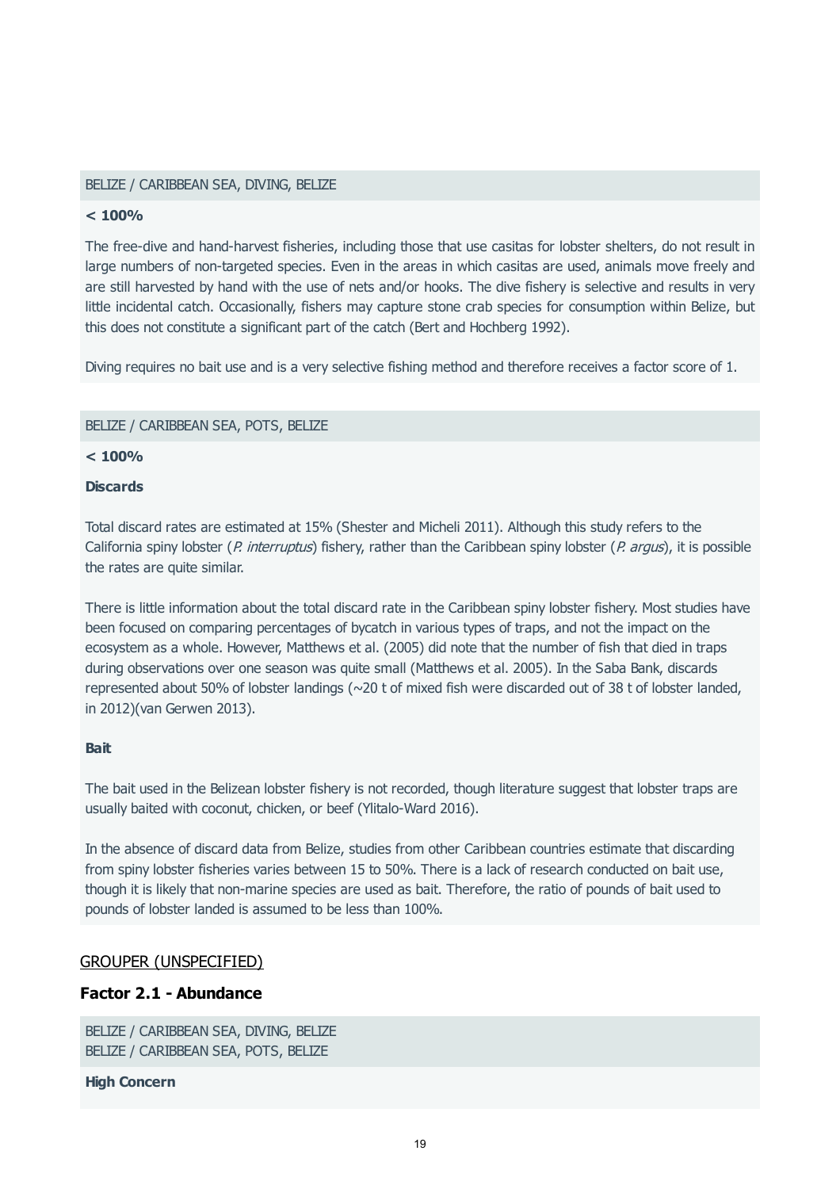BELIZE / CARIBBEAN SEA, DIVING, BELIZE

**< 100%**

The free-dive and hand-harvest fisheries, including those that use casitas for lobster shelters, do not result in large numbers of non-targeted species. Even in the areas in which casitas are used, animals move freely and are still harvested by hand with the use of nets and/or hooks. The dive fishery is selective and results in very little incidental catch. Occasionally, fishers may capture stone crab species for consumption within Belize, but this does not constitute a significant part of the catch (Bert and Hochberg 1992).

Diving requires no bait use and is a very selective fishing method and therefore receives a factor score of 1.

BELIZE / CARIBBEAN SEA, POTS, BELIZE

**< 100%**

**Discards**

Total discard rates are estimated at 15% (Shester and Micheli 2011). Although this study refers to the California spiny lobster (*P. interruptus*) fishery, rather than the Caribbean spiny lobster (*P. argus*), it is possible the rates are quite similar.

There is little information about the total discard rate in the Caribbean spiny lobster fishery. Most studies have been focused on comparing percentages of bycatch in various types of traps, and not the impact on the ecosystem as a whole. However, Matthews et al. (2005) did note that the number of fish that died in traps during observations over one season was quite small (Matthews et al. 2005). In the Saba Bank, discards represented about 50% of lobster landings (~20 t of mixed fish were discarded out of 38 t of lobster landed, in 2012)(van Gerwen 2013).

**Bait**

The bait used in the Belizean lobster fishery is not recorded, though literature suggest that lobster traps are usually baited with coconut, chicken, or beef (Ylitalo-Ward 2016).

In the absence of discard data from Belize, studies from other Caribbean countries estimate that discarding from spiny lobster fisheries varies between 15 to 50%. There is a lack of research conducted on bait use, though it is likely that non-marine species are used as bait. Therefore, the ratio of pounds of bait used to pounds of lobster landed is assumed to be less than 100%.

## GROUPER (UNSPECIFIED)

### Factor 2.1 - Abundance

BELIZE / CARIBBEAN SEA, DIVING, BELIZE
BELIZE / CARIBBEAN SEA, POTS, BELIZE

**High Concern**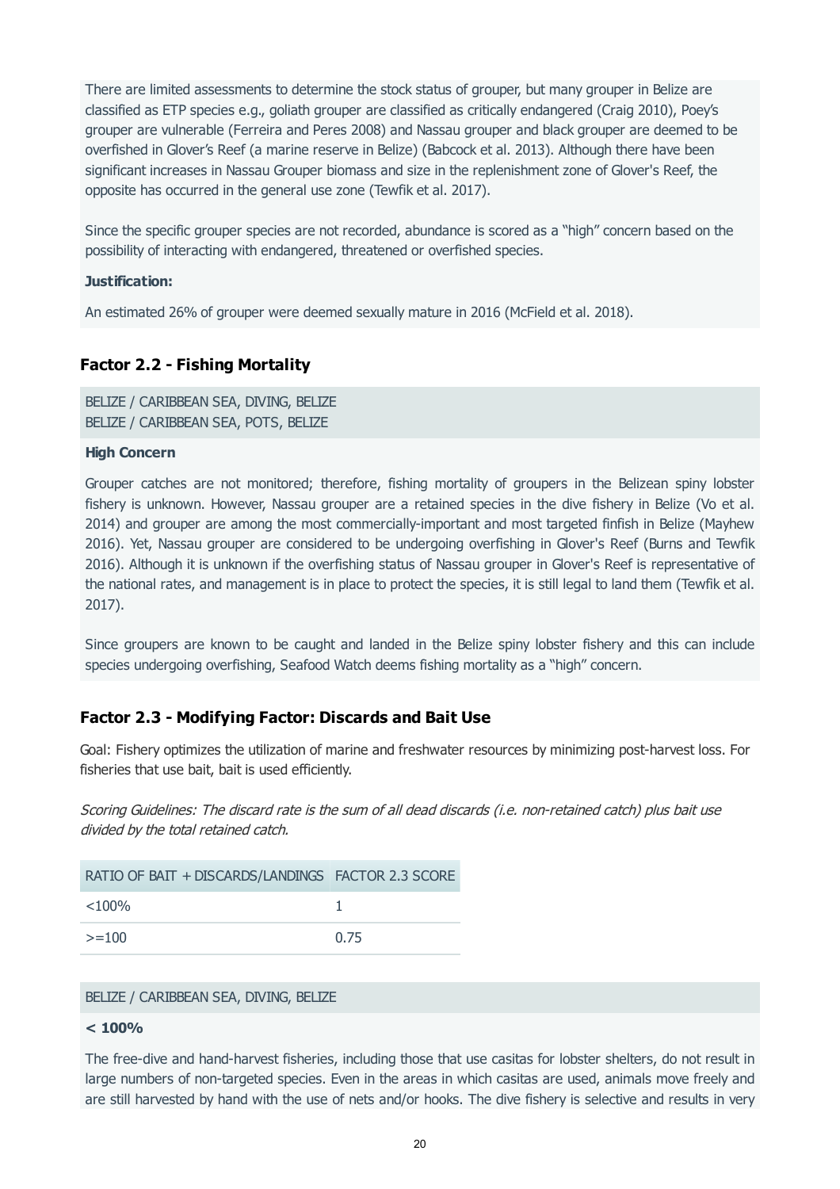There are limited assessments to determine the stock status of grouper, but many grouper in Belize are classified as ETP species e.g., goliath grouper are classified as critically endangered (Craig 2010), Poey's grouper are vulnerable (Ferreira and Peres 2008) and Nassau grouper and black grouper are deemed to be overfished in Glover's Reef (a marine reserve in Belize) (Babcock et al. 2013). Although there have been significant increases in Nassau Grouper biomass and size in the replenishment zone of Glover's Reef, the opposite has occurred in the general use zone (Tewfik et al. 2017).

Since the specific grouper species are not recorded, abundance is scored as a "high" concern based on the possibility of interacting with endangered, threatened or overfished species.

**Justification:**

An estimated 26% of grouper were deemed sexually mature in 2016 (McField et al. 2018).

### Factor 2.2 - Fishing Mortality

BELIZE / CARIBBEAN SEA, DIVING, BELIZE
BELIZE / CARIBBEAN SEA, POTS, BELIZE

**High Concern**

Grouper catches are not monitored; therefore, fishing mortality of groupers in the Belizean spiny lobster fishery is unknown. However, Nassau grouper are a retained species in the dive fishery in Belize (Vo et al. 2014) and grouper are among the most commercially-important and most targeted finfish in Belize (Mayhew 2016). Yet, Nassau grouper are considered to be undergoing overfishing in Glover's Reef (Burns and Tewfik 2016). Although it is unknown if the overfishing status of Nassau grouper in Glover's Reef is representative of the national rates, and management is in place to protect the species, it is still legal to land them (Tewfik et al. 2017).

Since groupers are known to be caught and landed in the Belize spiny lobster fishery and this can include species undergoing overfishing, Seafood Watch deems fishing mortality as a "high" concern.

### Factor 2.3 - Modifying Factor: Discards and Bait Use

Goal: Fishery optimizes the utilization of marine and freshwater resources by minimizing post-harvest loss. For fisheries that use bait, bait is used efficiently.

*Scoring Guidelines: The discard rate is the sum of all dead discards (i.e. non-retained catch) plus bait use divided by the total retained catch.*

| RATIO OF BAIT + DISCARDS/LANDINGS | FACTOR 2.3 SCORE |
|---|---|
| <100% | 1 |
| >=100 | 0.75 |

BELIZE / CARIBBEAN SEA, DIVING, BELIZE

**< 100%**

The free-dive and hand-harvest fisheries, including those that use casitas for lobster shelters, do not result in large numbers of non-targeted species. Even in the areas in which casitas are used, animals move freely and are still harvested by hand with the use of nets and/or hooks. The dive fishery is selective and results in very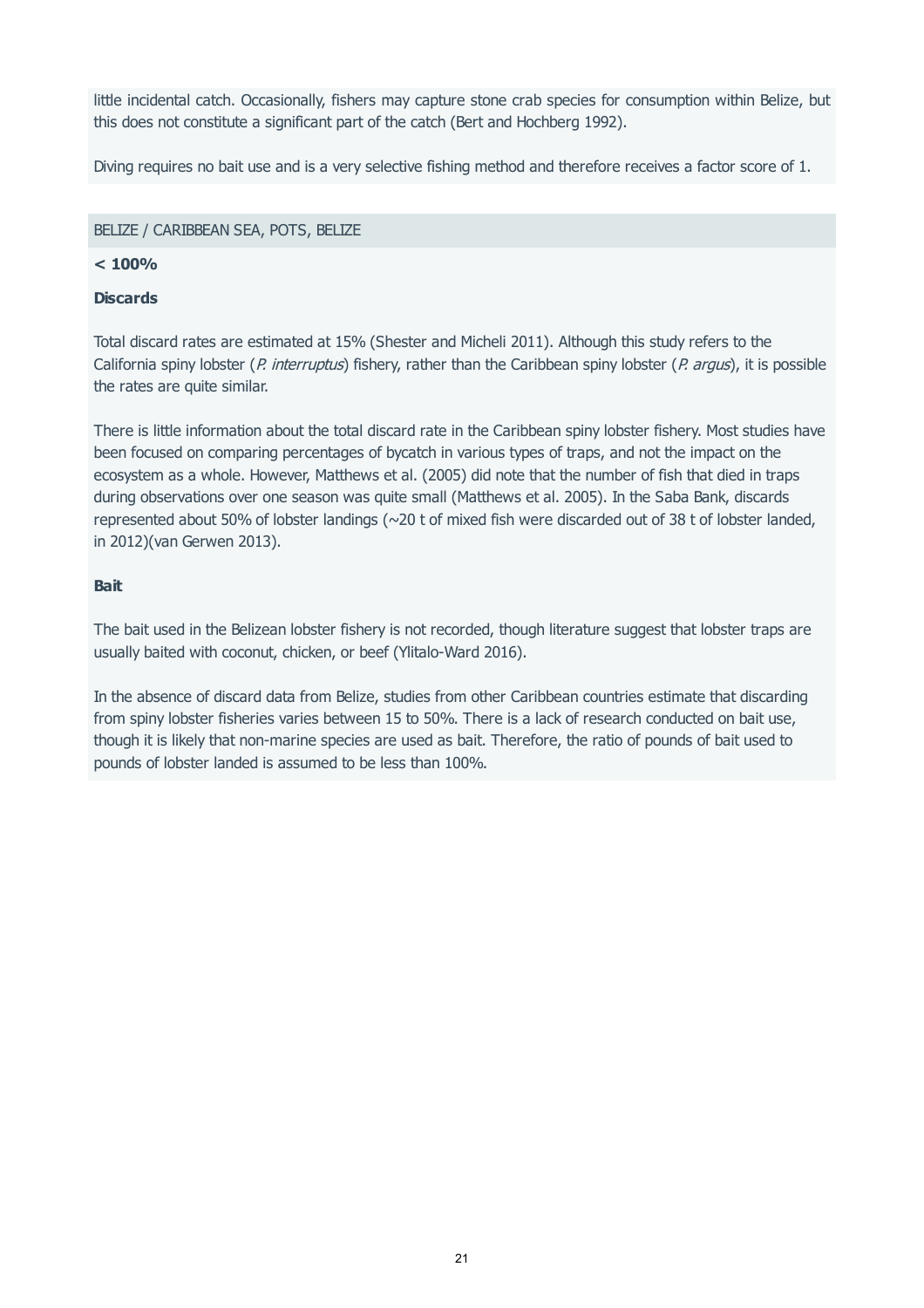little incidental catch. Occasionally, fishers may capture stone crab species for consumption within Belize, but this does not constitute a significant part of the catch (Bert and Hochberg 1992).

Diving requires no bait use and is a very selective fishing method and therefore receives a factor score of 1.

BELIZE / CARIBBEAN SEA, POTS, BELIZE

**< 100%**

**Discards**

Total discard rates are estimated at 15% (Shester and Micheli 2011). Although this study refers to the California spiny lobster (*P. interruptus*) fishery, rather than the Caribbean spiny lobster (*P. argus*), it is possible the rates are quite similar.

There is little information about the total discard rate in the Caribbean spiny lobster fishery. Most studies have been focused on comparing percentages of bycatch in various types of traps, and not the impact on the ecosystem as a whole. However, Matthews et al. (2005) did note that the number of fish that died in traps during observations over one season was quite small (Matthews et al. 2005). In the Saba Bank, discards represented about 50% of lobster landings (~20 t of mixed fish were discarded out of 38 t of lobster landed, in 2012)(van Gerwen 2013).

**Bait**

The bait used in the Belizean lobster fishery is not recorded, though literature suggest that lobster traps are usually baited with coconut, chicken, or beef (Ylitalo-Ward 2016).

In the absence of discard data from Belize, studies from other Caribbean countries estimate that discarding from spiny lobster fisheries varies between 15 to 50%. There is a lack of research conducted on bait use, though it is likely that non-marine species are used as bait. Therefore, the ratio of pounds of bait used to pounds of lobster landed is assumed to be less than 100%.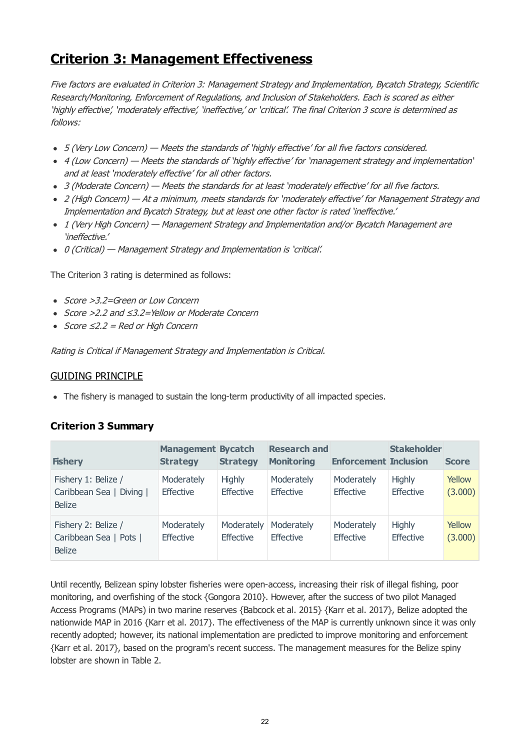# Criterion 3: Management Effectiveness

*Five factors are evaluated in Criterion 3: Management Strategy and Implementation, Bycatch Strategy, Scientific Research/Monitoring, Enforcement of Regulations, and Inclusion of Stakeholders. Each is scored as either 'highly effective', 'moderately effective', 'ineffective,' or 'critical'. The final Criterion 3 score is determined as follows:*

- *5 (Very Low Concern) — Meets the standards of 'highly effective' for all five factors considered.*
- *4 (Low Concern) — Meets the standards of 'highly effective' for 'management strategy and implementation' and at least 'moderately effective' for all other factors.*
- *3 (Moderate Concern) — Meets the standards for at least 'moderately effective' for all five factors.*
- *2 (High Concern) — At a minimum, meets standards for 'moderately effective' for Management Strategy and Implementation and Bycatch Strategy, but at least one other factor is rated 'ineffective.'*
- *1 (Very High Concern) — Management Strategy and Implementation and/or Bycatch Management are 'ineffective.'*
- *0 (Critical) — Management Strategy and Implementation is 'critical'.*

The Criterion 3 rating is determined as follows:

- *Score >3.2=Green or Low Concern*
- *Score >2.2 and ≤3.2=Yellow or Moderate Concern*
- *Score ≤2.2 = Red or High Concern*

*Rating is Critical if Management Strategy and Implementation is Critical.*

## GUIDING PRINCIPLE

- The fishery is managed to sustain the long-term productivity of all impacted species.

### Criterion 3 Summary

| Fishery | Management Strategy | Bycatch Strategy | Research and Monitoring | Enforcement | Stakeholder Inclusion | Score |
|---|---|---|---|---|---|---|
| Fishery 1: Belize / Caribbean Sea \| Diving \| Belize | Moderately Effective | Highly Effective | Moderately Effective | Moderately Effective | Highly Effective | Yellow (3.000) |
| Fishery 2: Belize / Caribbean Sea \| Pots \| Belize | Moderately Effective | Moderately Effective | Moderately Effective | Moderately Effective | Highly Effective | Yellow (3.000) |

Until recently, Belizean spiny lobster fisheries were open-access, increasing their risk of illegal fishing, poor monitoring, and overfishing of the stock {Gongora 2010}. However, after the success of two pilot Managed Access Programs (MAPs) in two marine reserves {Babcock et al. 2015} {Karr et al. 2017}, Belize adopted the nationwide MAP in 2016 {Karr et al. 2017}. The effectiveness of the MAP is currently unknown since it was only recently adopted; however, its national implementation are predicted to improve monitoring and enforcement {Karr et al. 2017}, based on the program's recent success. The management measures for the Belize spiny lobster are shown in Table 2.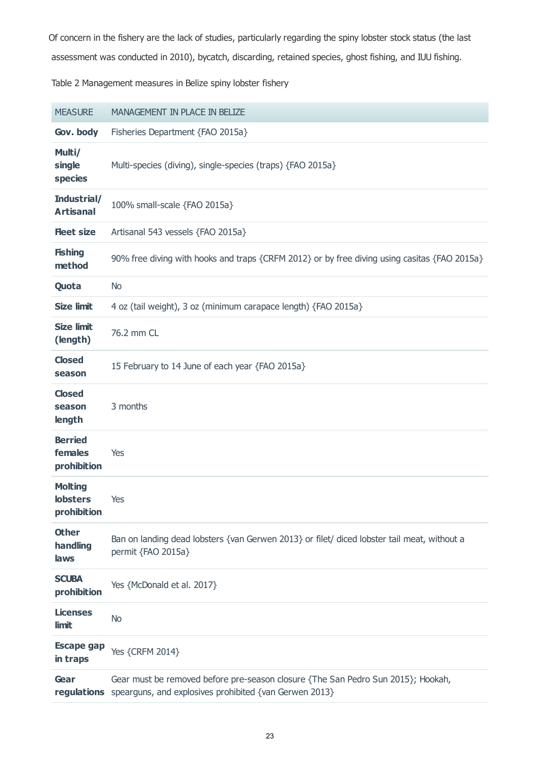Of concern in the fishery are the lack of studies, particularly regarding the spiny lobster stock status (the last assessment was conducted in 2010), bycatch, discarding, retained species, ghost fishing, and IUU fishing.

Table 2 Management measures in Belize spiny lobster fishery

| MEASURE | MANAGEMENT IN PLACE IN BELIZE |
| --- | --- |
| **Gov. body** | Fisheries Department {FAO 2015a} |
| **Multi/ single species** | Multi-species (diving), single-species (traps) {FAO 2015a} |
| **Industrial/ Artisanal** | 100% small-scale {FAO 2015a} |
| **Fleet size** | Artisanal 543 vessels {FAO 2015a} |
| **Fishing method** | 90% free diving with hooks and traps {CRFM 2012} or by free diving using casitas {FAO 2015a} |
| **Quota** | No |
| **Size limit** | 4 oz (tail weight), 3 oz (minimum carapace length) {FAO 2015a} |
| **Size limit (length)** | 76.2 mm CL |
| **Closed season** | 15 February to 14 June of each year {FAO 2015a} |
| **Closed season length** | 3 months |
| **Berried females prohibition** | Yes |
| **Molting lobsters prohibition** | Yes |
| **Other handling laws** | Ban on landing dead lobsters {van Gerwen 2013} or filet/ diced lobster tail meat, without a permit {FAO 2015a} |
| **SCUBA prohibition** | Yes {McDonald et al. 2017} |
| **Licenses limit** | No |
| **Escape gap in traps** | Yes {CRFM 2014} |
| **Gear regulations** | Gear must be removed before pre-season closure {The San Pedro Sun 2015}; Hookah, spearguns, and explosives prohibited {van Gerwen 2013} |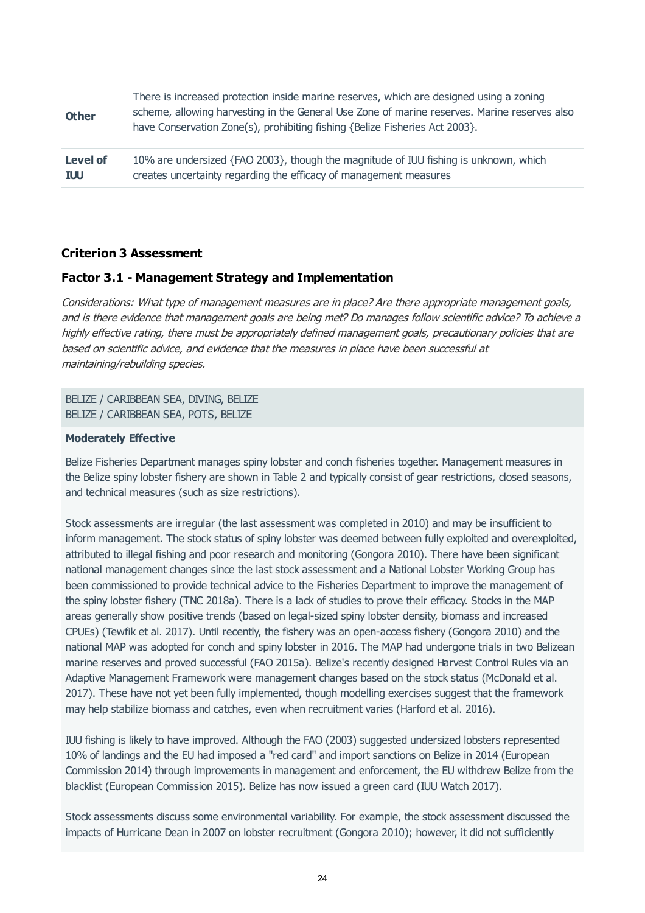| | |
|---|---|
| **Other** | There is increased protection inside marine reserves, which are designed using a zoning scheme, allowing harvesting in the General Use Zone of marine reserves. Marine reserves also have Conservation Zone(s), prohibiting fishing {Belize Fisheries Act 2003}. |
| **Level of IUU** | 10% are undersized {FAO 2003}, though the magnitude of IUU fishing is unknown, which creates uncertainty regarding the efficacy of management measures |

## Criterion 3 Assessment

### Factor 3.1 - Management Strategy and Implementation

*Considerations: What type of management measures are in place? Are there appropriate management goals, and is there evidence that management goals are being met? Do manages follow scientific advice? To achieve a highly effective rating, there must be appropriately defined management goals, precautionary policies that are based on scientific advice, and evidence that the measures in place have been successful at maintaining/rebuilding species.*

BELIZE / CARIBBEAN SEA, DIVING, BELIZE
BELIZE / CARIBBEAN SEA, POTS, BELIZE

**Moderately Effective**

Belize Fisheries Department manages spiny lobster and conch fisheries together. Management measures in the Belize spiny lobster fishery are shown in Table 2 and typically consist of gear restrictions, closed seasons, and technical measures (such as size restrictions).

Stock assessments are irregular (the last assessment was completed in 2010) and may be insufficient to inform management. The stock status of spiny lobster was deemed between fully exploited and overexploited, attributed to illegal fishing and poor research and monitoring (Gongora 2010). There have been significant national management changes since the last stock assessment and a National Lobster Working Group has been commissioned to provide technical advice to the Fisheries Department to improve the management of the spiny lobster fishery (TNC 2018a). There is a lack of studies to prove their efficacy. Stocks in the MAP areas generally show positive trends (based on legal-sized spiny lobster density, biomass and increased CPUEs) (Tewfik et al. 2017). Until recently, the fishery was an open-access fishery (Gongora 2010) and the national MAP was adopted for conch and spiny lobster in 2016. The MAP had undergone trials in two Belizean marine reserves and proved successful (FAO 2015a). Belize's recently designed Harvest Control Rules via an Adaptive Management Framework were management changes based on the stock status (McDonald et al. 2017). These have not yet been fully implemented, though modelling exercises suggest that the framework may help stabilize biomass and catches, even when recruitment varies (Harford et al. 2016).

IUU fishing is likely to have improved. Although the FAO (2003) suggested undersized lobsters represented 10% of landings and the EU had imposed a "red card" and import sanctions on Belize in 2014 (European Commission 2014) through improvements in management and enforcement, the EU withdrew Belize from the blacklist (European Commission 2015). Belize has now issued a green card (IUU Watch 2017).

Stock assessments discuss some environmental variability. For example, the stock assessment discussed the impacts of Hurricane Dean in 2007 on lobster recruitment (Gongora 2010); however, it did not sufficiently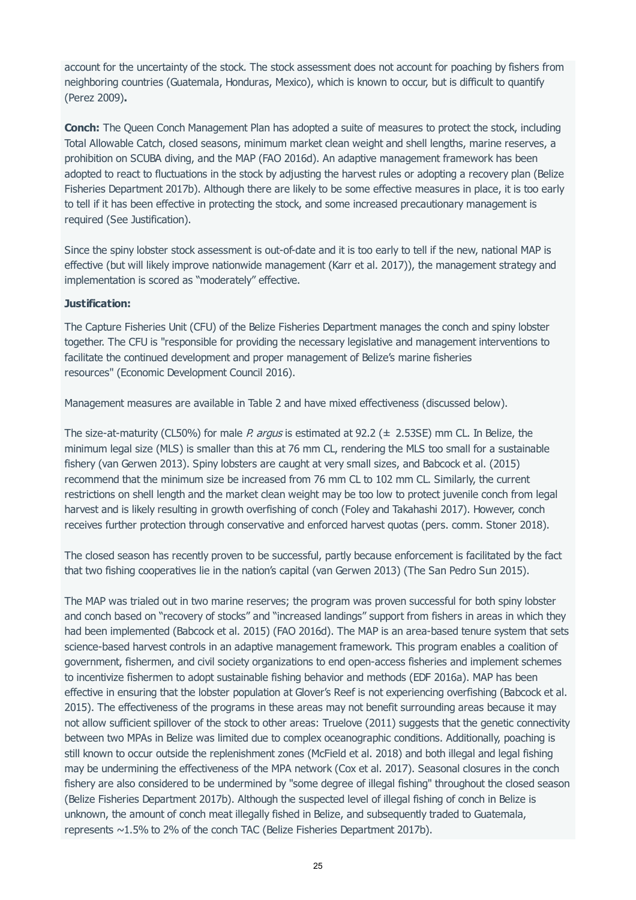account for the uncertainty of the stock. The stock assessment does not account for poaching by fishers from neighboring countries (Guatemala, Honduras, Mexico), which is known to occur, but is difficult to quantify (Perez 2009)**.**

**Conch:** The Queen Conch Management Plan has adopted a suite of measures to protect the stock, including Total Allowable Catch, closed seasons, minimum market clean weight and shell lengths, marine reserves, a prohibition on SCUBA diving, and the MAP (FAO 2016d). An adaptive management framework has been adopted to react to fluctuations in the stock by adjusting the harvest rules or adopting a recovery plan (Belize Fisheries Department 2017b). Although there are likely to be some effective measures in place, it is too early to tell if it has been effective in protecting the stock, and some increased precautionary management is required (See Justification).

Since the spiny lobster stock assessment is out-of-date and it is too early to tell if the new, national MAP is effective (but will likely improve nationwide management (Karr et al. 2017)), the management strategy and implementation is scored as "moderately" effective.

**Justification:**

The Capture Fisheries Unit (CFU) of the Belize Fisheries Department manages the conch and spiny lobster together. The CFU is "responsible for providing the necessary legislative and management interventions to facilitate the continued development and proper management of Belize's marine fisheries resources" (Economic Development Council 2016).

Management measures are available in Table 2 and have mixed effectiveness (discussed below).

The size-at-maturity (CL50%) for male *P. argus* is estimated at 92.2 (± 2.53SE) mm CL. In Belize, the minimum legal size (MLS) is smaller than this at 76 mm CL, rendering the MLS too small for a sustainable fishery (van Gerwen 2013). Spiny lobsters are caught at very small sizes, and Babcock et al. (2015) recommend that the minimum size be increased from 76 mm CL to 102 mm CL. Similarly, the current restrictions on shell length and the market clean weight may be too low to protect juvenile conch from legal harvest and is likely resulting in growth overfishing of conch (Foley and Takahashi 2017). However, conch receives further protection through conservative and enforced harvest quotas (pers. comm. Stoner 2018).

The closed season has recently proven to be successful, partly because enforcement is facilitated by the fact that two fishing cooperatives lie in the nation's capital (van Gerwen 2013) (The San Pedro Sun 2015).

The MAP was trialed out in two marine reserves; the program was proven successful for both spiny lobster and conch based on "recovery of stocks" and "increased landings" support from fishers in areas in which they had been implemented (Babcock et al. 2015) (FAO 2016d). The MAP is an area-based tenure system that sets science-based harvest controls in an adaptive management framework. This program enables a coalition of government, fishermen, and civil society organizations to end open-access fisheries and implement schemes to incentivize fishermen to adopt sustainable fishing behavior and methods (EDF 2016a). MAP has been effective in ensuring that the lobster population at Glover's Reef is not experiencing overfishing (Babcock et al. 2015). The effectiveness of the programs in these areas may not benefit surrounding areas because it may not allow sufficient spillover of the stock to other areas: Truelove (2011) suggests that the genetic connectivity between two MPAs in Belize was limited due to complex oceanographic conditions. Additionally, poaching is still known to occur outside the replenishment zones (McField et al. 2018) and both illegal and legal fishing may be undermining the effectiveness of the MPA network (Cox et al. 2017). Seasonal closures in the conch fishery are also considered to be undermined by "some degree of illegal fishing" throughout the closed season (Belize Fisheries Department 2017b). Although the suspected level of illegal fishing of conch in Belize is unknown, the amount of conch meat illegally fished in Belize, and subsequently traded to Guatemala, represents ~1.5% to 2% of the conch TAC (Belize Fisheries Department 2017b).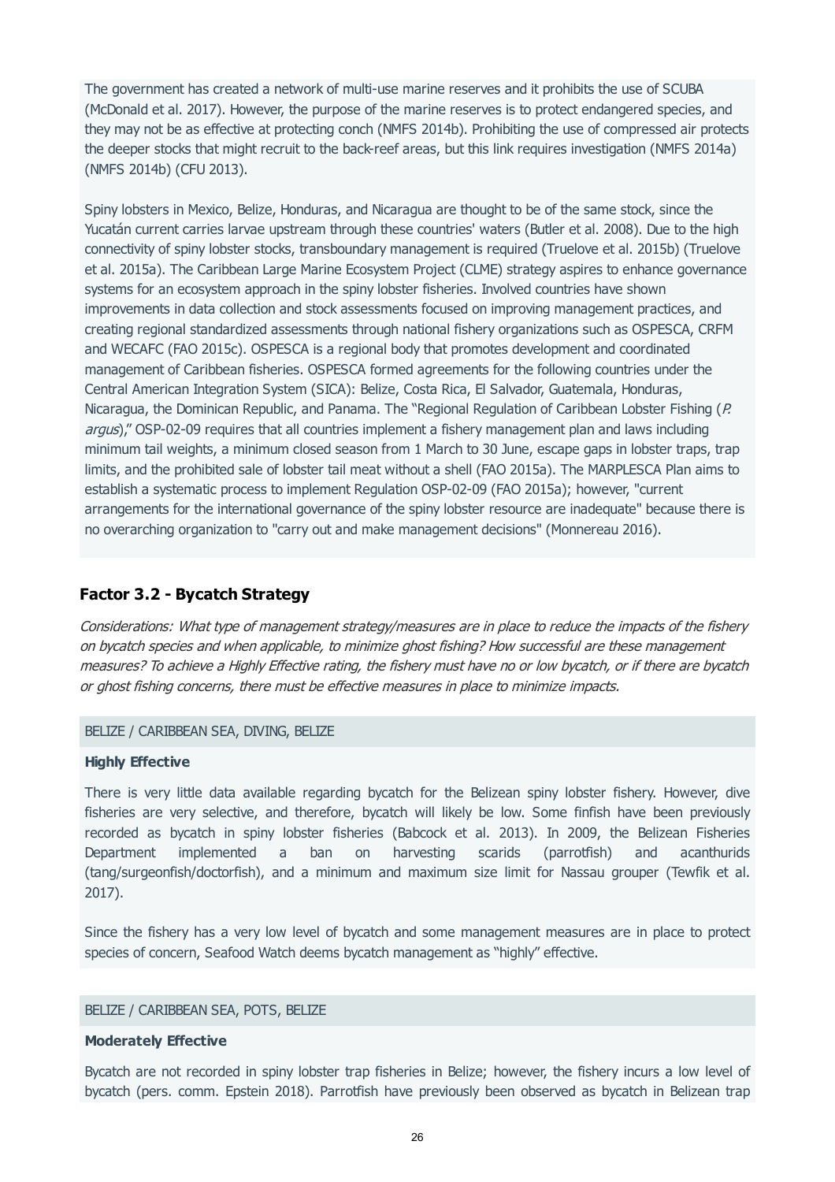The government has created a network of multi-use marine reserves and it prohibits the use of SCUBA (McDonald et al. 2017). However, the purpose of the marine reserves is to protect endangered species, and they may not be as effective at protecting conch (NMFS 2014b). Prohibiting the use of compressed air protects the deeper stocks that might recruit to the back-reef areas, but this link requires investigation (NMFS 2014a) (NMFS 2014b) (CFU 2013).

Spiny lobsters in Mexico, Belize, Honduras, and Nicaragua are thought to be of the same stock, since the Yucatán current carries larvae upstream through these countries' waters (Butler et al. 2008). Due to the high connectivity of spiny lobster stocks, transboundary management is required (Truelove et al. 2015b) (Truelove et al. 2015a). The Caribbean Large Marine Ecosystem Project (CLME) strategy aspires to enhance governance systems for an ecosystem approach in the spiny lobster fisheries. Involved countries have shown improvements in data collection and stock assessments focused on improving management practices, and creating regional standardized assessments through national fishery organizations such as OSPESCA, CRFM and WECAFC (FAO 2015c). OSPESCA is a regional body that promotes development and coordinated management of Caribbean fisheries. OSPESCA formed agreements for the following countries under the Central American Integration System (SICA): Belize, Costa Rica, El Salvador, Guatemala, Honduras, Nicaragua, the Dominican Republic, and Panama. The "Regional Regulation of Caribbean Lobster Fishing (*P. argus*)," OSP-02-09 requires that all countries implement a fishery management plan and laws including minimum tail weights, a minimum closed season from 1 March to 30 June, escape gaps in lobster traps, trap limits, and the prohibited sale of lobster tail meat without a shell (FAO 2015a). The MARPLESCA Plan aims to establish a systematic process to implement Regulation OSP-02-09 (FAO 2015a); however, "current arrangements for the international governance of the spiny lobster resource are inadequate" because there is no overarching organization to "carry out and make management decisions" (Monnereau 2016).

## Factor 3.2 - Bycatch Strategy

*Considerations: What type of management strategy/measures are in place to reduce the impacts of the fishery on bycatch species and when applicable, to minimize ghost fishing? How successful are these management measures? To achieve a Highly Effective rating, the fishery must have no or low bycatch, or if there are bycatch or ghost fishing concerns, there must be effective measures in place to minimize impacts.*

BELIZE / CARIBBEAN SEA, DIVING, BELIZE

**Highly Effective**

There is very little data available regarding bycatch for the Belizean spiny lobster fishery. However, dive fisheries are very selective, and therefore, bycatch will likely be low. Some finfish have been previously recorded as bycatch in spiny lobster fisheries (Babcock et al. 2013). In 2009, the Belizean Fisheries Department implemented a ban on harvesting scarids (parrotfish) and acanthurids (tang/surgeonfish/doctorfish), and a minimum and maximum size limit for Nassau grouper (Tewfik et al. 2017).

Since the fishery has a very low level of bycatch and some management measures are in place to protect species of concern, Seafood Watch deems bycatch management as "highly" effective.

BELIZE / CARIBBEAN SEA, POTS, BELIZE

**Moderately Effective**

Bycatch are not recorded in spiny lobster trap fisheries in Belize; however, the fishery incurs a low level of bycatch (pers. comm. Epstein 2018). Parrotfish have previously been observed as bycatch in Belizean trap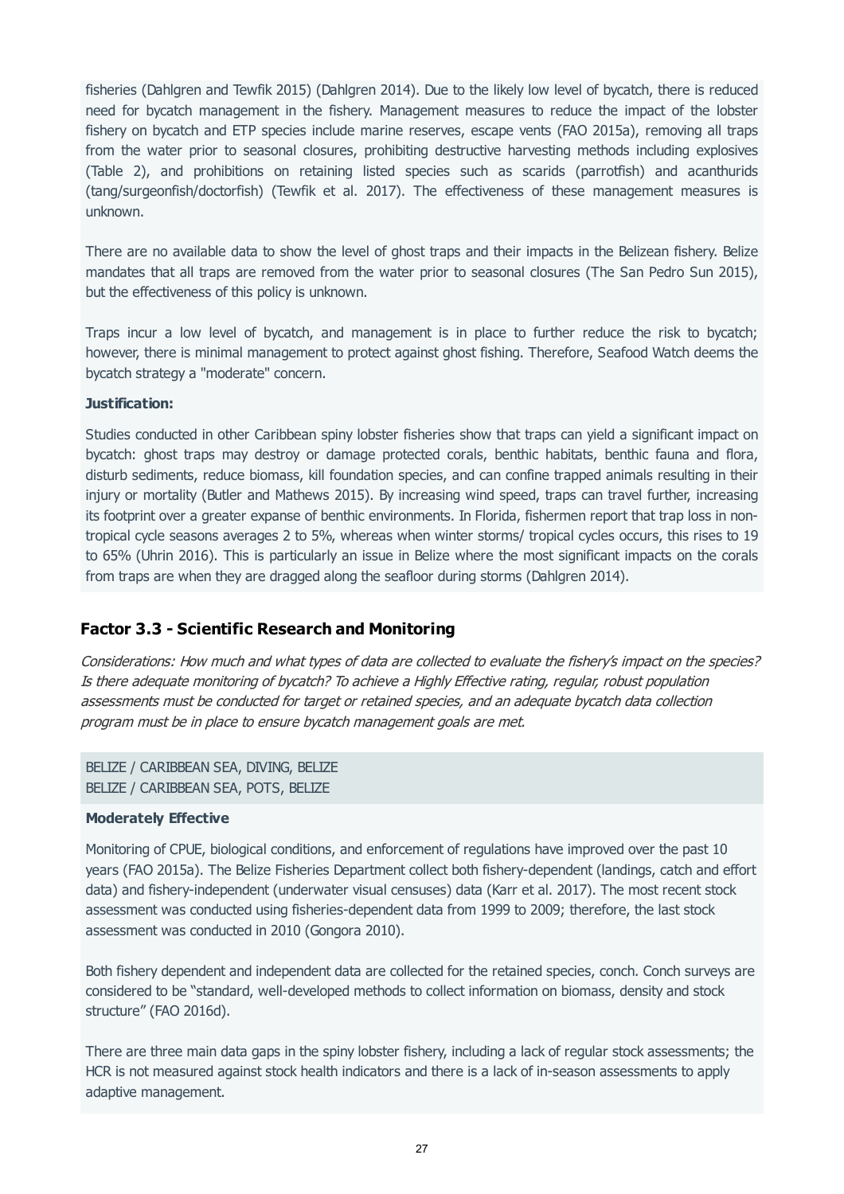fisheries (Dahlgren and Tewfik 2015) (Dahlgren 2014). Due to the likely low level of bycatch, there is reduced need for bycatch management in the fishery. Management measures to reduce the impact of the lobster fishery on bycatch and ETP species include marine reserves, escape vents (FAO 2015a), removing all traps from the water prior to seasonal closures, prohibiting destructive harvesting methods including explosives (Table 2), and prohibitions on retaining listed species such as scarids (parrotfish) and acanthurids (tang/surgeonfish/doctorfish) (Tewfik et al. 2017). The effectiveness of these management measures is unknown.

There are no available data to show the level of ghost traps and their impacts in the Belizean fishery. Belize mandates that all traps are removed from the water prior to seasonal closures (The San Pedro Sun 2015), but the effectiveness of this policy is unknown.

Traps incur a low level of bycatch, and management is in place to further reduce the risk to bycatch; however, there is minimal management to protect against ghost fishing. Therefore, Seafood Watch deems the bycatch strategy a "moderate" concern.

**Justification:**

Studies conducted in other Caribbean spiny lobster fisheries show that traps can yield a significant impact on bycatch: ghost traps may destroy or damage protected corals, benthic habitats, benthic fauna and flora, disturb sediments, reduce biomass, kill foundation species, and can confine trapped animals resulting in their injury or mortality (Butler and Mathews 2015). By increasing wind speed, traps can travel further, increasing its footprint over a greater expanse of benthic environments. In Florida, fishermen report that trap loss in non-tropical cycle seasons averages 2 to 5%, whereas when winter storms/ tropical cycles occurs, this rises to 19 to 65% (Uhrin 2016). This is particularly an issue in Belize where the most significant impacts on the corals from traps are when they are dragged along the seafloor during storms (Dahlgren 2014).

## Factor 3.3 - Scientific Research and Monitoring

*Considerations: How much and what types of data are collected to evaluate the fishery's impact on the species? Is there adequate monitoring of bycatch? To achieve a Highly Effective rating, regular, robust population assessments must be conducted for target or retained species, and an adequate bycatch data collection program must be in place to ensure bycatch management goals are met.*

BELIZE / CARIBBEAN SEA, DIVING, BELIZE
BELIZE / CARIBBEAN SEA, POTS, BELIZE

**Moderately Effective**

Monitoring of CPUE, biological conditions, and enforcement of regulations have improved over the past 10 years (FAO 2015a). The Belize Fisheries Department collect both fishery-dependent (landings, catch and effort data) and fishery-independent (underwater visual censuses) data (Karr et al. 2017). The most recent stock assessment was conducted using fisheries-dependent data from 1999 to 2009; therefore, the last stock assessment was conducted in 2010 (Gongora 2010).

Both fishery dependent and independent data are collected for the retained species, conch. Conch surveys are considered to be "standard, well-developed methods to collect information on biomass, density and stock structure" (FAO 2016d).

There are three main data gaps in the spiny lobster fishery, including a lack of regular stock assessments; the HCR is not measured against stock health indicators and there is a lack of in-season assessments to apply adaptive management.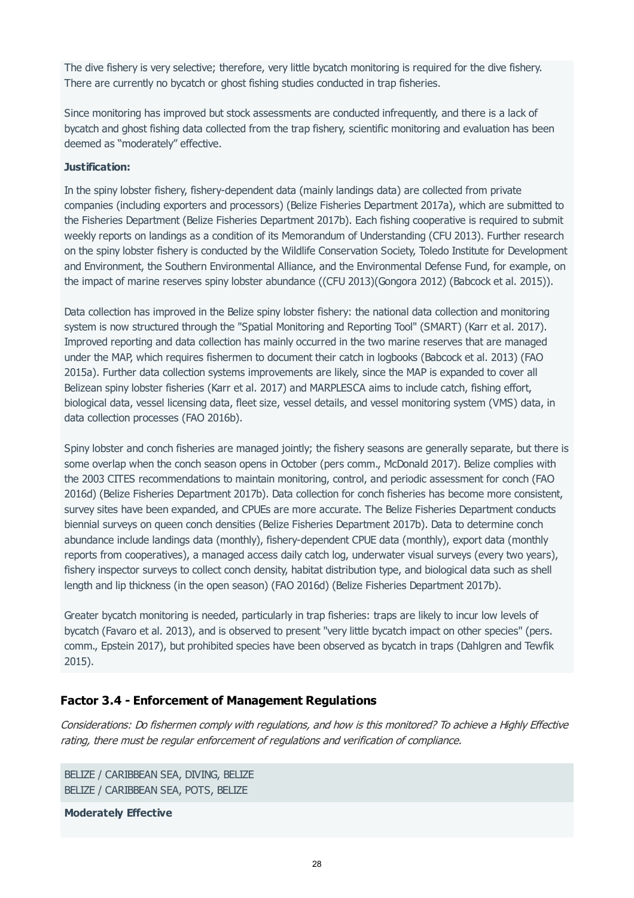The dive fishery is very selective; therefore, very little bycatch monitoring is required for the dive fishery. There are currently no bycatch or ghost fishing studies conducted in trap fisheries.

Since monitoring has improved but stock assessments are conducted infrequently, and there is a lack of bycatch and ghost fishing data collected from the trap fishery, scientific monitoring and evaluation has been deemed as "moderately" effective.

**Justification:**

In the spiny lobster fishery, fishery-dependent data (mainly landings data) are collected from private companies (including exporters and processors) (Belize Fisheries Department 2017a), which are submitted to the Fisheries Department (Belize Fisheries Department 2017b). Each fishing cooperative is required to submit weekly reports on landings as a condition of its Memorandum of Understanding (CFU 2013). Further research on the spiny lobster fishery is conducted by the Wildlife Conservation Society, Toledo Institute for Development and Environment, the Southern Environmental Alliance, and the Environmental Defense Fund, for example, on the impact of marine reserves spiny lobster abundance ((CFU 2013)(Gongora 2012) (Babcock et al. 2015)).

Data collection has improved in the Belize spiny lobster fishery: the national data collection and monitoring system is now structured through the "Spatial Monitoring and Reporting Tool" (SMART) (Karr et al. 2017). Improved reporting and data collection has mainly occurred in the two marine reserves that are managed under the MAP, which requires fishermen to document their catch in logbooks (Babcock et al. 2013) (FAO 2015a). Further data collection systems improvements are likely, since the MAP is expanded to cover all Belizean spiny lobster fisheries (Karr et al. 2017) and MARPLESCA aims to include catch, fishing effort, biological data, vessel licensing data, fleet size, vessel details, and vessel monitoring system (VMS) data, in data collection processes (FAO 2016b).

Spiny lobster and conch fisheries are managed jointly; the fishery seasons are generally separate, but there is some overlap when the conch season opens in October (pers comm., McDonald 2017). Belize complies with the 2003 CITES recommendations to maintain monitoring, control, and periodic assessment for conch (FAO 2016d) (Belize Fisheries Department 2017b). Data collection for conch fisheries has become more consistent, survey sites have been expanded, and CPUEs are more accurate. The Belize Fisheries Department conducts biennial surveys on queen conch densities (Belize Fisheries Department 2017b). Data to determine conch abundance include landings data (monthly), fishery-dependent CPUE data (monthly), export data (monthly reports from cooperatives), a managed access daily catch log, underwater visual surveys (every two years), fishery inspector surveys to collect conch density, habitat distribution type, and biological data such as shell length and lip thickness (in the open season) (FAO 2016d) (Belize Fisheries Department 2017b).

Greater bycatch monitoring is needed, particularly in trap fisheries: traps are likely to incur low levels of bycatch (Favaro et al. 2013), and is observed to present "very little bycatch impact on other species" (pers. comm., Epstein 2017), but prohibited species have been observed as bycatch in traps (Dahlgren and Tewfik 2015).

## Factor 3.4 - Enforcement of Management Regulations

*Considerations: Do fishermen comply with regulations, and how is this monitored? To achieve a Highly Effective rating, there must be regular enforcement of regulations and verification of compliance.*

BELIZE / CARIBBEAN SEA, DIVING, BELIZE
BELIZE / CARIBBEAN SEA, POTS, BELIZE

**Moderately Effective**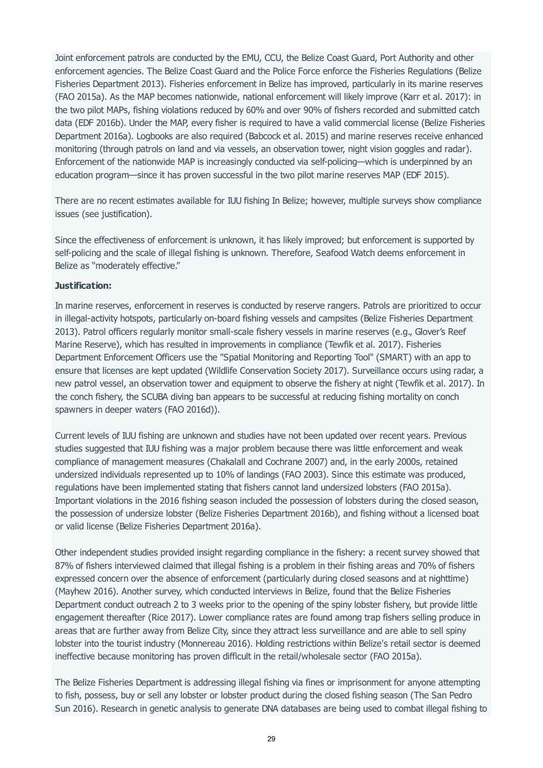Joint enforcement patrols are conducted by the EMU, CCU, the Belize Coast Guard, Port Authority and other enforcement agencies. The Belize Coast Guard and the Police Force enforce the Fisheries Regulations (Belize Fisheries Department 2013). Fisheries enforcement in Belize has improved, particularly in its marine reserves (FAO 2015a). As the MAP becomes nationwide, national enforcement will likely improve (Karr et al. 2017): in the two pilot MAPs, fishing violations reduced by 60% and over 90% of fishers recorded and submitted catch data (EDF 2016b). Under the MAP, every fisher is required to have a valid commercial license (Belize Fisheries Department 2016a). Logbooks are also required (Babcock et al. 2015) and marine reserves receive enhanced monitoring (through patrols on land and via vessels, an observation tower, night vision goggles and radar). Enforcement of the nationwide MAP is increasingly conducted via self-policing—which is underpinned by an education program—since it has proven successful in the two pilot marine reserves MAP (EDF 2015).

There are no recent estimates available for IUU fishing In Belize; however, multiple surveys show compliance issues (see justification).

Since the effectiveness of enforcement is unknown, it has likely improved; but enforcement is supported by self-policing and the scale of illegal fishing is unknown. Therefore, Seafood Watch deems enforcement in Belize as “moderately effective.”

**Justification:**

In marine reserves, enforcement in reserves is conducted by reserve rangers. Patrols are prioritized to occur in illegal-activity hotspots, particularly on-board fishing vessels and campsites (Belize Fisheries Department 2013). Patrol officers regularly monitor small-scale fishery vessels in marine reserves (e.g., Glover’s Reef Marine Reserve), which has resulted in improvements in compliance (Tewfik et al. 2017). Fisheries Department Enforcement Officers use the "Spatial Monitoring and Reporting Tool" (SMART) with an app to ensure that licenses are kept updated (Wildlife Conservation Society 2017). Surveillance occurs using radar, a new patrol vessel, an observation tower and equipment to observe the fishery at night (Tewfik et al. 2017). In the conch fishery, the SCUBA diving ban appears to be successful at reducing fishing mortality on conch spawners in deeper waters (FAO 2016d)).

Current levels of IUU fishing are unknown and studies have not been updated over recent years. Previous studies suggested that IUU fishing was a major problem because there was little enforcement and weak compliance of management measures (Chakalall and Cochrane 2007) and, in the early 2000s, retained undersized individuals represented up to 10% of landings (FAO 2003). Since this estimate was produced, regulations have been implemented stating that fishers cannot land undersized lobsters (FAO 2015a). Important violations in the 2016 fishing season included the possession of lobsters during the closed season, the possession of undersize lobster (Belize Fisheries Department 2016b), and fishing without a licensed boat or valid license (Belize Fisheries Department 2016a).

Other independent studies provided insight regarding compliance in the fishery: a recent survey showed that 87% of fishers interviewed claimed that illegal fishing is a problem in their fishing areas and 70% of fishers expressed concern over the absence of enforcement (particularly during closed seasons and at nighttime) (Mayhew 2016). Another survey, which conducted interviews in Belize, found that the Belize Fisheries Department conduct outreach 2 to 3 weeks prior to the opening of the spiny lobster fishery, but provide little engagement thereafter (Rice 2017). Lower compliance rates are found among trap fishers selling produce in areas that are further away from Belize City, since they attract less surveillance and are able to sell spiny lobster into the tourist industry (Monnereau 2016). Holding restrictions within Belize's retail sector is deemed ineffective because monitoring has proven difficult in the retail/wholesale sector (FAO 2015a).

The Belize Fisheries Department is addressing illegal fishing via fines or imprisonment for anyone attempting to fish, possess, buy or sell any lobster or lobster product during the closed fishing season (The San Pedro Sun 2016). Research in genetic analysis to generate DNA databases are being used to combat illegal fishing to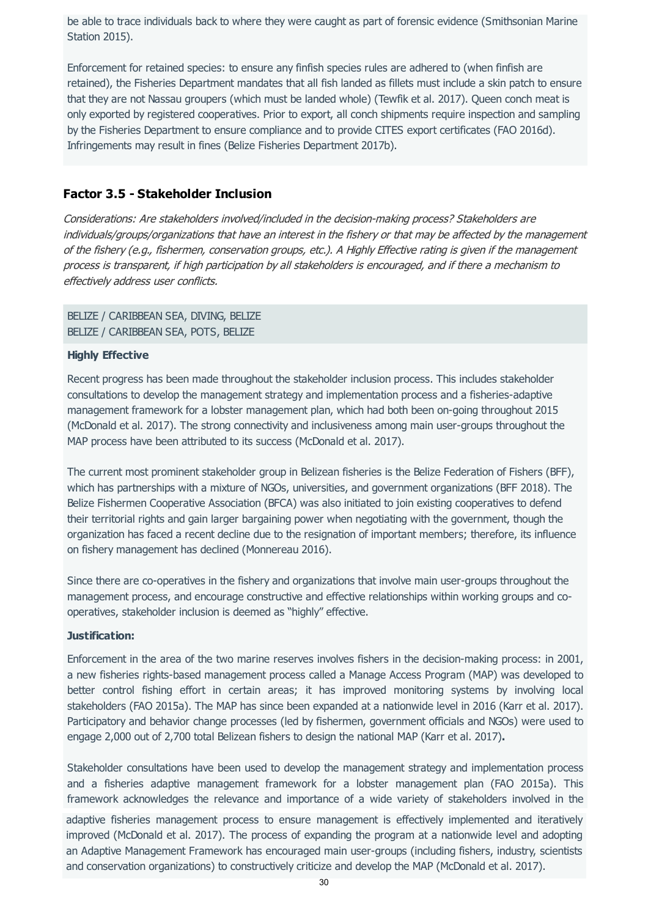be able to trace individuals back to where they were caught as part of forensic evidence (Smithsonian Marine Station 2015).

Enforcement for retained species: to ensure any finfish species rules are adhered to (when finfish are retained), the Fisheries Department mandates that all fish landed as fillets must include a skin patch to ensure that they are not Nassau groupers (which must be landed whole) (Tewfik et al. 2017). Queen conch meat is only exported by registered cooperatives. Prior to export, all conch shipments require inspection and sampling by the Fisheries Department to ensure compliance and to provide CITES export certificates (FAO 2016d). Infringements may result in fines (Belize Fisheries Department 2017b).

### Factor 3.5 - Stakeholder Inclusion

*Considerations: Are stakeholders involved/included in the decision-making process? Stakeholders are individuals/groups/organizations that have an interest in the fishery or that may be affected by the management of the fishery (e.g., fishermen, conservation groups, etc.). A Highly Effective rating is given if the management process is transparent, if high participation by all stakeholders is encouraged, and if there a mechanism to effectively address user conflicts.*

BELIZE / CARIBBEAN SEA, DIVING, BELIZE
BELIZE / CARIBBEAN SEA, POTS, BELIZE

**Highly Effective**

Recent progress has been made throughout the stakeholder inclusion process. This includes stakeholder consultations to develop the management strategy and implementation process and a fisheries-adaptive management framework for a lobster management plan, which had both been on-going throughout 2015 (McDonald et al. 2017). The strong connectivity and inclusiveness among main user-groups throughout the MAP process have been attributed to its success (McDonald et al. 2017).

The current most prominent stakeholder group in Belizean fisheries is the Belize Federation of Fishers (BFF), which has partnerships with a mixture of NGOs, universities, and government organizations (BFF 2018). The Belize Fishermen Cooperative Association (BFCA) was also initiated to join existing cooperatives to defend their territorial rights and gain larger bargaining power when negotiating with the government, though the organization has faced a recent decline due to the resignation of important members; therefore, its influence on fishery management has declined (Monnereau 2016).

Since there are co-operatives in the fishery and organizations that involve main user-groups throughout the management process, and encourage constructive and effective relationships within working groups and co-operatives, stakeholder inclusion is deemed as "highly" effective.

**Justification:**

Enforcement in the area of the two marine reserves involves fishers in the decision-making process: in 2001, a new fisheries rights-based management process called a Manage Access Program (MAP) was developed to better control fishing effort in certain areas; it has improved monitoring systems by involving local stakeholders (FAO 2015a). The MAP has since been expanded at a nationwide level in 2016 (Karr et al. 2017). Participatory and behavior change processes (led by fishermen, government officials and NGOs) were used to engage 2,000 out of 2,700 total Belizean fishers to design the national MAP (Karr et al. 2017)**.**

Stakeholder consultations have been used to develop the management strategy and implementation process and a fisheries adaptive management framework for a lobster management plan (FAO 2015a). This framework acknowledges the relevance and importance of a wide variety of stakeholders involved in the adaptive fisheries management process to ensure management is effectively implemented and iteratively improved (McDonald et al. 2017). The process of expanding the program at a nationwide level and adopting an Adaptive Management Framework has encouraged main user-groups (including fishers, industry, scientists and conservation organizations) to constructively criticize and develop the MAP (McDonald et al. 2017).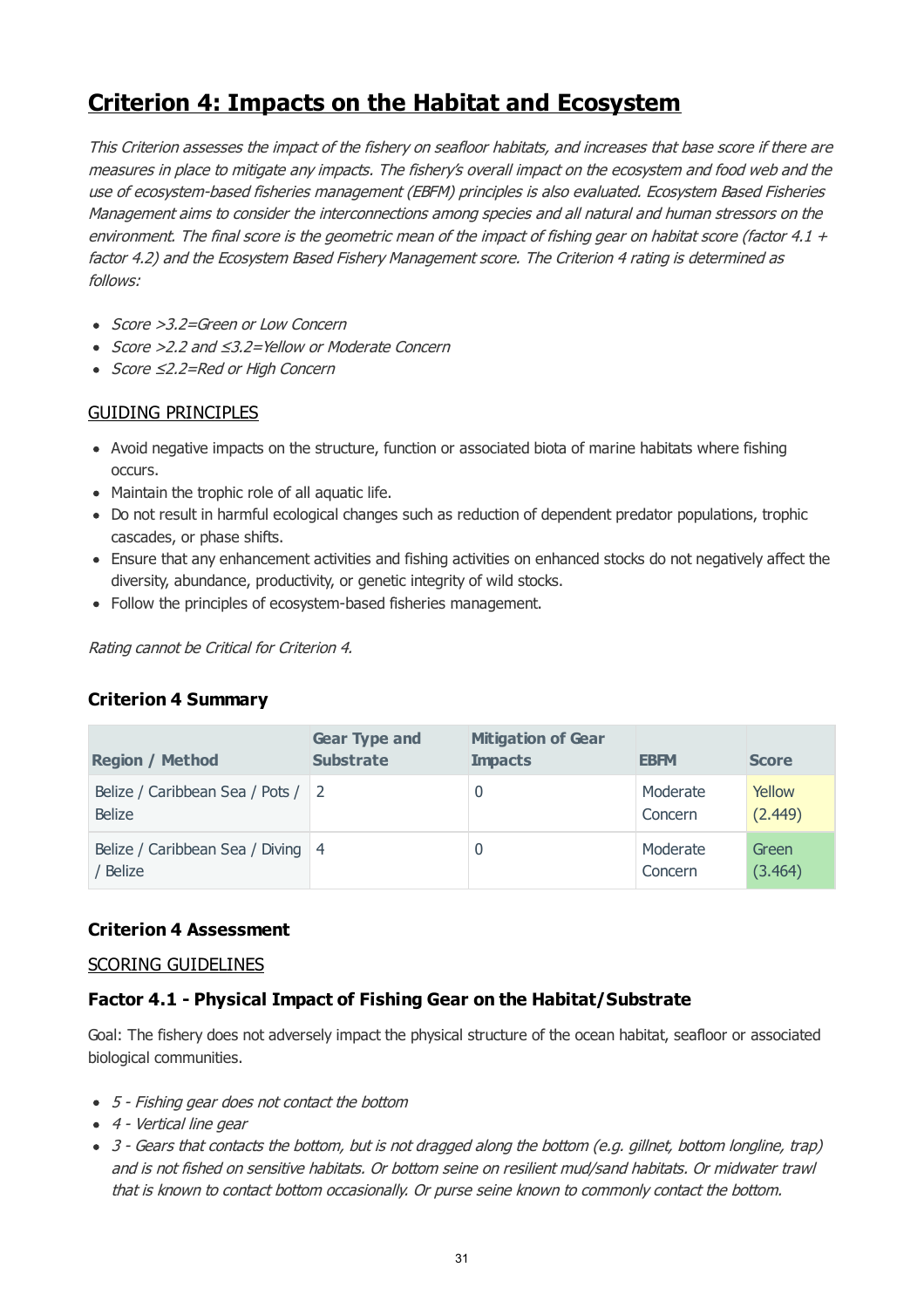# Criterion 4: Impacts on the Habitat and Ecosystem

*This Criterion assesses the impact of the fishery on seafloor habitats, and increases that base score if there are measures in place to mitigate any impacts. The fishery's overall impact on the ecosystem and food web and the use of ecosystem-based fisheries management (EBFM) principles is also evaluated. Ecosystem Based Fisheries Management aims to consider the interconnections among species and all natural and human stressors on the environment. The final score is the geometric mean of the impact of fishing gear on habitat score (factor 4.1 + factor 4.2) and the Ecosystem Based Fishery Management score. The Criterion 4 rating is determined as follows:*

- *Score >3.2=Green or Low Concern*
- *Score >2.2 and ≤3.2=Yellow or Moderate Concern*
- *Score ≤2.2=Red or High Concern*

GUIDING PRINCIPLES

- Avoid negative impacts on the structure, function or associated biota of marine habitats where fishing occurs.
- Maintain the trophic role of all aquatic life.
- Do not result in harmful ecological changes such as reduction of dependent predator populations, trophic cascades, or phase shifts.
- Ensure that any enhancement activities and fishing activities on enhanced stocks do not negatively affect the diversity, abundance, productivity, or genetic integrity of wild stocks.
- Follow the principles of ecosystem-based fisheries management.

*Rating cannot be Critical for Criterion 4.*

### Criterion 4 Summary

| Region / Method | Gear Type and Substrate | Mitigation of Gear Impacts | EBFM | Score |
|---|---|---|---|---|
| Belize / Caribbean Sea / Pots / Belize | 2 | 0 | Moderate Concern | Yellow (2.449) |
| Belize / Caribbean Sea / Diving / Belize | 4 | 0 | Moderate Concern | Green (3.464) |

### Criterion 4 Assessment

SCORING GUIDELINES

### Factor 4.1 - Physical Impact of Fishing Gear on the Habitat/Substrate

Goal: The fishery does not adversely impact the physical structure of the ocean habitat, seafloor or associated biological communities.

- *5 - Fishing gear does not contact the bottom*
- *4 - Vertical line gear*
- *3 - Gears that contacts the bottom, but is not dragged along the bottom (e.g. gillnet, bottom longline, trap) and is not fished on sensitive habitats. Or bottom seine on resilient mud/sand habitats. Or midwater trawl that is known to contact bottom occasionally. Or purse seine known to commonly contact the bottom.*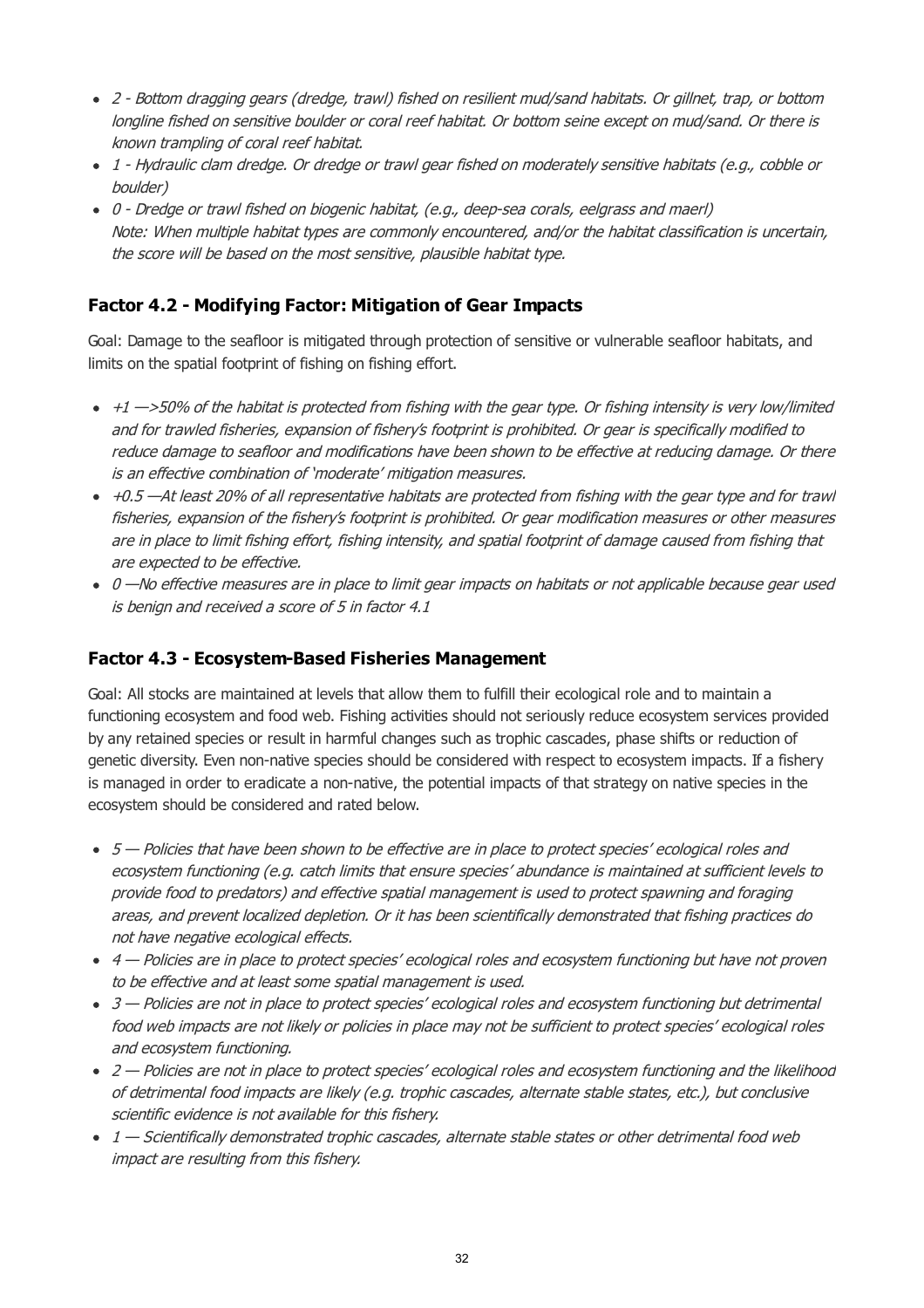- *2 - Bottom dragging gears (dredge, trawl) fished on resilient mud/sand habitats. Or gillnet, trap, or bottom longline fished on sensitive boulder or coral reef habitat. Or bottom seine except on mud/sand. Or there is known trampling of coral reef habitat.*
- *1 - Hydraulic clam dredge. Or dredge or trawl gear fished on moderately sensitive habitats (e.g., cobble or boulder)*
- *0 - Dredge or trawl fished on biogenic habitat, (e.g., deep-sea corals, eelgrass and maerl)*
  *Note: When multiple habitat types are commonly encountered, and/or the habitat classification is uncertain, the score will be based on the most sensitive, plausible habitat type.*

### Factor 4.2 - Modifying Factor: Mitigation of Gear Impacts

Goal: Damage to the seafloor is mitigated through protection of sensitive or vulnerable seafloor habitats, and limits on the spatial footprint of fishing on fishing effort.

- *+1 —>50% of the habitat is protected from fishing with the gear type. Or fishing intensity is very low/limited and for trawled fisheries, expansion of fishery's footprint is prohibited. Or gear is specifically modified to reduce damage to seafloor and modifications have been shown to be effective at reducing damage. Or there is an effective combination of 'moderate' mitigation measures.*
- *+0.5 —At least 20% of all representative habitats are protected from fishing with the gear type and for trawl fisheries, expansion of the fishery's footprint is prohibited. Or gear modification measures or other measures are in place to limit fishing effort, fishing intensity, and spatial footprint of damage caused from fishing that are expected to be effective.*
- *0 —No effective measures are in place to limit gear impacts on habitats or not applicable because gear used is benign and received a score of 5 in factor 4.1*

### Factor 4.3 - Ecosystem-Based Fisheries Management

Goal: All stocks are maintained at levels that allow them to fulfill their ecological role and to maintain a functioning ecosystem and food web. Fishing activities should not seriously reduce ecosystem services provided by any retained species or result in harmful changes such as trophic cascades, phase shifts or reduction of genetic diversity. Even non-native species should be considered with respect to ecosystem impacts. If a fishery is managed in order to eradicate a non-native, the potential impacts of that strategy on native species in the ecosystem should be considered and rated below.

- *5 — Policies that have been shown to be effective are in place to protect species' ecological roles and ecosystem functioning (e.g. catch limits that ensure species' abundance is maintained at sufficient levels to provide food to predators) and effective spatial management is used to protect spawning and foraging areas, and prevent localized depletion. Or it has been scientifically demonstrated that fishing practices do not have negative ecological effects.*
- *4 — Policies are in place to protect species' ecological roles and ecosystem functioning but have not proven to be effective and at least some spatial management is used.*
- *3 — Policies are not in place to protect species' ecological roles and ecosystem functioning but detrimental food web impacts are not likely or policies in place may not be sufficient to protect species' ecological roles and ecosystem functioning.*
- *2 — Policies are not in place to protect species' ecological roles and ecosystem functioning and the likelihood of detrimental food impacts are likely (e.g. trophic cascades, alternate stable states, etc.), but conclusive scientific evidence is not available for this fishery.*
- *1 — Scientifically demonstrated trophic cascades, alternate stable states or other detrimental food web impact are resulting from this fishery.*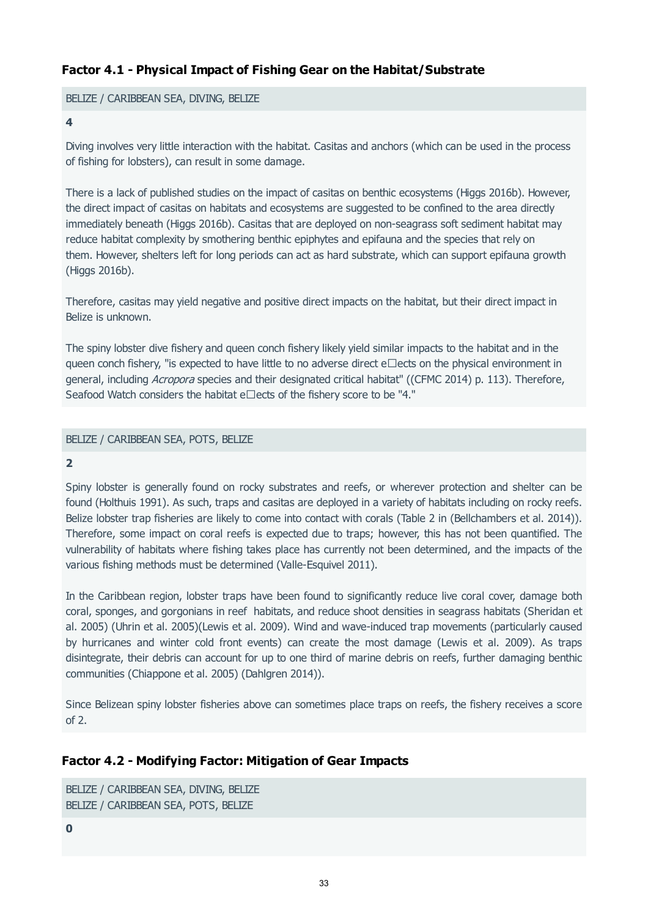### Factor 4.1 - Physical Impact of Fishing Gear on the Habitat/Substrate

BELIZE / CARIBBEAN SEA, DIVING, BELIZE

**4**

Diving involves very little interaction with the habitat. Casitas and anchors (which can be used in the process of fishing for lobsters), can result in some damage.

There is a lack of published studies on the impact of casitas on benthic ecosystems (Higgs 2016b). However, the direct impact of casitas on habitats and ecosystems are suggested to be confined to the area directly immediately beneath (Higgs 2016b). Casitas that are deployed on non-seagrass soft sediment habitat may reduce habitat complexity by smothering benthic epiphytes and epifauna and the species that rely on them. However, shelters left for long periods can act as hard substrate, which can support epifauna growth (Higgs 2016b).

Therefore, casitas may yield negative and positive direct impacts on the habitat, but their direct impact in Belize is unknown.

The spiny lobster dive fishery and queen conch fishery likely yield similar impacts to the habitat and in the queen conch fishery, "is expected to have little to no adverse direct effects on the physical environment in general, including *Acropora* species and their designated critical habitat" ((CFMC 2014) p. 113). Therefore, Seafood Watch considers the habitat effects of the fishery score to be "4."

BELIZE / CARIBBEAN SEA, POTS, BELIZE

**2**

Spiny lobster is generally found on rocky substrates and reefs, or wherever protection and shelter can be found (Holthuis 1991). As such, traps and casitas are deployed in a variety of habitats including on rocky reefs. Belize lobster trap fisheries are likely to come into contact with corals (Table 2 in (Bellchambers et al. 2014)). Therefore, some impact on coral reefs is expected due to traps; however, this has not been quantified. The vulnerability of habitats where fishing takes place has currently not been determined, and the impacts of the various fishing methods must be determined (Valle-Esquivel 2011).

In the Caribbean region, lobster traps have been found to significantly reduce live coral cover, damage both coral, sponges, and gorgonians in reef habitats, and reduce shoot densities in seagrass habitats (Sheridan et al. 2005) (Uhrin et al. 2005)(Lewis et al. 2009). Wind and wave-induced trap movements (particularly caused by hurricanes and winter cold front events) can create the most damage (Lewis et al. 2009). As traps disintegrate, their debris can account for up to one third of marine debris on reefs, further damaging benthic communities (Chiappone et al. 2005) (Dahlgren 2014)).

Since Belizean spiny lobster fisheries above can sometimes place traps on reefs, the fishery receives a score of 2.

### Factor 4.2 - Modifying Factor: Mitigation of Gear Impacts

BELIZE / CARIBBEAN SEA, DIVING, BELIZE
BELIZE / CARIBBEAN SEA, POTS, BELIZE

**0**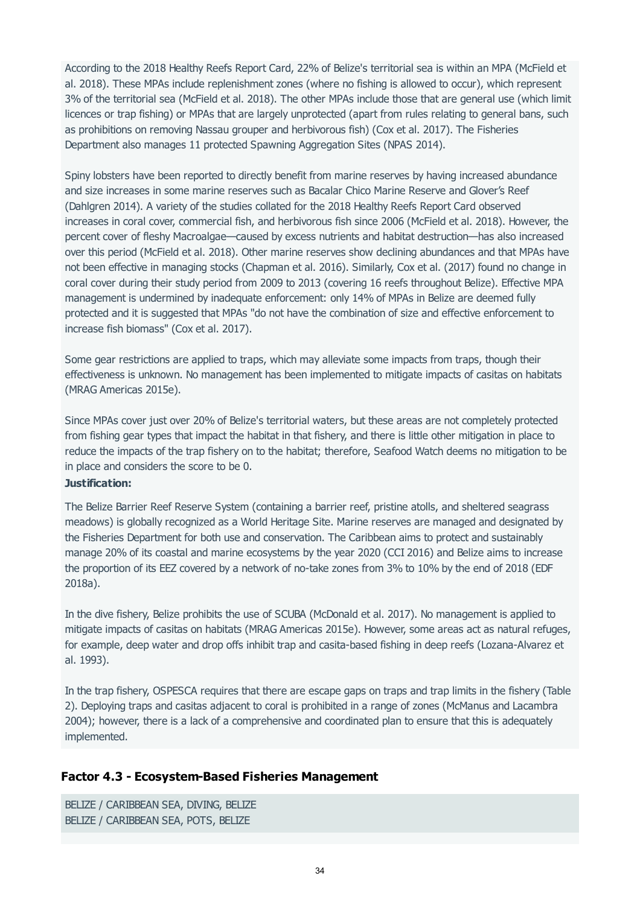According to the 2018 Healthy Reefs Report Card, 22% of Belize's territorial sea is within an MPA (McField et al. 2018). These MPAs include replenishment zones (where no fishing is allowed to occur), which represent 3% of the territorial sea (McField et al. 2018). The other MPAs include those that are general use (which limit licences or trap fishing) or MPAs that are largely unprotected (apart from rules relating to general bans, such as prohibitions on removing Nassau grouper and herbivorous fish) (Cox et al. 2017). The Fisheries Department also manages 11 protected Spawning Aggregation Sites (NPAS 2014).

Spiny lobsters have been reported to directly benefit from marine reserves by having increased abundance and size increases in some marine reserves such as Bacalar Chico Marine Reserve and Glover's Reef (Dahlgren 2014). A variety of the studies collated for the 2018 Healthy Reefs Report Card observed increases in coral cover, commercial fish, and herbivorous fish since 2006 (McField et al. 2018). However, the percent cover of fleshy Macroalgae—caused by excess nutrients and habitat destruction—has also increased over this period (McField et al. 2018). Other marine reserves show declining abundances and that MPAs have not been effective in managing stocks (Chapman et al. 2016). Similarly, Cox et al. (2017) found no change in coral cover during their study period from 2009 to 2013 (covering 16 reefs throughout Belize). Effective MPA management is undermined by inadequate enforcement: only 14% of MPAs in Belize are deemed fully protected and it is suggested that MPAs "do not have the combination of size and effective enforcement to increase fish biomass" (Cox et al. 2017).

Some gear restrictions are applied to traps, which may alleviate some impacts from traps, though their effectiveness is unknown. No management has been implemented to mitigate impacts of casitas on habitats (MRAG Americas 2015e).

Since MPAs cover just over 20% of Belize's territorial waters, but these areas are not completely protected from fishing gear types that impact the habitat in that fishery, and there is little other mitigation in place to reduce the impacts of the trap fishery on to the habitat; therefore, Seafood Watch deems no mitigation to be in place and considers the score to be 0.

**Justification:**

The Belize Barrier Reef Reserve System (containing a barrier reef, pristine atolls, and sheltered seagrass meadows) is globally recognized as a World Heritage Site. Marine reserves are managed and designated by the Fisheries Department for both use and conservation. The Caribbean aims to protect and sustainably manage 20% of its coastal and marine ecosystems by the year 2020 (CCI 2016) and Belize aims to increase the proportion of its EEZ covered by a network of no-take zones from 3% to 10% by the end of 2018 (EDF 2018a).

In the dive fishery, Belize prohibits the use of SCUBA (McDonald et al. 2017). No management is applied to mitigate impacts of casitas on habitats (MRAG Americas 2015e). However, some areas act as natural refuges, for example, deep water and drop offs inhibit trap and casita-based fishing in deep reefs (Lozana-Alvarez et al. 1993).

In the trap fishery, OSPESCA requires that there are escape gaps on traps and trap limits in the fishery (Table 2). Deploying traps and casitas adjacent to coral is prohibited in a range of zones (McManus and Lacambra 2004); however, there is a lack of a comprehensive and coordinated plan to ensure that this is adequately implemented.

## Factor 4.3 - Ecosystem-Based Fisheries Management

BELIZE / CARIBBEAN SEA, DIVING, BELIZE
BELIZE / CARIBBEAN SEA, POTS, BELIZE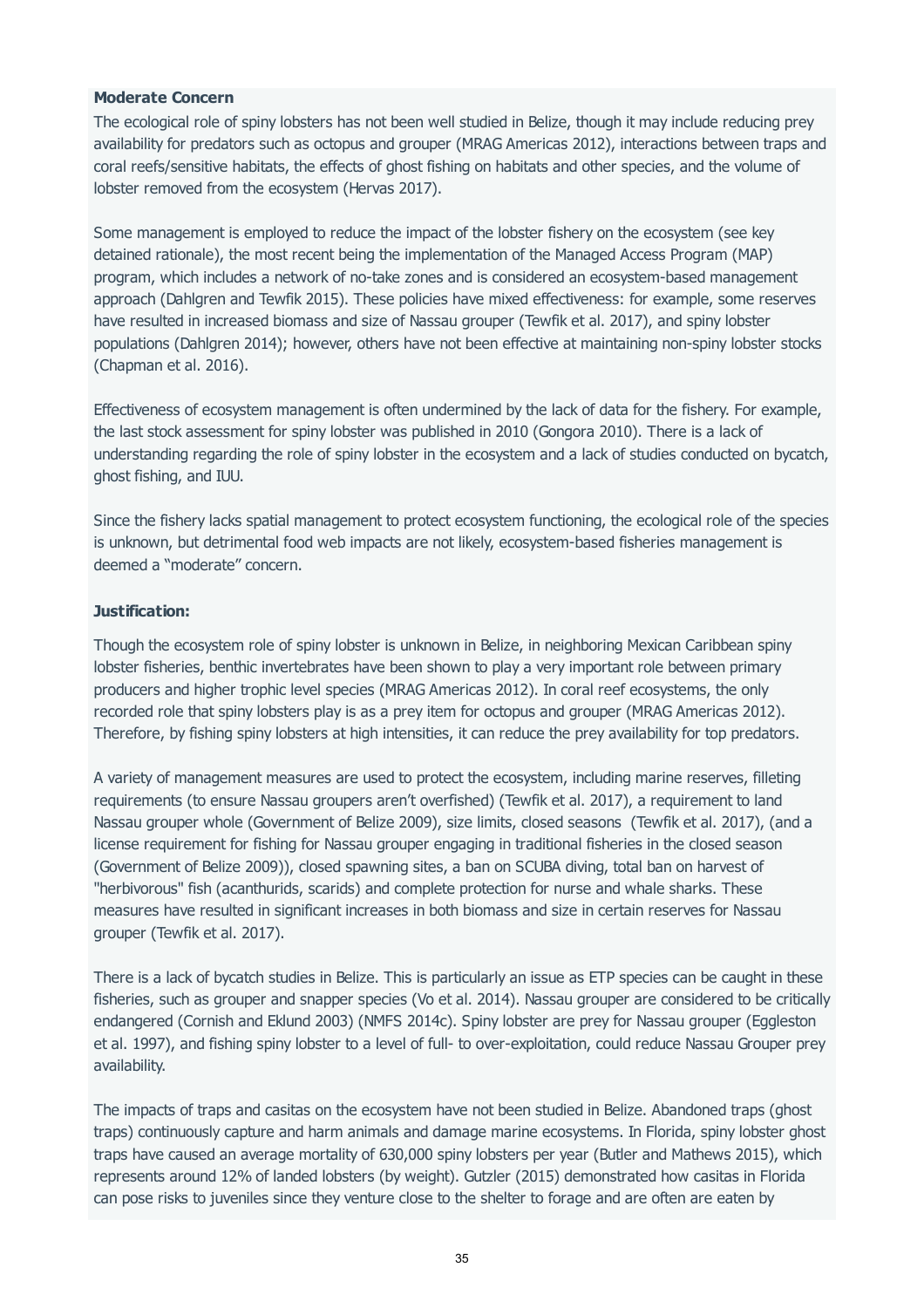**Moderate Concern**

The ecological role of spiny lobsters has not been well studied in Belize, though it may include reducing prey availability for predators such as octopus and grouper (MRAG Americas 2012), interactions between traps and coral reefs/sensitive habitats, the effects of ghost fishing on habitats and other species, and the volume of lobster removed from the ecosystem (Hervas 2017).

Some management is employed to reduce the impact of the lobster fishery on the ecosystem (see key detained rationale), the most recent being the implementation of the Managed Access Program (MAP) program, which includes a network of no-take zones and is considered an ecosystem-based management approach (Dahlgren and Tewfik 2015). These policies have mixed effectiveness: for example, some reserves have resulted in increased biomass and size of Nassau grouper (Tewfik et al. 2017), and spiny lobster populations (Dahlgren 2014); however, others have not been effective at maintaining non-spiny lobster stocks (Chapman et al. 2016).

Effectiveness of ecosystem management is often undermined by the lack of data for the fishery. For example, the last stock assessment for spiny lobster was published in 2010 (Gongora 2010). There is a lack of understanding regarding the role of spiny lobster in the ecosystem and a lack of studies conducted on bycatch, ghost fishing, and IUU.

Since the fishery lacks spatial management to protect ecosystem functioning, the ecological role of the species is unknown, but detrimental food web impacts are not likely, ecosystem-based fisheries management is deemed a "moderate" concern.

**Justification:**

Though the ecosystem role of spiny lobster is unknown in Belize, in neighboring Mexican Caribbean spiny lobster fisheries, benthic invertebrates have been shown to play a very important role between primary producers and higher trophic level species (MRAG Americas 2012). In coral reef ecosystems, the only recorded role that spiny lobsters play is as a prey item for octopus and grouper (MRAG Americas 2012). Therefore, by fishing spiny lobsters at high intensities, it can reduce the prey availability for top predators.

A variety of management measures are used to protect the ecosystem, including marine reserves, filleting requirements (to ensure Nassau groupers aren't overfished) (Tewfik et al. 2017), a requirement to land Nassau grouper whole (Government of Belize 2009), size limits, closed seasons (Tewfik et al. 2017), (and a license requirement for fishing for Nassau grouper engaging in traditional fisheries in the closed season (Government of Belize 2009)), closed spawning sites, a ban on SCUBA diving, total ban on harvest of "herbivorous" fish (acanthurids, scarids) and complete protection for nurse and whale sharks. These measures have resulted in significant increases in both biomass and size in certain reserves for Nassau grouper (Tewfik et al. 2017).

There is a lack of bycatch studies in Belize. This is particularly an issue as ETP species can be caught in these fisheries, such as grouper and snapper species (Vo et al. 2014). Nassau grouper are considered to be critically endangered (Cornish and Eklund 2003) (NMFS 2014c). Spiny lobster are prey for Nassau grouper (Eggleston et al. 1997), and fishing spiny lobster to a level of full- to over-exploitation, could reduce Nassau Grouper prey availability.

The impacts of traps and casitas on the ecosystem have not been studied in Belize. Abandoned traps (ghost traps) continuously capture and harm animals and damage marine ecosystems. In Florida, spiny lobster ghost traps have caused an average mortality of 630,000 spiny lobsters per year (Butler and Mathews 2015), which represents around 12% of landed lobsters (by weight). Gutzler (2015) demonstrated how casitas in Florida can pose risks to juveniles since they venture close to the shelter to forage and are often are eaten by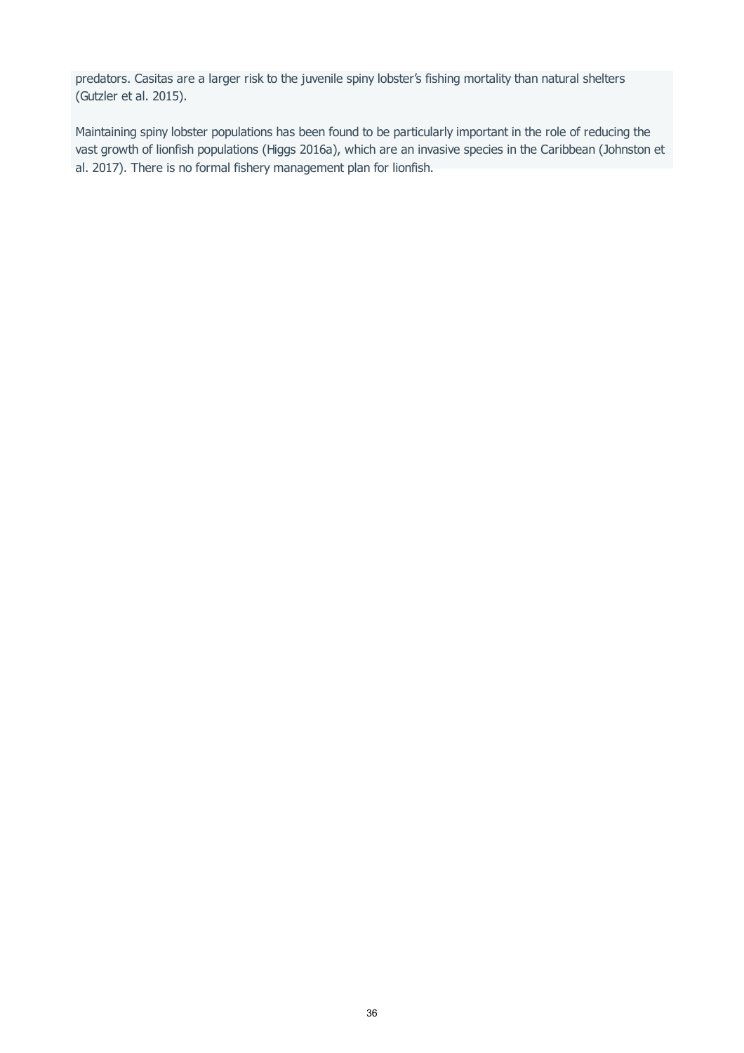predators. Casitas are a larger risk to the juvenile spiny lobster's fishing mortality than natural shelters (Gutzler et al. 2015).

Maintaining spiny lobster populations has been found to be particularly important in the role of reducing the vast growth of lionfish populations (Higgs 2016a), which are an invasive species in the Caribbean (Johnston et al. 2017). There is no formal fishery management plan for lionfish.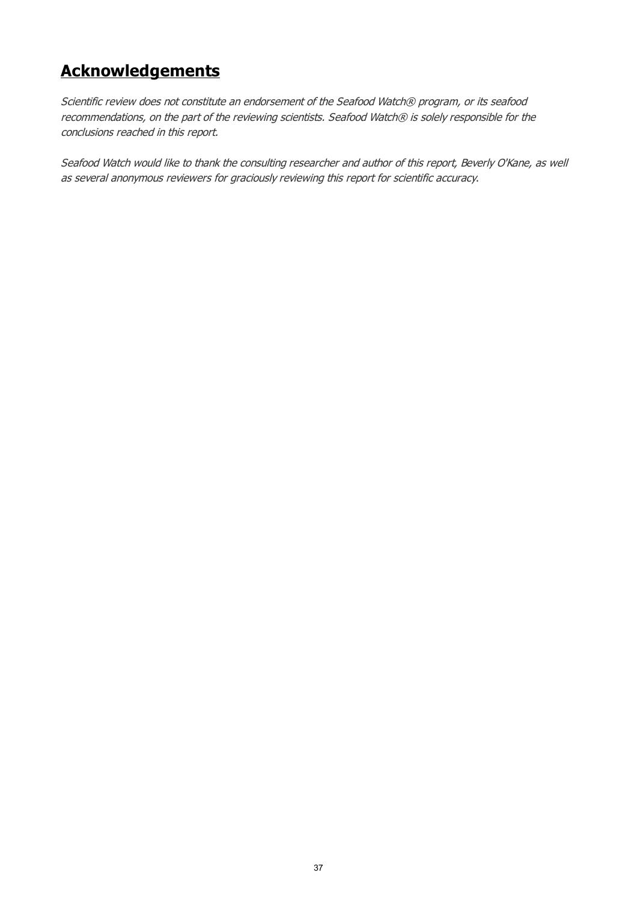## Acknowledgements

*Scientific review does not constitute an endorsement of the Seafood Watch® program, or its seafood recommendations, on the part of the reviewing scientists. Seafood Watch® is solely responsible for the conclusions reached in this report.*

*Seafood Watch would like to thank the consulting researcher and author of this report, Beverly O'Kane, as well as several anonymous reviewers for graciously reviewing this report for scientific accuracy.*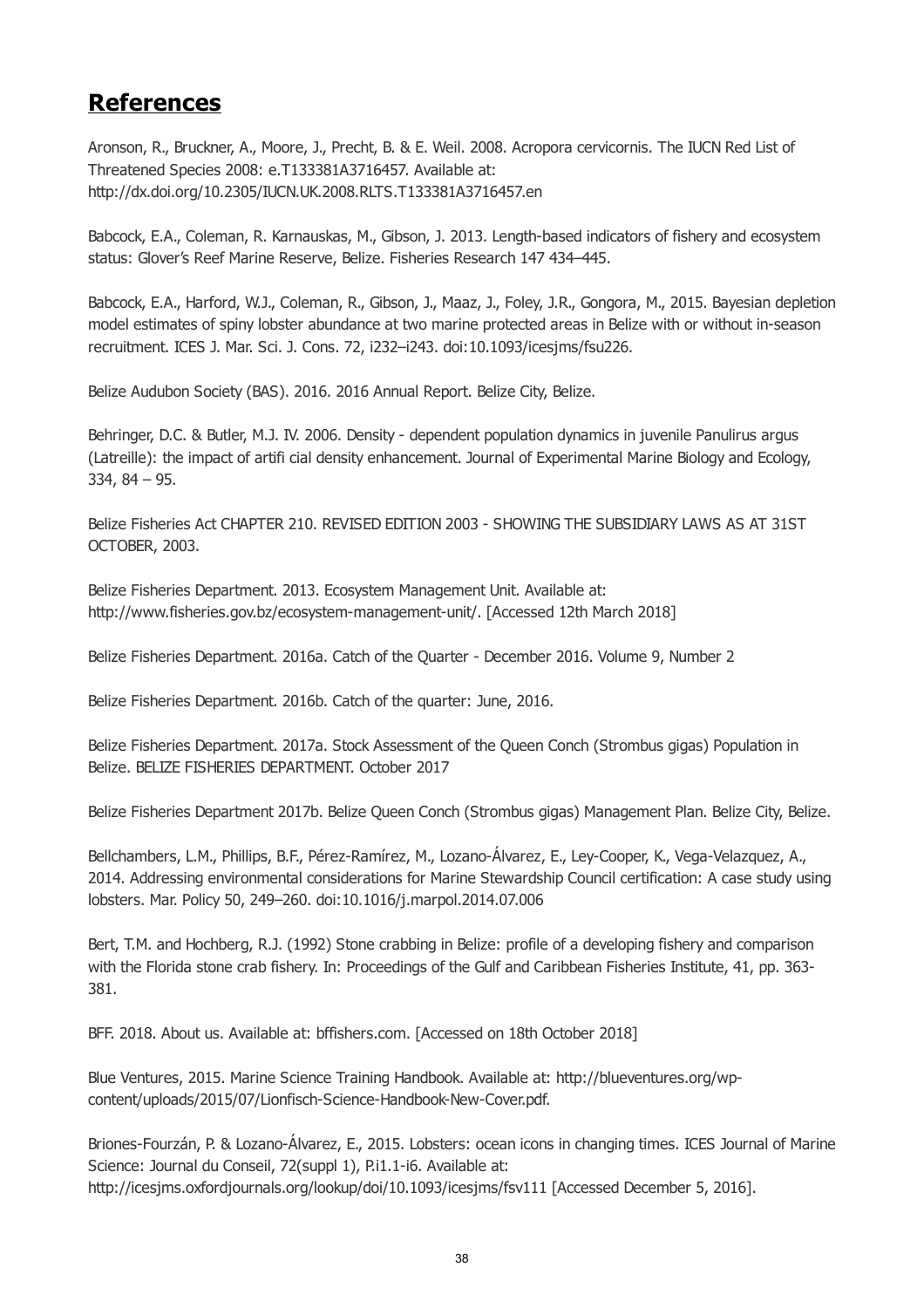## References

Aronson, R., Bruckner, A., Moore, J., Precht, B. & E. Weil. 2008. Acropora cervicornis. The IUCN Red List of Threatened Species 2008: e.T133381A3716457. Available at: http://dx.doi.org/10.2305/IUCN.UK.2008.RLTS.T133381A3716457.en

Babcock, E.A., Coleman, R. Karnauskas, M., Gibson, J. 2013. Length-based indicators of fishery and ecosystem status: Glover's Reef Marine Reserve, Belize. Fisheries Research 147 434–445.

Babcock, E.A., Harford, W.J., Coleman, R., Gibson, J., Maaz, J., Foley, J.R., Gongora, M., 2015. Bayesian depletion model estimates of spiny lobster abundance at two marine protected areas in Belize with or without in-season recruitment. ICES J. Mar. Sci. J. Cons. 72, i232–i243. doi:10.1093/icesjms/fsu226.

Belize Audubon Society (BAS). 2016. 2016 Annual Report. Belize City, Belize.

Behringer, D.C. & Butler, M.J. IV. 2006. Density - dependent population dynamics in juvenile Panulirus argus (Latreille): the impact of artifi cial density enhancement. Journal of Experimental Marine Biology and Ecology, 334, 84 – 95.

Belize Fisheries Act CHAPTER 210. REVISED EDITION 2003 - SHOWING THE SUBSIDIARY LAWS AS AT 31ST OCTOBER, 2003.

Belize Fisheries Department. 2013. Ecosystem Management Unit. Available at: http://www.fisheries.gov.bz/ecosystem-management-unit/. [Accessed 12th March 2018]

Belize Fisheries Department. 2016a. Catch of the Quarter - December 2016. Volume 9, Number 2

Belize Fisheries Department. 2016b. Catch of the quarter: June, 2016.

Belize Fisheries Department. 2017a. Stock Assessment of the Queen Conch (Strombus gigas) Population in Belize. BELIZE FISHERIES DEPARTMENT. October 2017

Belize Fisheries Department 2017b. Belize Queen Conch (Strombus gigas) Management Plan. Belize City, Belize.

Bellchambers, L.M., Phillips, B.F., Pérez-Ramírez, M., Lozano-Álvarez, E., Ley-Cooper, K., Vega-Velazquez, A., 2014. Addressing environmental considerations for Marine Stewardship Council certification: A case study using lobsters. Mar. Policy 50, 249–260. doi:10.1016/j.marpol.2014.07.006

Bert, T.M. and Hochberg, R.J. (1992) Stone crabbing in Belize: profile of a developing fishery and comparison with the Florida stone crab fishery. In: Proceedings of the Gulf and Caribbean Fisheries Institute, 41, pp. 363-381.

BFF. 2018. About us. Available at: bffishers.com. [Accessed on 18th October 2018]

Blue Ventures, 2015. Marine Science Training Handbook. Available at: http://blueventures.org/wp-content/uploads/2015/07/Lionfisch-Science-Handbook-New-Cover.pdf.

Briones-Fourzán, P. & Lozano-Álvarez, E., 2015. Lobsters: ocean icons in changing times. ICES Journal of Marine Science: Journal du Conseil, 72(suppl 1), P.i1.1-i6. Available at: http://icesjms.oxfordjournals.org/lookup/doi/10.1093/icesjms/fsv111 [Accessed December 5, 2016].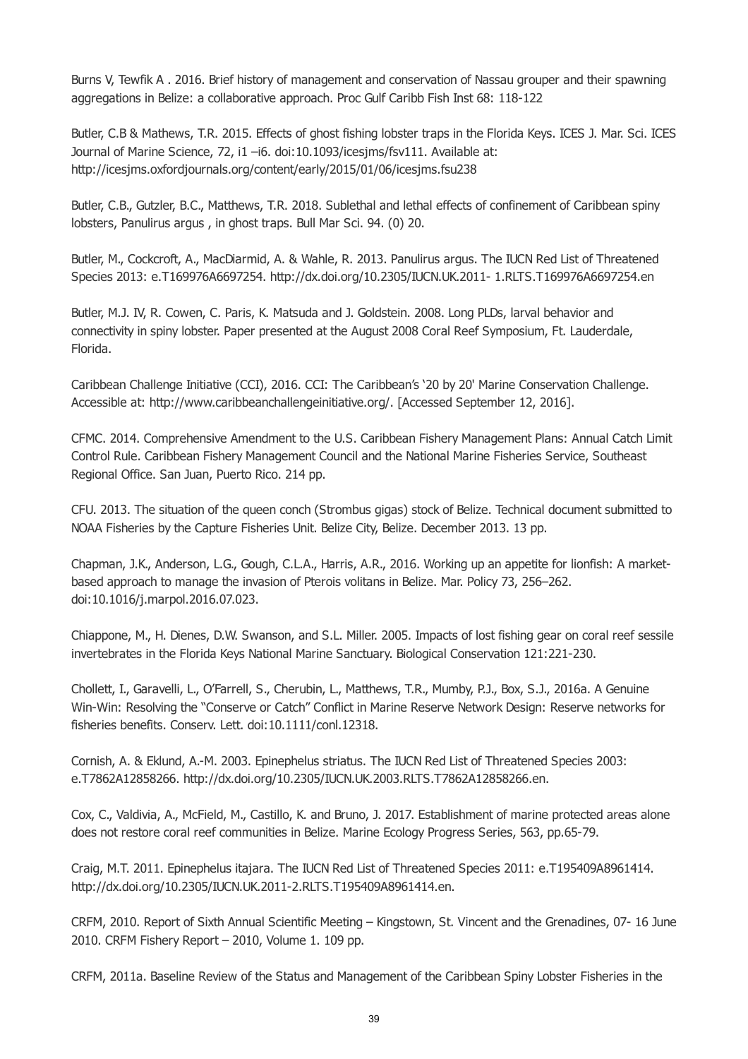Burns V, Tewfik A . 2016. Brief history of management and conservation of Nassau grouper and their spawning aggregations in Belize: a collaborative approach. Proc Gulf Caribb Fish Inst 68: 118-122

Butler, C.B & Mathews, T.R. 2015. Effects of ghost fishing lobster traps in the Florida Keys. ICES J. Mar. Sci. ICES Journal of Marine Science, 72, i1 –i6. doi:10.1093/icesjms/fsv111. Available at: http://icesjms.oxfordjournals.org/content/early/2015/01/06/icesjms.fsu238

Butler, C.B., Gutzler, B.C., Matthews, T.R. 2018. Sublethal and lethal effects of confinement of Caribbean spiny lobsters, Panulirus argus , in ghost traps. Bull Mar Sci. 94. (0) 20.

Butler, M., Cockcroft, A., MacDiarmid, A. & Wahle, R. 2013. Panulirus argus. The IUCN Red List of Threatened Species 2013: e.T169976A6697254. http://dx.doi.org/10.2305/IUCN.UK.2011- 1.RLTS.T169976A6697254.en

Butler, M.J. IV, R. Cowen, C. Paris, K. Matsuda and J. Goldstein. 2008. Long PLDs, larval behavior and connectivity in spiny lobster. Paper presented at the August 2008 Coral Reef Symposium, Ft. Lauderdale, Florida.

Caribbean Challenge Initiative (CCI), 2016. CCI: The Caribbean's '20 by 20' Marine Conservation Challenge. Accessible at: http://www.caribbeanchallengeinitiative.org/. [Accessed September 12, 2016].

CFMC. 2014. Comprehensive Amendment to the U.S. Caribbean Fishery Management Plans: Annual Catch Limit Control Rule. Caribbean Fishery Management Council and the National Marine Fisheries Service, Southeast Regional Office. San Juan, Puerto Rico. 214 pp.

CFU. 2013. The situation of the queen conch (Strombus gigas) stock of Belize. Technical document submitted to NOAA Fisheries by the Capture Fisheries Unit. Belize City, Belize. December 2013. 13 pp.

Chapman, J.K., Anderson, L.G., Gough, C.L.A., Harris, A.R., 2016. Working up an appetite for lionfish: A market-based approach to manage the invasion of Pterois volitans in Belize. Mar. Policy 73, 256–262. doi:10.1016/j.marpol.2016.07.023.

Chiappone, M., H. Dienes, D.W. Swanson, and S.L. Miller. 2005. Impacts of lost fishing gear on coral reef sessile invertebrates in the Florida Keys National Marine Sanctuary. Biological Conservation 121:221-230.

Chollett, I., Garavelli, L., O'Farrell, S., Cherubin, L., Matthews, T.R., Mumby, P.J., Box, S.J., 2016a. A Genuine Win-Win: Resolving the "Conserve or Catch" Conflict in Marine Reserve Network Design: Reserve networks for fisheries benefits. Conserv. Lett. doi:10.1111/conl.12318.

Cornish, A. & Eklund, A.-M. 2003. Epinephelus striatus. The IUCN Red List of Threatened Species 2003: e.T7862A12858266. http://dx.doi.org/10.2305/IUCN.UK.2003.RLTS.T7862A12858266.en.

Cox, C., Valdivia, A., McField, M., Castillo, K. and Bruno, J. 2017. Establishment of marine protected areas alone does not restore coral reef communities in Belize. Marine Ecology Progress Series, 563, pp.65-79.

Craig, M.T. 2011. Epinephelus itajara. The IUCN Red List of Threatened Species 2011: e.T195409A8961414. http://dx.doi.org/10.2305/IUCN.UK.2011-2.RLTS.T195409A8961414.en.

CRFM, 2010. Report of Sixth Annual Scientific Meeting – Kingstown, St. Vincent and the Grenadines, 07- 16 June 2010. CRFM Fishery Report – 2010, Volume 1. 109 pp.

CRFM, 2011a. Baseline Review of the Status and Management of the Caribbean Spiny Lobster Fisheries in the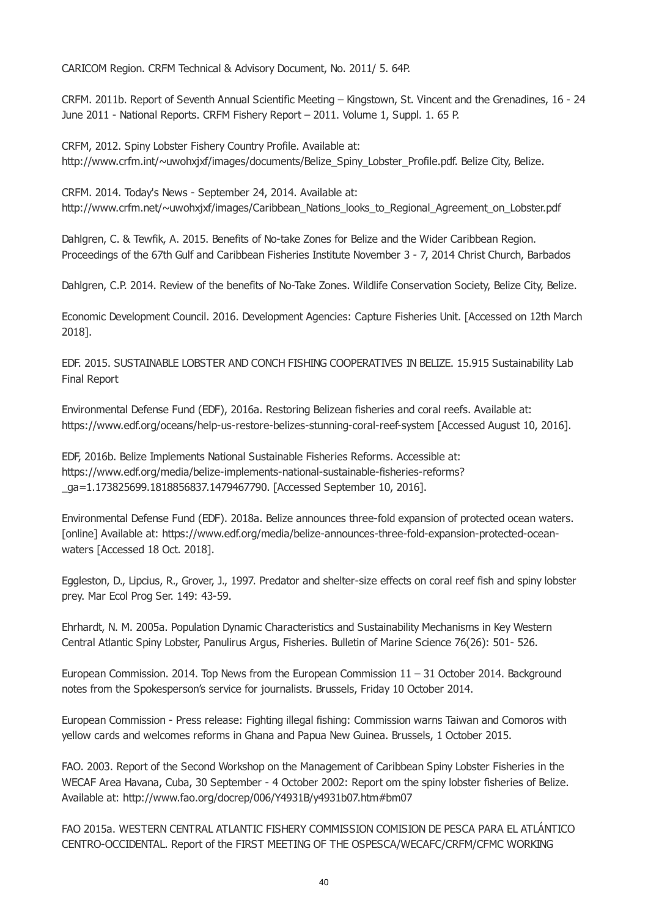CARICOM Region. CRFM Technical & Advisory Document, No. 2011/ 5. 64P.

CRFM. 2011b. Report of Seventh Annual Scientific Meeting – Kingstown, St. Vincent and the Grenadines, 16 - 24 June 2011 - National Reports. CRFM Fishery Report – 2011. Volume 1, Suppl. 1. 65 P.

CRFM, 2012. Spiny Lobster Fishery Country Profile. Available at: http://www.crfm.int/~uwohxjxf/images/documents/Belize_Spiny_Lobster_Profile.pdf. Belize City, Belize.

CRFM. 2014. Today's News - September 24, 2014. Available at: http://www.crfm.net/~uwohxjxf/images/Caribbean_Nations_looks_to_Regional_Agreement_on_Lobster.pdf

Dahlgren, C. & Tewfik, A. 2015. Benefits of No-take Zones for Belize and the Wider Caribbean Region. Proceedings of the 67th Gulf and Caribbean Fisheries Institute November 3 - 7, 2014 Christ Church, Barbados

Dahlgren, C.P. 2014. Review of the benefits of No-Take Zones. Wildlife Conservation Society, Belize City, Belize.

Economic Development Council. 2016. Development Agencies: Capture Fisheries Unit. [Accessed on 12th March 2018].

EDF. 2015. SUSTAINABLE LOBSTER AND CONCH FISHING COOPERATIVES IN BELIZE. 15.915 Sustainability Lab Final Report

Environmental Defense Fund (EDF), 2016a. Restoring Belizean fisheries and coral reefs. Available at: https://www.edf.org/oceans/help-us-restore-belizes-stunning-coral-reef-system [Accessed August 10, 2016].

EDF, 2016b. Belize Implements National Sustainable Fisheries Reforms. Accessible at: https://www.edf.org/media/belize-implements-national-sustainable-fisheries-reforms?_ga=1.173825699.1818856837.1479467790. [Accessed September 10, 2016].

Environmental Defense Fund (EDF). 2018a. Belize announces three-fold expansion of protected ocean waters. [online] Available at: https://www.edf.org/media/belize-announces-three-fold-expansion-protected-ocean-waters [Accessed 18 Oct. 2018].

Eggleston, D., Lipcius, R., Grover, J., 1997. Predator and shelter-size effects on coral reef fish and spiny lobster prey. Mar Ecol Prog Ser. 149: 43-59.

Ehrhardt, N. M. 2005a. Population Dynamic Characteristics and Sustainability Mechanisms in Key Western Central Atlantic Spiny Lobster, Panulirus Argus, Fisheries. Bulletin of Marine Science 76(26): 501- 526.

European Commission. 2014. Top News from the European Commission 11 – 31 October 2014. Background notes from the Spokesperson's service for journalists. Brussels, Friday 10 October 2014.

European Commission - Press release: Fighting illegal fishing: Commission warns Taiwan and Comoros with yellow cards and welcomes reforms in Ghana and Papua New Guinea. Brussels, 1 October 2015.

FAO. 2003. Report of the Second Workshop on the Management of Caribbean Spiny Lobster Fisheries in the WECAF Area Havana, Cuba, 30 September - 4 October 2002: Report om the spiny lobster fisheries of Belize. Available at: http://www.fao.org/docrep/006/Y4931B/y4931b07.htm#bm07

FAO 2015a. WESTERN CENTRAL ATLANTIC FISHERY COMMISSION COMISION DE PESCA PARA EL ATLÁNTICO CENTRO-OCCIDENTAL. Report of the FIRST MEETING OF THE OSPESCA/WECAFC/CRFM/CFMC WORKING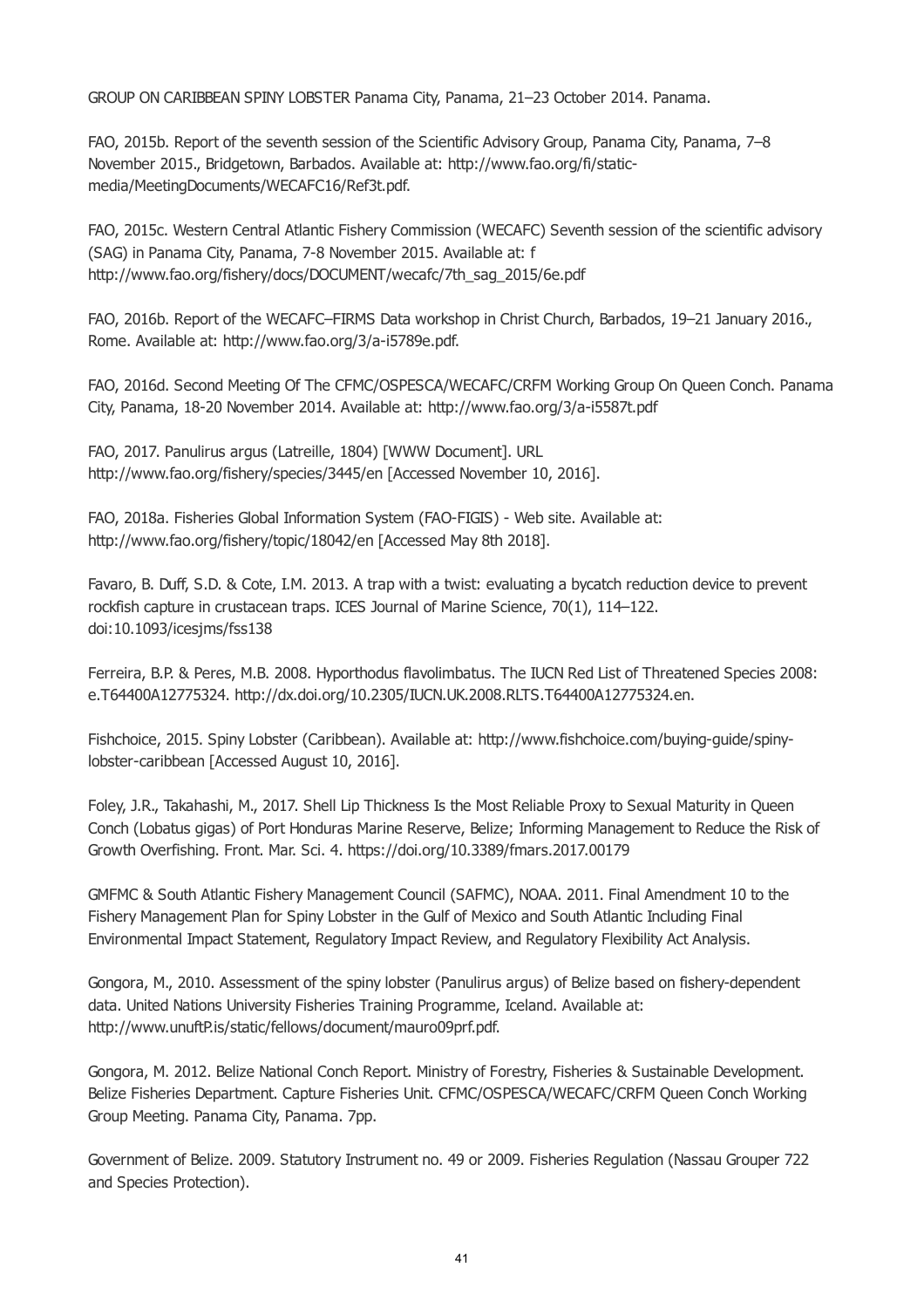GROUP ON CARIBBEAN SPINY LOBSTER Panama City, Panama, 21–23 October 2014. Panama.

FAO, 2015b. Report of the seventh session of the Scientific Advisory Group, Panama City, Panama, 7–8 November 2015., Bridgetown, Barbados. Available at: http://www.fao.org/fi/static-media/MeetingDocuments/WECAFC16/Ref3t.pdf.

FAO, 2015c. Western Central Atlantic Fishery Commission (WECAFC) Seventh session of the scientific advisory (SAG) in Panama City, Panama, 7-8 November 2015. Available at: f http://www.fao.org/fishery/docs/DOCUMENT/wecafc/7th_sag_2015/6e.pdf

FAO, 2016b. Report of the WECAFC–FIRMS Data workshop in Christ Church, Barbados, 19–21 January 2016., Rome. Available at: http://www.fao.org/3/a-i5789e.pdf.

FAO, 2016d. Second Meeting Of The CFMC/OSPESCA/WECAFC/CRFM Working Group On Queen Conch. Panama City, Panama, 18-20 November 2014. Available at: http://www.fao.org/3/a-i5587t.pdf

FAO, 2017. Panulirus argus (Latreille, 1804) [WWW Document]. URL http://www.fao.org/fishery/species/3445/en [Accessed November 10, 2016].

FAO, 2018a. Fisheries Global Information System (FAO-FIGIS) - Web site. Available at: http://www.fao.org/fishery/topic/18042/en [Accessed May 8th 2018].

Favaro, B. Duff, S.D. & Cote, I.M. 2013. A trap with a twist: evaluating a bycatch reduction device to prevent rockfish capture in crustacean traps. ICES Journal of Marine Science, 70(1), 114–122. doi:10.1093/icesjms/fss138

Ferreira, B.P. & Peres, M.B. 2008. Hyporthodus flavolimbatus. The IUCN Red List of Threatened Species 2008: e.T64400A12775324. http://dx.doi.org/10.2305/IUCN.UK.2008.RLTS.T64400A12775324.en.

Fishchoice, 2015. Spiny Lobster (Caribbean). Available at: http://www.fishchoice.com/buying-guide/spiny-lobster-caribbean [Accessed August 10, 2016].

Foley, J.R., Takahashi, M., 2017. Shell Lip Thickness Is the Most Reliable Proxy to Sexual Maturity in Queen Conch (Lobatus gigas) of Port Honduras Marine Reserve, Belize; Informing Management to Reduce the Risk of Growth Overfishing. Front. Mar. Sci. 4. https://doi.org/10.3389/fmars.2017.00179

GMFMC & South Atlantic Fishery Management Council (SAFMC), NOAA. 2011. Final Amendment 10 to the Fishery Management Plan for Spiny Lobster in the Gulf of Mexico and South Atlantic Including Final Environmental Impact Statement, Regulatory Impact Review, and Regulatory Flexibility Act Analysis.

Gongora, M., 2010. Assessment of the spiny lobster (Panulirus argus) of Belize based on fishery-dependent data. United Nations University Fisheries Training Programme, Iceland. Available at: http://www.unuftP.is/static/fellows/document/mauro09prf.pdf.

Gongora, M. 2012. Belize National Conch Report. Ministry of Forestry, Fisheries & Sustainable Development. Belize Fisheries Department. Capture Fisheries Unit. CFMC/OSPESCA/WECAFC/CRFM Queen Conch Working Group Meeting. Panama City, Panama. 7pp.

Government of Belize. 2009. Statutory Instrument no. 49 or 2009. Fisheries Regulation (Nassau Grouper 722 and Species Protection).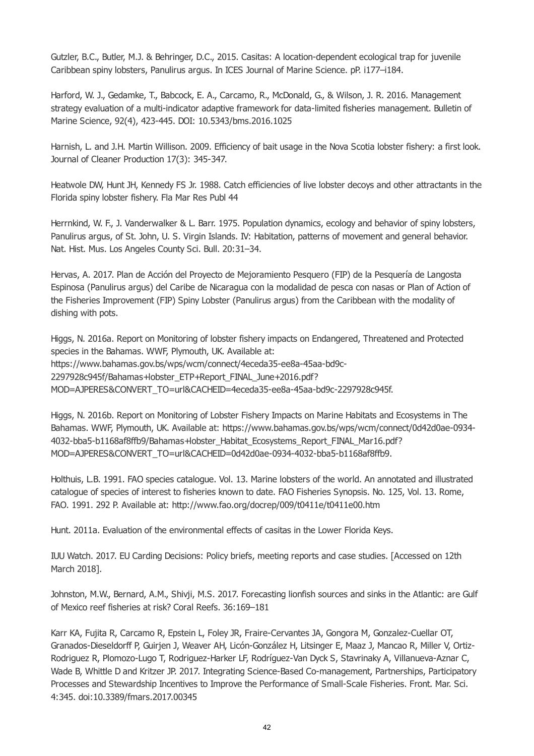Gutzler, B.C., Butler, M.J. & Behringer, D.C., 2015. Casitas: A location-dependent ecological trap for juvenile Caribbean spiny lobsters, Panulirus argus. In ICES Journal of Marine Science. pP. i177–i184.

Harford, W. J., Gedamke, T., Babcock, E. A., Carcamo, R., McDonald, G., & Wilson, J. R. 2016. Management strategy evaluation of a multi-indicator adaptive framework for data-limited fisheries management. Bulletin of Marine Science, 92(4), 423-445. DOI: 10.5343/bms.2016.1025

Harnish, L. and J.H. Martin Willison. 2009. Efficiency of bait usage in the Nova Scotia lobster fishery: a first look. Journal of Cleaner Production 17(3): 345-347.

Heatwole DW, Hunt JH, Kennedy FS Jr. 1988. Catch efficiencies of live lobster decoys and other attractants in the Florida spiny lobster fishery. Fla Mar Res Publ 44

Herrnkind, W. F., J. Vanderwalker & L. Barr. 1975. Population dynamics, ecology and behavior of spiny lobsters, Panulirus argus, of St. John, U. S. Virgin Islands. IV: Habitation, patterns of movement and general behavior. Nat. Hist. Mus. Los Angeles County Sci. Bull. 20:31–34.

Hervas, A. 2017. Plan de Acción del Proyecto de Mejoramiento Pesquero (FIP) de la Pesquería de Langosta Espinosa (Panulirus argus) del Caribe de Nicaragua con la modalidad de pesca con nasas or Plan of Action of the Fisheries Improvement (FIP) Spiny Lobster (Panulirus argus) from the Caribbean with the modality of dishing with pots.

Higgs, N. 2016a. Report on Monitoring of lobster fishery impacts on Endangered, Threatened and Protected species in the Bahamas. WWF, Plymouth, UK. Available at: https://www.bahamas.gov.bs/wps/wcm/connect/4eceda35-ee8a-45aa-bd9c-2297928c945f/Bahamas+lobster_ETP+Report_FINAL_June+2016.pdf?MOD=AJPERES&CONVERT_TO=url&CACHEID=4eceda35-ee8a-45aa-bd9c-2297928c945f.

Higgs, N. 2016b. Report on Monitoring of Lobster Fishery Impacts on Marine Habitats and Ecosystems in The Bahamas. WWF, Plymouth, UK. Available at: https://www.bahamas.gov.bs/wps/wcm/connect/0d42d0ae-0934-4032-bba5-b1168af8ffb9/Bahamas+lobster_Habitat_Ecosystems_Report_FINAL_Mar16.pdf?MOD=AJPERES&CONVERT_TO=url&CACHEID=0d42d0ae-0934-4032-bba5-b1168af8ffb9.

Holthuis, L.B. 1991. FAO species catalogue. Vol. 13. Marine lobsters of the world. An annotated and illustrated catalogue of species of interest to fisheries known to date. FAO Fisheries Synopsis. No. 125, Vol. 13. Rome, FAO. 1991. 292 P. Available at: http://www.fao.org/docrep/009/t0411e/t0411e00.htm

Hunt. 2011a. Evaluation of the environmental effects of casitas in the Lower Florida Keys.

IUU Watch. 2017. EU Carding Decisions: Policy briefs, meeting reports and case studies. [Accessed on 12th March 2018].

Johnston, M.W., Bernard, A.M., Shivji, M.S. 2017. Forecasting lionfish sources and sinks in the Atlantic: are Gulf of Mexico reef fisheries at risk? Coral Reefs. 36:169–181

Karr KA, Fujita R, Carcamo R, Epstein L, Foley JR, Fraire-Cervantes JA, Gongora M, Gonzalez-Cuellar OT, Granados-Dieseldorff P, Guirjen J, Weaver AH, Licón-González H, Litsinger E, Maaz J, Mancao R, Miller V, Ortiz-Rodriguez R, Plomozo-Lugo T, Rodriguez-Harker LF, Rodríguez-Van Dyck S, Stavrinaky A, Villanueva-Aznar C, Wade B, Whittle D and Kritzer JP. 2017. Integrating Science-Based Co-management, Partnerships, Participatory Processes and Stewardship Incentives to Improve the Performance of Small-Scale Fisheries. Front. Mar. Sci. 4:345. doi:10.3389/fmars.2017.00345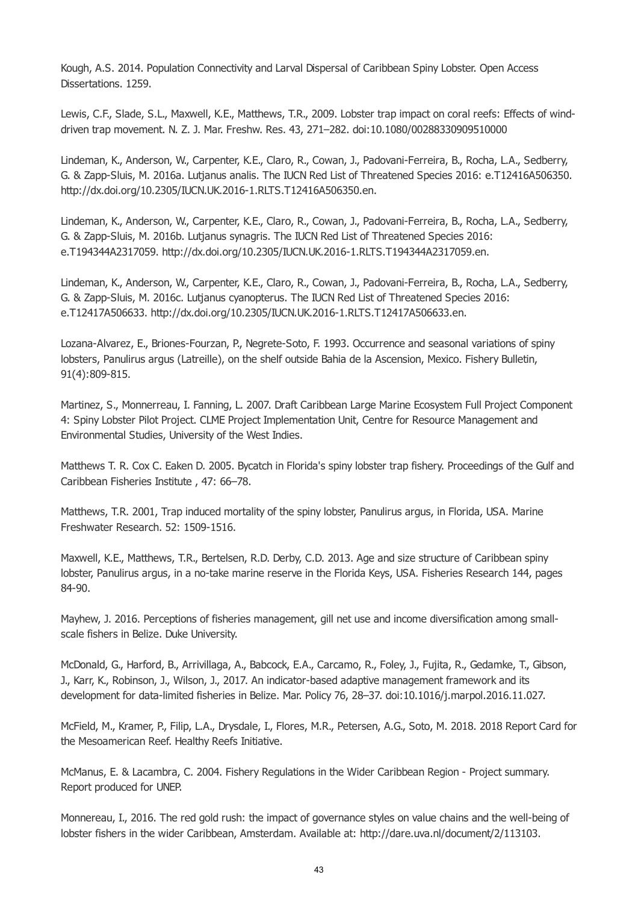Kough, A.S. 2014. Population Connectivity and Larval Dispersal of Caribbean Spiny Lobster. Open Access Dissertations. 1259.

Lewis, C.F., Slade, S.L., Maxwell, K.E., Matthews, T.R., 2009. Lobster trap impact on coral reefs: Effects of wind-driven trap movement. N. Z. J. Mar. Freshw. Res. 43, 271–282. doi:10.1080/00288330909510000

Lindeman, K., Anderson, W., Carpenter, K.E., Claro, R., Cowan, J., Padovani-Ferreira, B., Rocha, L.A., Sedberry, G. & Zapp-Sluis, M. 2016a. Lutjanus analis. The IUCN Red List of Threatened Species 2016: e.T12416A506350. http://dx.doi.org/10.2305/IUCN.UK.2016-1.RLTS.T12416A506350.en.

Lindeman, K., Anderson, W., Carpenter, K.E., Claro, R., Cowan, J., Padovani-Ferreira, B., Rocha, L.A., Sedberry, G. & Zapp-Sluis, M. 2016b. Lutjanus synagris. The IUCN Red List of Threatened Species 2016: e.T194344A2317059. http://dx.doi.org/10.2305/IUCN.UK.2016-1.RLTS.T194344A2317059.en.

Lindeman, K., Anderson, W., Carpenter, K.E., Claro, R., Cowan, J., Padovani-Ferreira, B., Rocha, L.A., Sedberry, G. & Zapp-Sluis, M. 2016c. Lutjanus cyanopterus. The IUCN Red List of Threatened Species 2016: e.T12417A506633. http://dx.doi.org/10.2305/IUCN.UK.2016-1.RLTS.T12417A506633.en.

Lozana-Alvarez, E., Briones-Fourzan, P., Negrete-Soto, F. 1993. Occurrence and seasonal variations of spiny lobsters, Panulirus argus (Latreille), on the shelf outside Bahia de la Ascension, Mexico. Fishery Bulletin, 91(4):809-815.

Martinez, S., Monnerreau, I. Fanning, L. 2007. Draft Caribbean Large Marine Ecosystem Full Project Component 4: Spiny Lobster Pilot Project. CLME Project Implementation Unit, Centre for Resource Management and Environmental Studies, University of the West Indies.

Matthews T. R. Cox C. Eaken D. 2005. Bycatch in Florida's spiny lobster trap fishery. Proceedings of the Gulf and Caribbean Fisheries Institute , 47: 66–78.

Matthews, T.R. 2001, Trap induced mortality of the spiny lobster, Panulirus argus, in Florida, USA. Marine Freshwater Research. 52: 1509-1516.

Maxwell, K.E., Matthews, T.R., Bertelsen, R.D. Derby, C.D. 2013. Age and size structure of Caribbean spiny lobster, Panulirus argus, in a no-take marine reserve in the Florida Keys, USA. Fisheries Research 144, pages 84-90.

Mayhew, J. 2016. Perceptions of fisheries management, gill net use and income diversification among small-scale fishers in Belize. Duke University.

McDonald, G., Harford, B., Arrivillaga, A., Babcock, E.A., Carcamo, R., Foley, J., Fujita, R., Gedamke, T., Gibson, J., Karr, K., Robinson, J., Wilson, J., 2017. An indicator-based adaptive management framework and its development for data-limited fisheries in Belize. Mar. Policy 76, 28–37. doi:10.1016/j.marpol.2016.11.027.

McField, M., Kramer, P., Filip, L.A., Drysdale, I., Flores, M.R., Petersen, A.G., Soto, M. 2018. 2018 Report Card for the Mesoamerican Reef. Healthy Reefs Initiative.

McManus, E. & Lacambra, C. 2004. Fishery Regulations in the Wider Caribbean Region - Project summary. Report produced for UNEP.

Monnereau, I., 2016. The red gold rush: the impact of governance styles on value chains and the well-being of lobster fishers in the wider Caribbean, Amsterdam. Available at: http://dare.uva.nl/document/2/113103.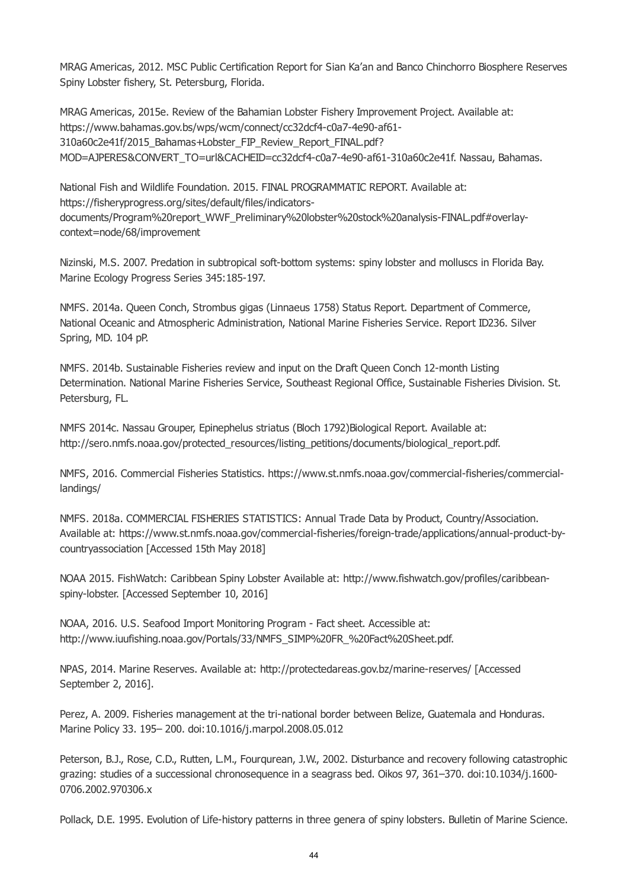MRAG Americas, 2012. MSC Public Certification Report for Sian Ka'an and Banco Chinchorro Biosphere Reserves Spiny Lobster fishery, St. Petersburg, Florida.

MRAG Americas, 2015e. Review of the Bahamian Lobster Fishery Improvement Project. Available at: https://www.bahamas.gov.bs/wps/wcm/connect/cc32dcf4-c0a7-4e90-af61-310a60c2e41f/2015_Bahamas+Lobster_FIP_Review_Report_FINAL.pdf?MOD=AJPERES&CONVERT_TO=url&CACHEID=cc32dcf4-c0a7-4e90-af61-310a60c2e41f. Nassau, Bahamas.

National Fish and Wildlife Foundation. 2015. FINAL PROGRAMMATIC REPORT. Available at: https://fisheryprogress.org/sites/default/files/indicators-documents/Program%20report_WWF_Preliminary%20lobster%20stock%20analysis-FINAL.pdf#overlay-context=node/68/improvement

Nizinski, M.S. 2007. Predation in subtropical soft-bottom systems: spiny lobster and molluscs in Florida Bay. Marine Ecology Progress Series 345:185-197.

NMFS. 2014a. Queen Conch, Strombus gigas (Linnaeus 1758) Status Report. Department of Commerce, National Oceanic and Atmospheric Administration, National Marine Fisheries Service. Report ID236. Silver Spring, MD. 104 pP.

NMFS. 2014b. Sustainable Fisheries review and input on the Draft Queen Conch 12-month Listing Determination. National Marine Fisheries Service, Southeast Regional Office, Sustainable Fisheries Division. St. Petersburg, FL.

NMFS 2014c. Nassau Grouper, Epinephelus striatus (Bloch 1792)Biological Report. Available at: http://sero.nmfs.noaa.gov/protected_resources/listing_petitions/documents/biological_report.pdf.

NMFS, 2016. Commercial Fisheries Statistics. https://www.st.nmfs.noaa.gov/commercial-fisheries/commercial-landings/

NMFS. 2018a. COMMERCIAL FISHERIES STATISTICS: Annual Trade Data by Product, Country/Association. Available at: https://www.st.nmfs.noaa.gov/commercial-fisheries/foreign-trade/applications/annual-product-by-countryassociation [Accessed 15th May 2018]

NOAA 2015. FishWatch: Caribbean Spiny Lobster Available at: http://www.fishwatch.gov/profiles/caribbean-spiny-lobster. [Accessed September 10, 2016]

NOAA, 2016. U.S. Seafood Import Monitoring Program - Fact sheet. Accessible at: http://www.iuufishing.noaa.gov/Portals/33/NMFS_SIMP%20FR_%20Fact%20Sheet.pdf.

NPAS, 2014. Marine Reserves. Available at: http://protectedareas.gov.bz/marine-reserves/ [Accessed September 2, 2016].

Perez, A. 2009. Fisheries management at the tri-national border between Belize, Guatemala and Honduras. Marine Policy 33. 195– 200. doi:10.1016/j.marpol.2008.05.012

Peterson, B.J., Rose, C.D., Rutten, L.M., Fourqurean, J.W., 2002. Disturbance and recovery following catastrophic grazing: studies of a successional chronosequence in a seagrass bed. Oikos 97, 361–370. doi:10.1034/j.1600-0706.2002.970306.x

Pollack, D.E. 1995. Evolution of Life-history patterns in three genera of spiny lobsters. Bulletin of Marine Science.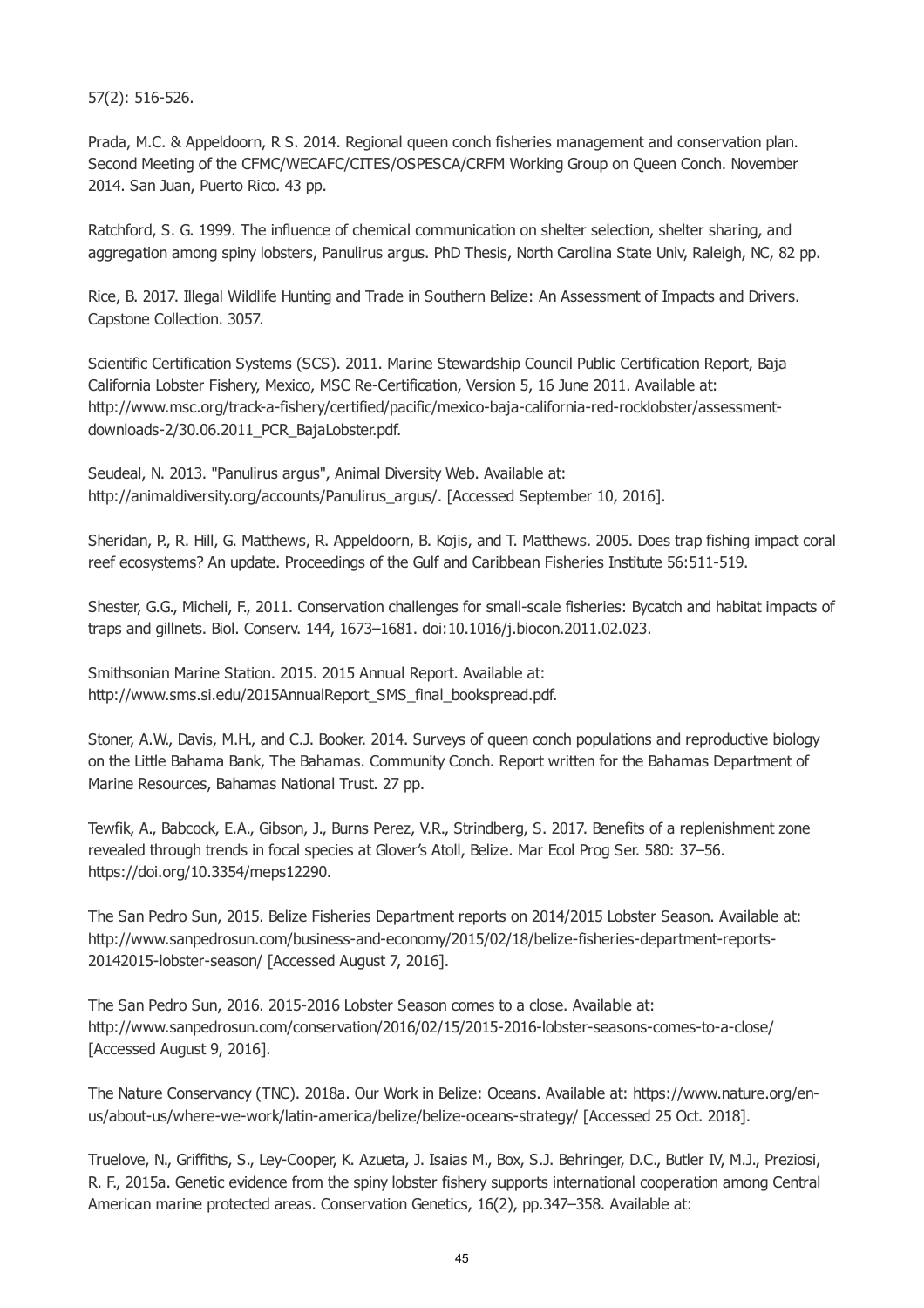57(2): 516-526.

Prada, M.C. & Appeldoorn, R S. 2014. Regional queen conch fisheries management and conservation plan. Second Meeting of the CFMC/WECAFC/CITES/OSPESCA/CRFM Working Group on Queen Conch. November 2014. San Juan, Puerto Rico. 43 pp.

Ratchford, S. G. 1999. The influence of chemical communication on shelter selection, shelter sharing, and aggregation among spiny lobsters, Panulirus argus. PhD Thesis, North Carolina State Univ, Raleigh, NC, 82 pp.

Rice, B. 2017. Illegal Wildlife Hunting and Trade in Southern Belize: An Assessment of Impacts and Drivers. Capstone Collection. 3057.

Scientific Certification Systems (SCS). 2011. Marine Stewardship Council Public Certification Report, Baja California Lobster Fishery, Mexico, MSC Re-Certification, Version 5, 16 June 2011. Available at: http://www.msc.org/track-a-fishery/certified/pacific/mexico-baja-california-red-rocklobster/assessment-downloads-2/30.06.2011_PCR_BajaLobster.pdf.

Seudeal, N. 2013. "Panulirus argus", Animal Diversity Web. Available at: http://animaldiversity.org/accounts/Panulirus_argus/. [Accessed September 10, 2016].

Sheridan, P., R. Hill, G. Matthews, R. Appeldoorn, B. Kojis, and T. Matthews. 2005. Does trap fishing impact coral reef ecosystems? An update. Proceedings of the Gulf and Caribbean Fisheries Institute 56:511-519.

Shester, G.G., Micheli, F., 2011. Conservation challenges for small-scale fisheries: Bycatch and habitat impacts of traps and gillnets. Biol. Conserv. 144, 1673–1681. doi:10.1016/j.biocon.2011.02.023.

Smithsonian Marine Station. 2015. 2015 Annual Report. Available at: http://www.sms.si.edu/2015AnnualReport_SMS_final_bookspread.pdf.

Stoner, A.W., Davis, M.H., and C.J. Booker. 2014. Surveys of queen conch populations and reproductive biology on the Little Bahama Bank, The Bahamas. Community Conch. Report written for the Bahamas Department of Marine Resources, Bahamas National Trust. 27 pp.

Tewfik, A., Babcock, E.A., Gibson, J., Burns Perez, V.R., Strindberg, S. 2017. Benefits of a replenishment zone revealed through trends in focal species at Glover's Atoll, Belize. Mar Ecol Prog Ser. 580: 37–56. https://doi.org/10.3354/meps12290.

The San Pedro Sun, 2015. Belize Fisheries Department reports on 2014/2015 Lobster Season. Available at: http://www.sanpedrosun.com/business-and-economy/2015/02/18/belize-fisheries-department-reports-20142015-lobster-season/ [Accessed August 7, 2016].

The San Pedro Sun, 2016. 2015-2016 Lobster Season comes to a close. Available at: http://www.sanpedrosun.com/conservation/2016/02/15/2015-2016-lobster-seasons-comes-to-a-close/ [Accessed August 9, 2016].

The Nature Conservancy (TNC). 2018a. Our Work in Belize: Oceans. Available at: https://www.nature.org/en-us/about-us/where-we-work/latin-america/belize/belize-oceans-strategy/ [Accessed 25 Oct. 2018].

Truelove, N., Griffiths, S., Ley-Cooper, K. Azueta, J. Isaias M., Box, S.J. Behringer, D.C., Butler IV, M.J., Preziosi, R. F., 2015a. Genetic evidence from the spiny lobster fishery supports international cooperation among Central American marine protected areas. Conservation Genetics, 16(2), pp.347–358. Available at: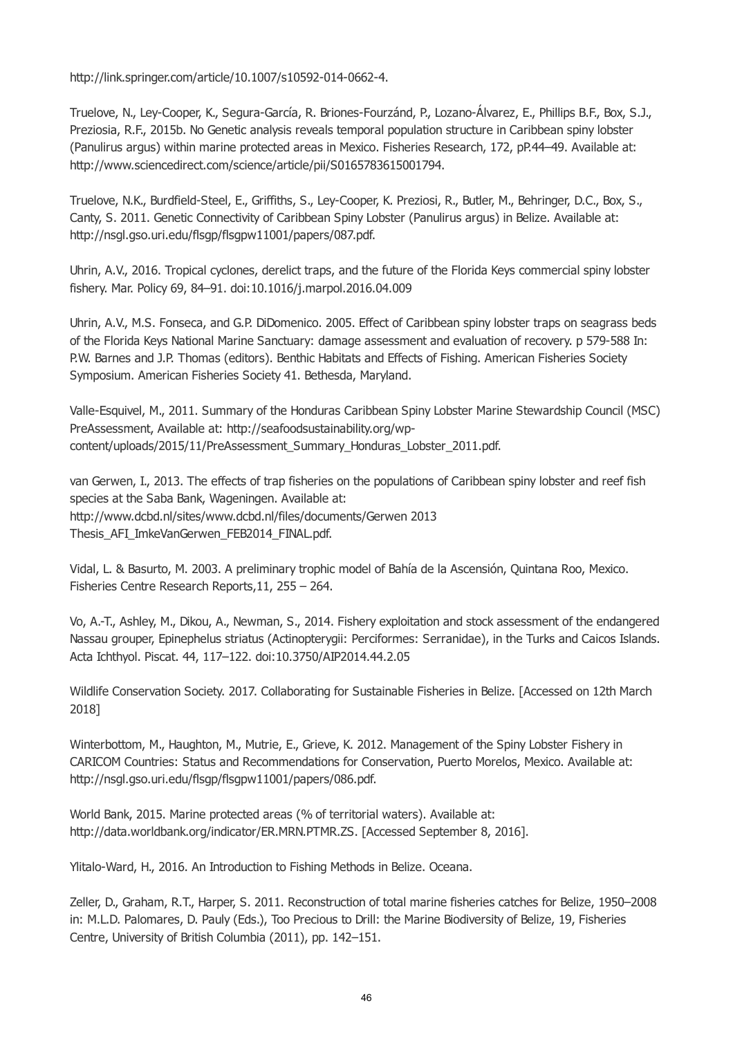http://link.springer.com/article/10.1007/s10592-014-0662-4.

Truelove, N., Ley-Cooper, K., Segura-García, R. Briones-Fourzánd, P., Lozano-Álvarez, E., Phillips B.F., Box, S.J., Preziosia, R.F., 2015b. No Genetic analysis reveals temporal population structure in Caribbean spiny lobster (Panulirus argus) within marine protected areas in Mexico. Fisheries Research, 172, pP.44–49. Available at: http://www.sciencedirect.com/science/article/pii/S0165783615001794.

Truelove, N.K., Burdfield-Steel, E., Griffiths, S., Ley-Cooper, K. Preziosi, R., Butler, M., Behringer, D.C., Box, S., Canty, S. 2011. Genetic Connectivity of Caribbean Spiny Lobster (Panulirus argus) in Belize. Available at: http://nsgl.gso.uri.edu/flsgp/flsgpw11001/papers/087.pdf.

Uhrin, A.V., 2016. Tropical cyclones, derelict traps, and the future of the Florida Keys commercial spiny lobster fishery. Mar. Policy 69, 84–91. doi:10.1016/j.marpol.2016.04.009

Uhrin, A.V., M.S. Fonseca, and G.P. DiDomenico. 2005. Effect of Caribbean spiny lobster traps on seagrass beds of the Florida Keys National Marine Sanctuary: damage assessment and evaluation of recovery. p 579-588 In: P.W. Barnes and J.P. Thomas (editors). Benthic Habitats and Effects of Fishing. American Fisheries Society Symposium. American Fisheries Society 41. Bethesda, Maryland.

Valle-Esquivel, M., 2011. Summary of the Honduras Caribbean Spiny Lobster Marine Stewardship Council (MSC) PreAssessment, Available at: http://seafoodsustainability.org/wp-content/uploads/2015/11/PreAssessment_Summary_Honduras_Lobster_2011.pdf.

van Gerwen, I., 2013. The effects of trap fisheries on the populations of Caribbean spiny lobster and reef fish species at the Saba Bank, Wageningen. Available at: http://www.dcbd.nl/sites/www.dcbd.nl/files/documents/Gerwen 2013 Thesis_AFI_ImkeVanGerwen_FEB2014_FINAL.pdf.

Vidal, L. & Basurto, M. 2003. A preliminary trophic model of Bahía de la Ascensión, Quintana Roo, Mexico. Fisheries Centre Research Reports,11, 255 – 264.

Vo, A.-T., Ashley, M., Dikou, A., Newman, S., 2014. Fishery exploitation and stock assessment of the endangered Nassau grouper, Epinephelus striatus (Actinopterygii: Perciformes: Serranidae), in the Turks and Caicos Islands. Acta Ichthyol. Piscat. 44, 117–122. doi:10.3750/AIP2014.44.2.05

Wildlife Conservation Society. 2017. Collaborating for Sustainable Fisheries in Belize. [Accessed on 12th March 2018]

Winterbottom, M., Haughton, M., Mutrie, E., Grieve, K. 2012. Management of the Spiny Lobster Fishery in CARICOM Countries: Status and Recommendations for Conservation, Puerto Morelos, Mexico. Available at: http://nsgl.gso.uri.edu/flsgp/flsgpw11001/papers/086.pdf.

World Bank, 2015. Marine protected areas (% of territorial waters). Available at: http://data.worldbank.org/indicator/ER.MRN.PTMR.ZS. [Accessed September 8, 2016].

Ylitalo-Ward, H., 2016. An Introduction to Fishing Methods in Belize. Oceana.

Zeller, D., Graham, R.T., Harper, S. 2011. Reconstruction of total marine fisheries catches for Belize, 1950–2008 in: M.L.D. Palomares, D. Pauly (Eds.), Too Precious to Drill: the Marine Biodiversity of Belize, 19, Fisheries Centre, University of British Columbia (2011), pp. 142–151.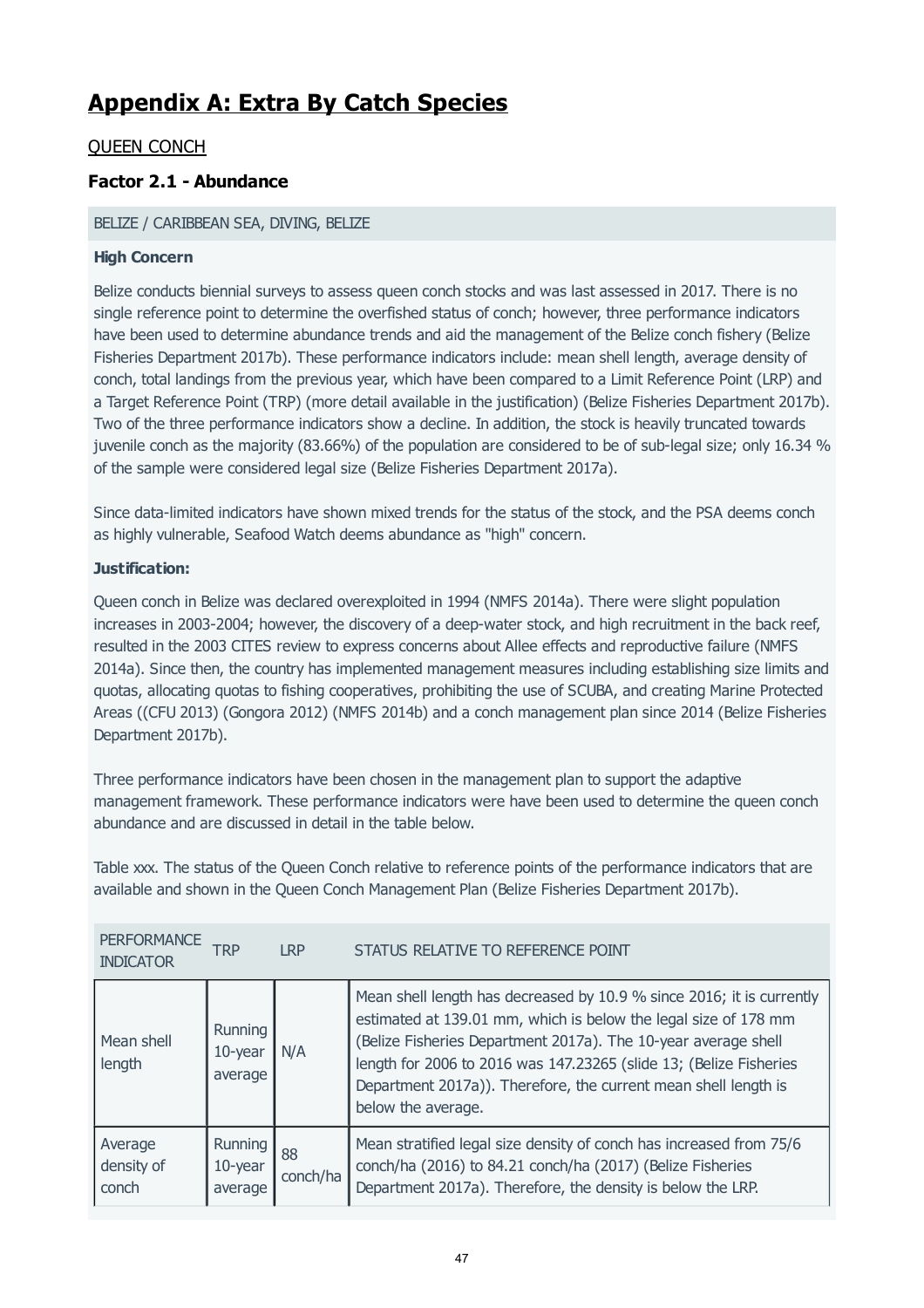# Appendix A: Extra By Catch Species

QUEEN CONCH

### Factor 2.1 - Abundance

BELIZE / CARIBBEAN SEA, DIVING, BELIZE

**High Concern**

Belize conducts biennial surveys to assess queen conch stocks and was last assessed in 2017. There is no single reference point to determine the overfished status of conch; however, three performance indicators have been used to determine abundance trends and aid the management of the Belize conch fishery (Belize Fisheries Department 2017b). These performance indicators include: mean shell length, average density of conch, total landings from the previous year, which have been compared to a Limit Reference Point (LRP) and a Target Reference Point (TRP) (more detail available in the justification) (Belize Fisheries Department 2017b). Two of the three performance indicators show a decline. In addition, the stock is heavily truncated towards juvenile conch as the majority (83.66%) of the population are considered to be of sub-legal size; only 16.34 % of the sample were considered legal size (Belize Fisheries Department 2017a).

Since data-limited indicators have shown mixed trends for the status of the stock, and the PSA deems conch as highly vulnerable, Seafood Watch deems abundance as "high" concern.

**Justification:**

Queen conch in Belize was declared overexploited in 1994 (NMFS 2014a). There were slight population increases in 2003-2004; however, the discovery of a deep-water stock, and high recruitment in the back reef, resulted in the 2003 CITES review to express concerns about Allee effects and reproductive failure (NMFS 2014a). Since then, the country has implemented management measures including establishing size limits and quotas, allocating quotas to fishing cooperatives, prohibiting the use of SCUBA, and creating Marine Protected Areas ((CFU 2013) (Gongora 2012) (NMFS 2014b) and a conch management plan since 2014 (Belize Fisheries Department 2017b).

Three performance indicators have been chosen in the management plan to support the adaptive management framework. These performance indicators were have been used to determine the queen conch abundance and are discussed in detail in the table below.

Table xxx. The status of the Queen Conch relative to reference points of the performance indicators that are available and shown in the Queen Conch Management Plan (Belize Fisheries Department 2017b).

| PERFORMANCE INDICATOR | TRP | LRP | STATUS RELATIVE TO REFERENCE POINT |
|---|---|---|---|
| Mean shell length | Running 10-year average | N/A | Mean shell length has decreased by 10.9 % since 2016; it is currently estimated at 139.01 mm, which is below the legal size of 178 mm (Belize Fisheries Department 2017a). The 10-year average shell length for 2006 to 2016 was 147.23265 (slide 13; (Belize Fisheries Department 2017a)). Therefore, the current mean shell length is below the average. |
| Average density of conch | Running 10-year average | 88 conch/ha | Mean stratified legal size density of conch has increased from 75/6 conch/ha (2016) to 84.21 conch/ha (2017) (Belize Fisheries Department 2017a). Therefore, the density is below the LRP. |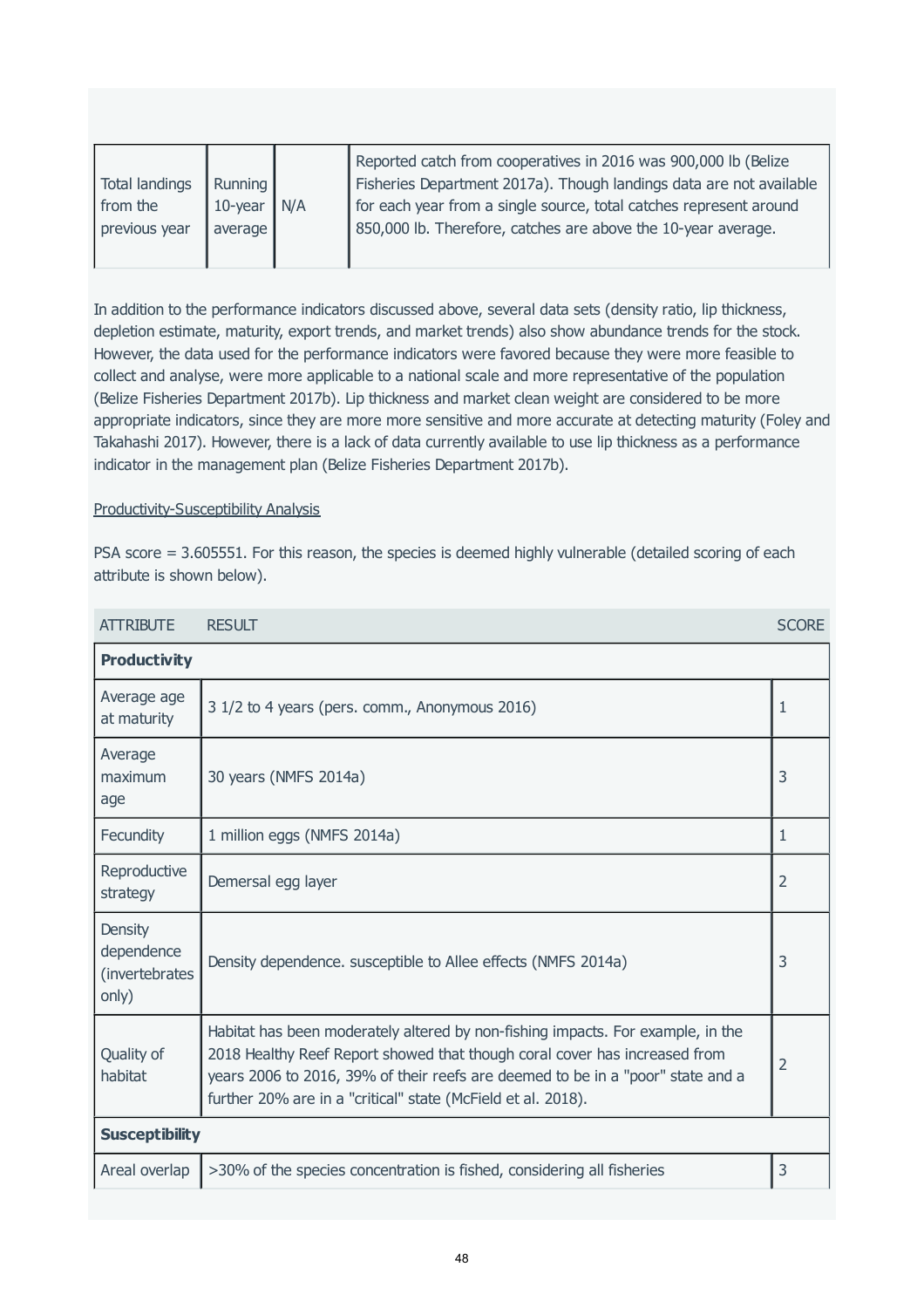| Total landings from the previous year | Running 10-year average | N/A | Reported catch from cooperatives in 2016 was 900,000 lb (Belize Fisheries Department 2017a). Though landings data are not available for each year from a single source, total catches represent around 850,000 lb. Therefore, catches are above the 10-year average. |
|---|---|---|---|

In addition to the performance indicators discussed above, several data sets (density ratio, lip thickness, depletion estimate, maturity, export trends, and market trends) also show abundance trends for the stock. However, the data used for the performance indicators were favored because they were more feasible to collect and analyse, were more applicable to a national scale and more representative of the population (Belize Fisheries Department 2017b). Lip thickness and market clean weight are considered to be more appropriate indicators, since they are more more sensitive and more accurate at detecting maturity (Foley and Takahashi 2017). However, there is a lack of data currently available to use lip thickness as a performance indicator in the management plan (Belize Fisheries Department 2017b).

Productivity-Susceptibility Analysis

PSA score = 3.605551. For this reason, the species is deemed highly vulnerable (detailed scoring of each attribute is shown below).

| ATTRIBUTE | RESULT | SCORE |
|---|---|---|
| **Productivity** | | |
| Average age at maturity | 3 1/2 to 4 years (pers. comm., Anonymous 2016) | 1 |
| Average maximum age | 30 years (NMFS 2014a) | 3 |
| Fecundity | 1 million eggs (NMFS 2014a) | 1 |
| Reproductive strategy | Demersal egg layer | 2 |
| Density dependence (invertebrates only) | Density dependence. susceptible to Allee effects (NMFS 2014a) | 3 |
| Quality of habitat | Habitat has been moderately altered by non-fishing impacts. For example, in the 2018 Healthy Reef Report showed that though coral cover has increased from years 2006 to 2016, 39% of their reefs are deemed to be in a "poor" state and a further 20% are in a "critical" state (McField et al. 2018). | 2 |
| **Susceptibility** | | |
| Areal overlap | >30% of the species concentration is fished, considering all fisheries | 3 |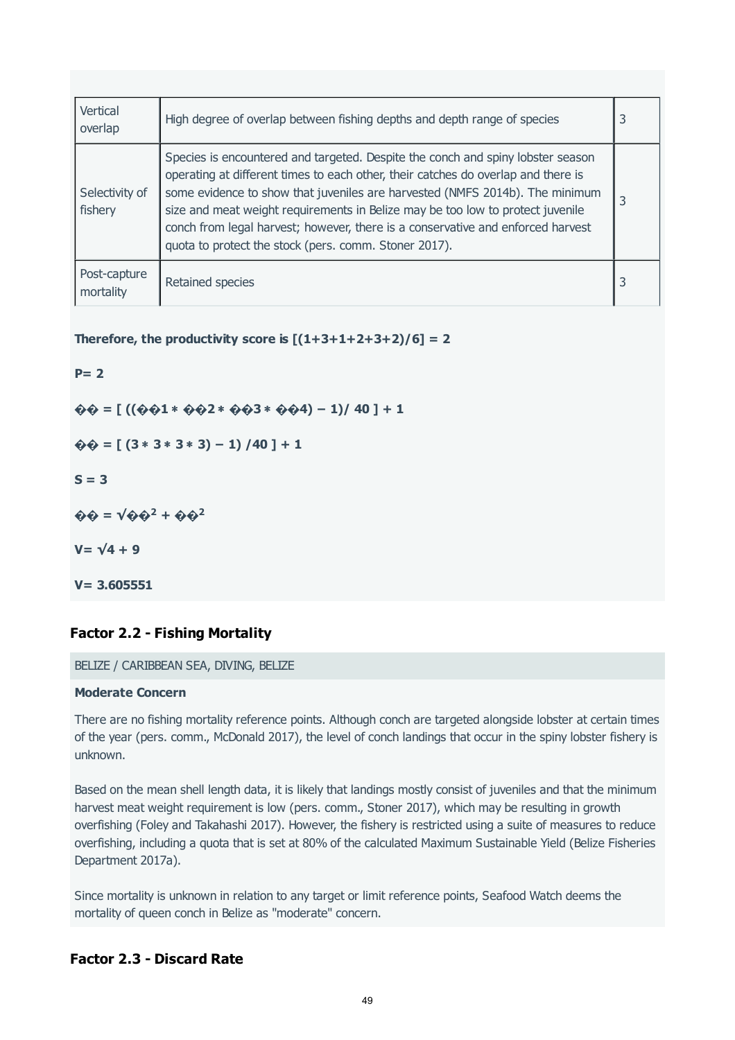| | | |
|---|---|---|
| Vertical overlap | High degree of overlap between fishing depths and depth range of species | 3 |
| Selectivity of fishery | Species is encountered and targeted. Despite the conch and spiny lobster season operating at different times to each other, their catches do overlap and there is some evidence to show that juveniles are harvested (NMFS 2014b). The minimum size and meat weight requirements in Belize may be too low to protect juvenile conch from legal harvest; however, there is a conservative and enforced harvest quota to protect the stock (pers. comm. Stoner 2017). | 3 |
| Post-capture mortality | Retained species | 3 |

**Therefore, the productivity score is [(1+3+1+2+3+2)/6] = 2**

**P= 2**

$$S = [((S1 * S2 * S3 * S4) - 1) / 40] + 1$$

$$S = [(3 * 3 * 3 * 3) - 1) / 40] + 1$$

**S = 3**

$$V = \sqrt{P^2 + S^2}$$

$$V = \sqrt{4 + 9}$$

**V= 3.605551**

## Factor 2.2 - Fishing Mortality

BELIZE / CARIBBEAN SEA, DIVING, BELIZE

**Moderate Concern**

There are no fishing mortality reference points. Although conch are targeted alongside lobster at certain times of the year (pers. comm., McDonald 2017), the level of conch landings that occur in the spiny lobster fishery is unknown.

Based on the mean shell length data, it is likely that landings mostly consist of juveniles and that the minimum harvest meat weight requirement is low (pers. comm., Stoner 2017), which may be resulting in growth overfishing (Foley and Takahashi 2017). However, the fishery is restricted using a suite of measures to reduce overfishing, including a quota that is set at 80% of the calculated Maximum Sustainable Yield (Belize Fisheries Department 2017a).

Since mortality is unknown in relation to any target or limit reference points, Seafood Watch deems the mortality of queen conch in Belize as "moderate" concern.

## Factor 2.3 - Discard Rate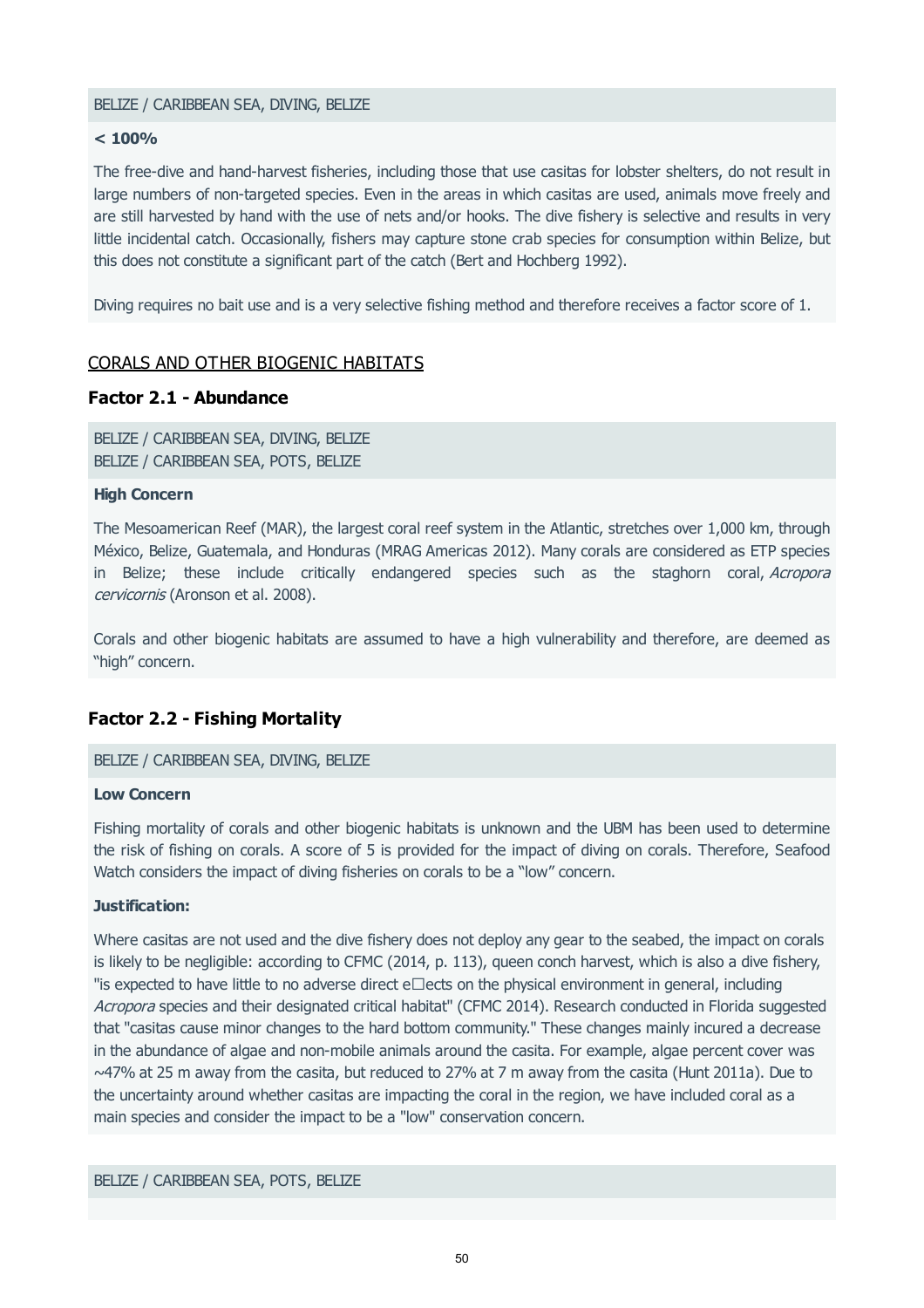BELIZE / CARIBBEAN SEA, DIVING, BELIZE

**< 100%**

The free-dive and hand-harvest fisheries, including those that use casitas for lobster shelters, do not result in large numbers of non-targeted species. Even in the areas in which casitas are used, animals move freely and are still harvested by hand with the use of nets and/or hooks. The dive fishery is selective and results in very little incidental catch. Occasionally, fishers may capture stone crab species for consumption within Belize, but this does not constitute a significant part of the catch (Bert and Hochberg 1992).

Diving requires no bait use and is a very selective fishing method and therefore receives a factor score of 1.

## CORALS AND OTHER BIOGENIC HABITATS

### Factor 2.1 - Abundance

BELIZE / CARIBBEAN SEA, DIVING, BELIZE
BELIZE / CARIBBEAN SEA, POTS, BELIZE

**High Concern**

The Mesoamerican Reef (MAR), the largest coral reef system in the Atlantic, stretches over 1,000 km, through México, Belize, Guatemala, and Honduras (MRAG Americas 2012). Many corals are considered as ETP species in Belize; these include critically endangered species such as the staghorn coral, *Acropora cervicornis* (Aronson et al. 2008).

Corals and other biogenic habitats are assumed to have a high vulnerability and therefore, are deemed as "high" concern.

### Factor 2.2 - Fishing Mortality

BELIZE / CARIBBEAN SEA, DIVING, BELIZE

**Low Concern**

Fishing mortality of corals and other biogenic habitats is unknown and the UBM has been used to determine the risk of fishing on corals. A score of 5 is provided for the impact of diving on corals. Therefore, Seafood Watch considers the impact of diving fisheries on corals to be a "low" concern.

**Justification:**

Where casitas are not used and the dive fishery does not deploy any gear to the seabed, the impact on corals is likely to be negligible: according to CFMC (2014, p. 113), queen conch harvest, which is also a dive fishery, "is expected to have little to no adverse direct e□ects on the physical environment in general, including *Acropora* species and their designated critical habitat" (CFMC 2014). Research conducted in Florida suggested that "casitas cause minor changes to the hard bottom community." These changes mainly incured a decrease in the abundance of algae and non-mobile animals around the casita. For example, algae percent cover was ~47% at 25 m away from the casita, but reduced to 27% at 7 m away from the casita (Hunt 2011a). Due to the uncertainty around whether casitas are impacting the coral in the region, we have included coral as a main species and consider the impact to be a "low" conservation concern.

BELIZE / CARIBBEAN SEA, POTS, BELIZE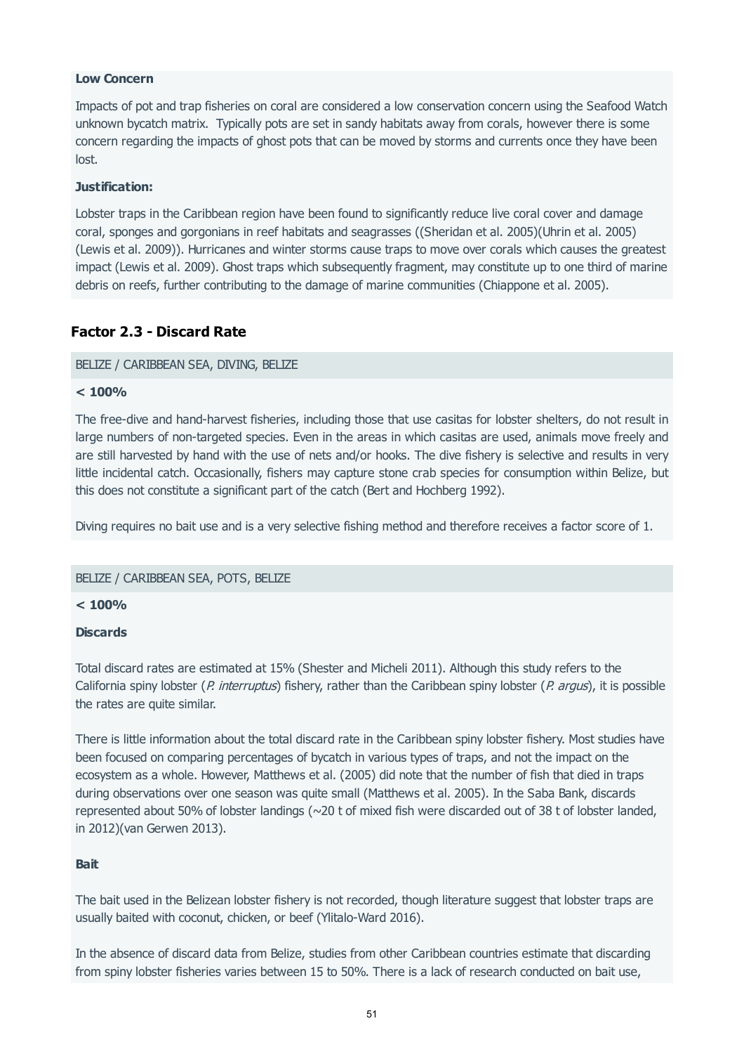**Low Concern**

Impacts of pot and trap fisheries on coral are considered a low conservation concern using the Seafood Watch unknown bycatch matrix. Typically pots are set in sandy habitats away from corals, however there is some concern regarding the impacts of ghost pots that can be moved by storms and currents once they have been lost.

**Justification:**

Lobster traps in the Caribbean region have been found to significantly reduce live coral cover and damage coral, sponges and gorgonians in reef habitats and seagrasses ((Sheridan et al. 2005)(Uhrin et al. 2005)(Lewis et al. 2009)). Hurricanes and winter storms cause traps to move over corals which causes the greatest impact (Lewis et al. 2009). Ghost traps which subsequently fragment, may constitute up to one third of marine debris on reefs, further contributing to the damage of marine communities (Chiappone et al. 2005).

## Factor 2.3 - Discard Rate

BELIZE / CARIBBEAN SEA, DIVING, BELIZE

**< 100%**

The free-dive and hand-harvest fisheries, including those that use casitas for lobster shelters, do not result in large numbers of non-targeted species. Even in the areas in which casitas are used, animals move freely and are still harvested by hand with the use of nets and/or hooks. The dive fishery is selective and results in very little incidental catch. Occasionally, fishers may capture stone crab species for consumption within Belize, but this does not constitute a significant part of the catch (Bert and Hochberg 1992).

Diving requires no bait use and is a very selective fishing method and therefore receives a factor score of 1.

BELIZE / CARIBBEAN SEA, POTS, BELIZE

**< 100%**

**Discards**

Total discard rates are estimated at 15% (Shester and Micheli 2011). Although this study refers to the California spiny lobster (*P. interruptus*) fishery, rather than the Caribbean spiny lobster (*P. argus*), it is possible the rates are quite similar.

There is little information about the total discard rate in the Caribbean spiny lobster fishery. Most studies have been focused on comparing percentages of bycatch in various types of traps, and not the impact on the ecosystem as a whole. However, Matthews et al. (2005) did note that the number of fish that died in traps during observations over one season was quite small (Matthews et al. 2005). In the Saba Bank, discards represented about 50% of lobster landings (~20 t of mixed fish were discarded out of 38 t of lobster landed, in 2012)(van Gerwen 2013).

**Bait**

The bait used in the Belizean lobster fishery is not recorded, though literature suggest that lobster traps are usually baited with coconut, chicken, or beef (Ylitalo-Ward 2016).

In the absence of discard data from Belize, studies from other Caribbean countries estimate that discarding from spiny lobster fisheries varies between 15 to 50%. There is a lack of research conducted on bait use,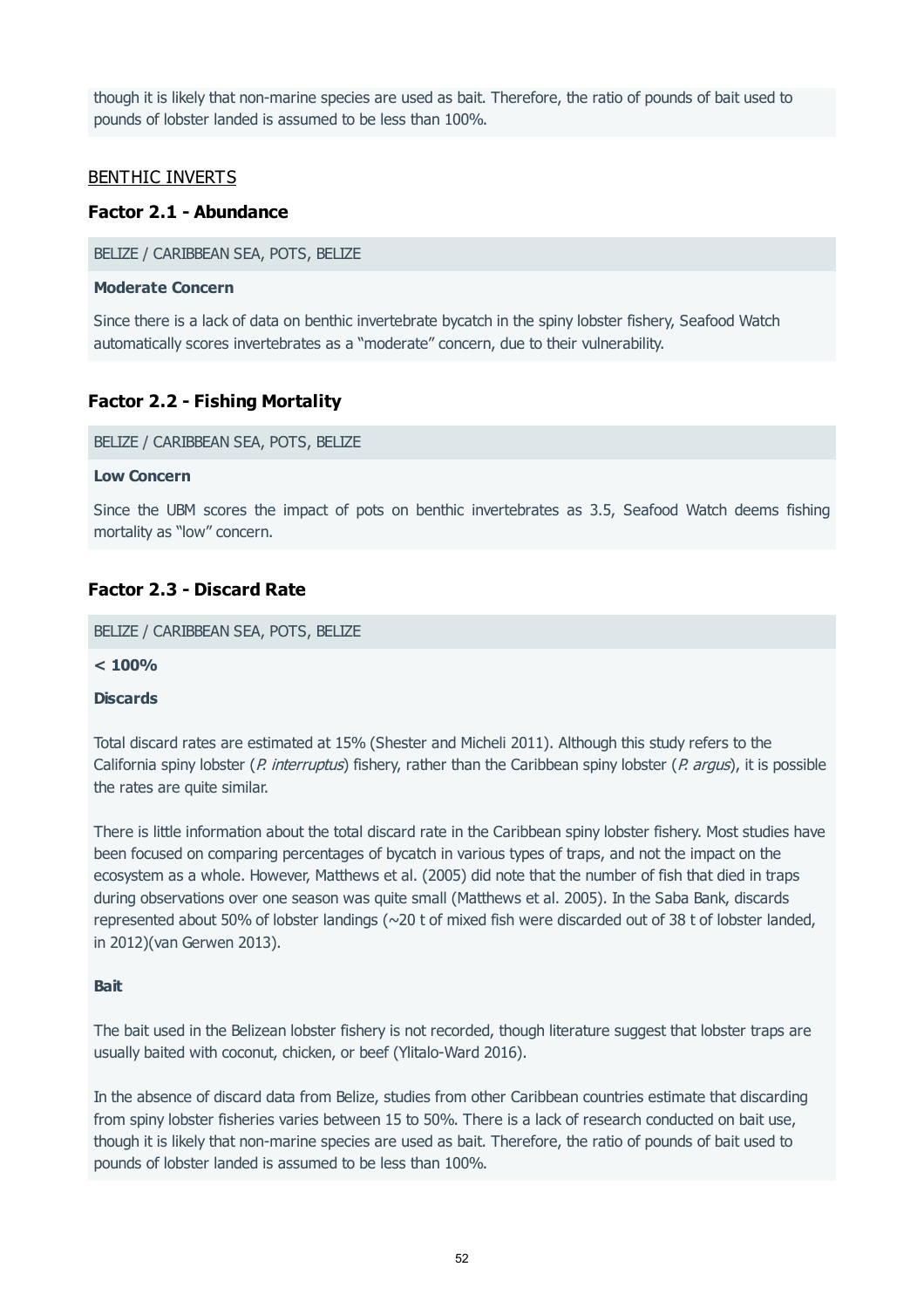though it is likely that non-marine species are used as bait. Therefore, the ratio of pounds of bait used to pounds of lobster landed is assumed to be less than 100%.

<u>BENTHIC INVERTS</u>

### Factor 2.1 - Abundance

BELIZE / CARIBBEAN SEA, POTS, BELIZE

**Moderate Concern**

Since there is a lack of data on benthic invertebrate bycatch in the spiny lobster fishery, Seafood Watch automatically scores invertebrates as a "moderate" concern, due to their vulnerability.

### Factor 2.2 - Fishing Mortality

BELIZE / CARIBBEAN SEA, POTS, BELIZE

**Low Concern**

Since the UBM scores the impact of pots on benthic invertebrates as 3.5, Seafood Watch deems fishing mortality as "low" concern.

### Factor 2.3 - Discard Rate

BELIZE / CARIBBEAN SEA, POTS, BELIZE

**< 100%**

**Discards**

Total discard rates are estimated at 15% (Shester and Micheli 2011). Although this study refers to the California spiny lobster (*P. interruptus*) fishery, rather than the Caribbean spiny lobster (*P. argus*), it is possible the rates are quite similar.

There is little information about the total discard rate in the Caribbean spiny lobster fishery. Most studies have been focused on comparing percentages of bycatch in various types of traps, and not the impact on the ecosystem as a whole. However, Matthews et al. (2005) did note that the number of fish that died in traps during observations over one season was quite small (Matthews et al. 2005). In the Saba Bank, discards represented about 50% of lobster landings (~20 t of mixed fish were discarded out of 38 t of lobster landed, in 2012)(van Gerwen 2013).

**Bait**

The bait used in the Belizean lobster fishery is not recorded, though literature suggest that lobster traps are usually baited with coconut, chicken, or beef (Ylitalo-Ward 2016).

In the absence of discard data from Belize, studies from other Caribbean countries estimate that discarding from spiny lobster fisheries varies between 15 to 50%. There is a lack of research conducted on bait use, though it is likely that non-marine species are used as bait. Therefore, the ratio of pounds of bait used to pounds of lobster landed is assumed to be less than 100%.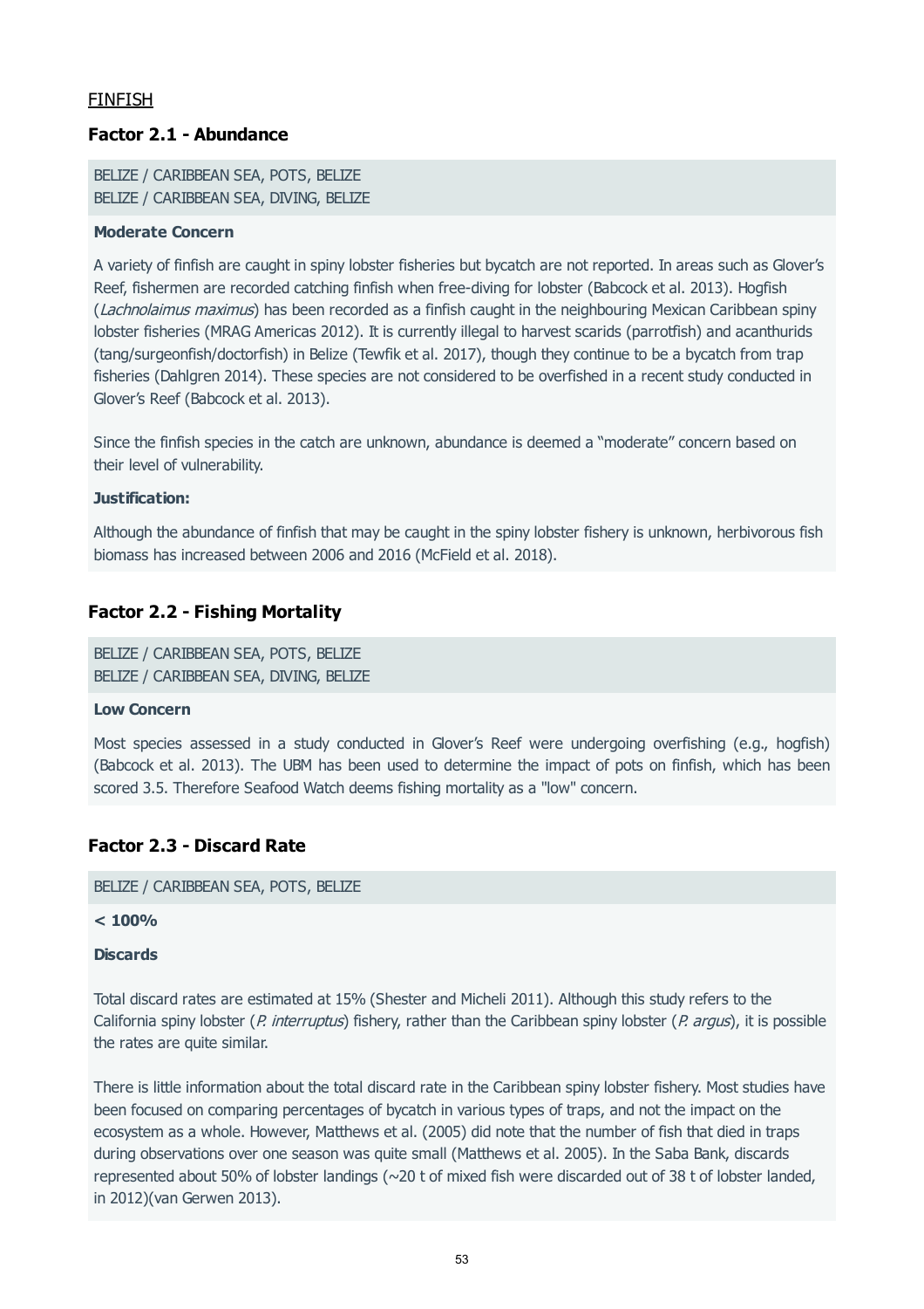FINFISH

### Factor 2.1 - Abundance

BELIZE / CARIBBEAN SEA, POTS, BELIZE
BELIZE / CARIBBEAN SEA, DIVING, BELIZE

**Moderate Concern**

A variety of finfish are caught in spiny lobster fisheries but bycatch are not reported. In areas such as Glover's Reef, fishermen are recorded catching finfish when free-diving for lobster (Babcock et al. 2013). Hogfish (*Lachnolaimus maximus*) has been recorded as a finfish caught in the neighbouring Mexican Caribbean spiny lobster fisheries (MRAG Americas 2012). It is currently illegal to harvest scarids (parrotfish) and acanthurids (tang/surgeonfish/doctorfish) in Belize (Tewfik et al. 2017), though they continue to be a bycatch from trap fisheries (Dahlgren 2014). These species are not considered to be overfished in a recent study conducted in Glover's Reef (Babcock et al. 2013).

Since the finfish species in the catch are unknown, abundance is deemed a "moderate" concern based on their level of vulnerability.

**Justification:**

Although the abundance of finfish that may be caught in the spiny lobster fishery is unknown, herbivorous fish biomass has increased between 2006 and 2016 (McField et al. 2018).

### Factor 2.2 - Fishing Mortality

BELIZE / CARIBBEAN SEA, POTS, BELIZE
BELIZE / CARIBBEAN SEA, DIVING, BELIZE

**Low Concern**

Most species assessed in a study conducted in Glover's Reef were undergoing overfishing (e.g., hogfish) (Babcock et al. 2013). The UBM has been used to determine the impact of pots on finfish, which has been scored 3.5. Therefore Seafood Watch deems fishing mortality as a "low" concern.

### Factor 2.3 - Discard Rate

BELIZE / CARIBBEAN SEA, POTS, BELIZE

**< 100%**

**Discards**

Total discard rates are estimated at 15% (Shester and Micheli 2011). Although this study refers to the California spiny lobster (*P. interruptus*) fishery, rather than the Caribbean spiny lobster (*P. argus*), it is possible the rates are quite similar.

There is little information about the total discard rate in the Caribbean spiny lobster fishery. Most studies have been focused on comparing percentages of bycatch in various types of traps, and not the impact on the ecosystem as a whole. However, Matthews et al. (2005) did note that the number of fish that died in traps during observations over one season was quite small (Matthews et al. 2005). In the Saba Bank, discards represented about 50% of lobster landings (~20 t of mixed fish were discarded out of 38 t of lobster landed, in 2012)(van Gerwen 2013).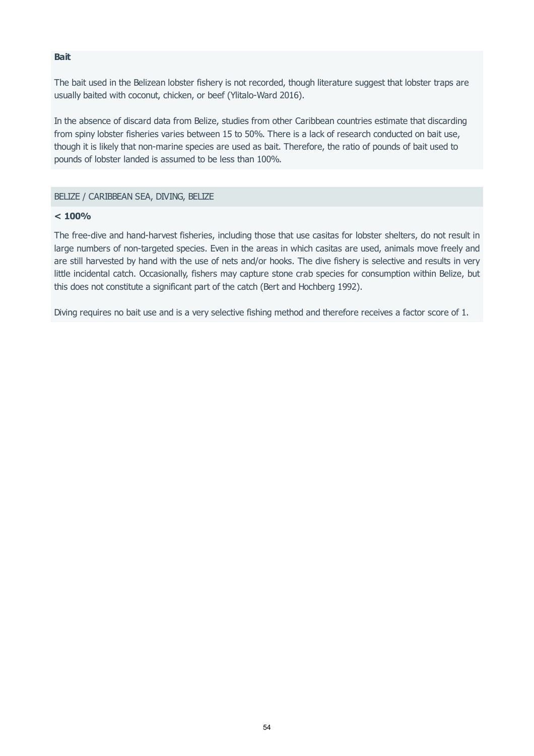**Bait**

The bait used in the Belizean lobster fishery is not recorded, though literature suggest that lobster traps are usually baited with coconut, chicken, or beef (Ylitalo-Ward 2016).

In the absence of discard data from Belize, studies from other Caribbean countries estimate that discarding from spiny lobster fisheries varies between 15 to 50%. There is a lack of research conducted on bait use, though it is likely that non-marine species are used as bait. Therefore, the ratio of pounds of bait used to pounds of lobster landed is assumed to be less than 100%.

BELIZE / CARIBBEAN SEA, DIVING, BELIZE

**< 100%**

The free-dive and hand-harvest fisheries, including those that use casitas for lobster shelters, do not result in large numbers of non-targeted species. Even in the areas in which casitas are used, animals move freely and are still harvested by hand with the use of nets and/or hooks. The dive fishery is selective and results in very little incidental catch. Occasionally, fishers may capture stone crab species for consumption within Belize, but this does not constitute a significant part of the catch (Bert and Hochberg 1992).

Diving requires no bait use and is a very selective fishing method and therefore receives a factor score of 1.